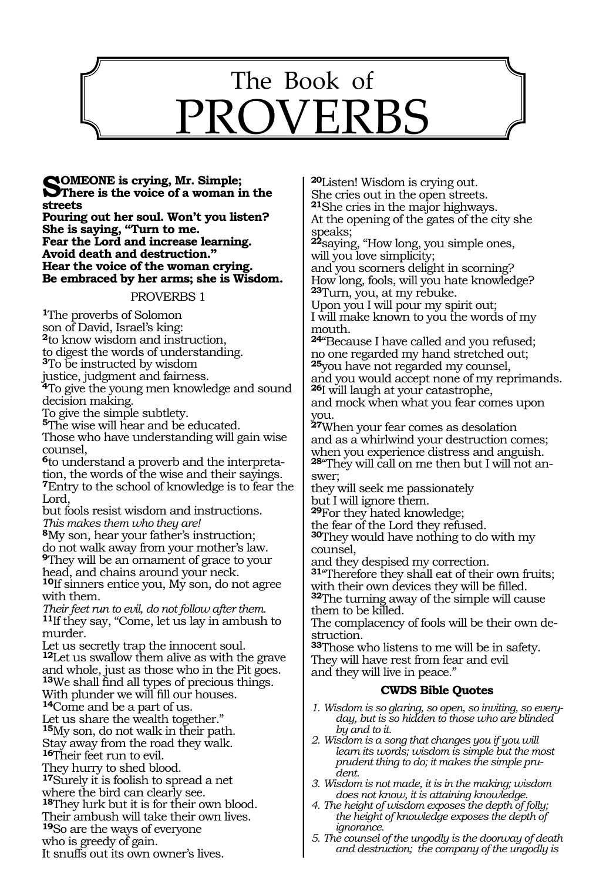# The Book of PROVERBS

**SOMEONE is crying, Mr. Simple;**
**There is the voice of a woman in the streets**
**Pouring out her soul. Won't you listen?**
**She is saying, "Turn to me.**
**Fear the Lord and increase learning.**
**Avoid death and destruction."**
**Hear the voice of the woman crying.**
**Be embraced by her arms; she is Wisdom.**

## PROVERBS 1

**1**The proverbs of Solomon
son of David, Israel's king:
**2**to know wisdom and instruction,
to digest the words of understanding.
**3**To be instructed by wisdom
justice, judgment and fairness.
**4**To give the young men knowledge and sound decision making.
To give the simple subtlety.
**5**The wise will hear and be educated.
Those who have understanding will gain wise counsel,
**6**to understand a proverb and the interpretation, the words of the wise and their sayings.
**7**Entry to the school of knowledge is to fear the Lord,
but fools resist wisdom and instructions.
*This makes them who they are!*
**8**My son, hear your father's instruction;
do not walk away from your mother's law.
**9**They will be an ornament of grace to your head, and chains around your neck.
**10**If sinners entice you, My son, do not agree with them.
*Their feet run to evil, do not follow after them.*
**11**If they say, "Come, let us lay in ambush to murder.
Let us secretly trap the innocent soul.
**12**Let us swallow them alive as with the grave and whole, just as those who in the Pit goes.
**13**We shall find all types of precious things.
With plunder we will fill our houses.
**14**Come and be a part of us.
Let us share the wealth together."
**15**My son, do not walk in their path.
Stay away from the road they walk.
**16**Their feet run to evil.
They hurry to shed blood.
**17**Surely it is foolish to spread a net
where the bird can clearly see.
**18**They lurk but it is for their own blood.
Their ambush will take their own lives.
**19**So are the ways of everyone
who is greedy of gain.
It snuffs out its own owner's lives.

**20**Listen! Wisdom is crying out.
She cries out in the open streets.
**21**She cries in the major highways.
At the opening of the gates of the city she speaks;
**22**saying, "How long, you simple ones,
will you love simplicity;
and you scorners delight in scorning?
How long, fools, will you hate knowledge?
**23**Turn, you, at my rebuke.
Upon you I will pour my spirit out;
I will make known to you the words of my mouth.
**24**"Because I have called and you refused;
no one regarded my hand stretched out;
**25**you have not regarded my counsel,
and you would accept none of my reprimands.
**26**I will laugh at your catastrophe,
and mock when what you fear comes upon you.
**27**When your fear comes as desolation
and as a whirlwind your destruction comes;
when you experience distress and anguish.
**28**"They will call on me then but I will not answer;
they will seek me passionately
but I will ignore them.
**29**For they hated knowledge;
the fear of the Lord they refused.
**30**They would have nothing to do with my counsel,
and they despised my correction.
**31**"Therefore they shall eat of their own fruits;
with their own devices they will be filled.
**32**The turning away of the simple will cause them to be killed.
The complacency of fools will be their own destruction.
**33**Those who listens to me will be in safety.
They will have rest from fear and evil
and they will live in peace."

### CWDS Bible Quotes

1. *Wisdom is so glaring, so open, so inviting, so everyday, but is so hidden to those who are blinded by and to it.*
2. *Wisdom is a song that changes you if you will learn its words; wisdom is simple but the most prudent thing to do; it makes the simple prudent.*
3. *Wisdom is not made, it is in the making; wisdom does not know, it is attaining knowledge.*
4. *The height of wisdom exposes the depth of folly; the height of knowledge exposes the depth of ignorance.*
5. *The counsel of the ungodly is the doorway of death and destruction; the company of the ungodly is*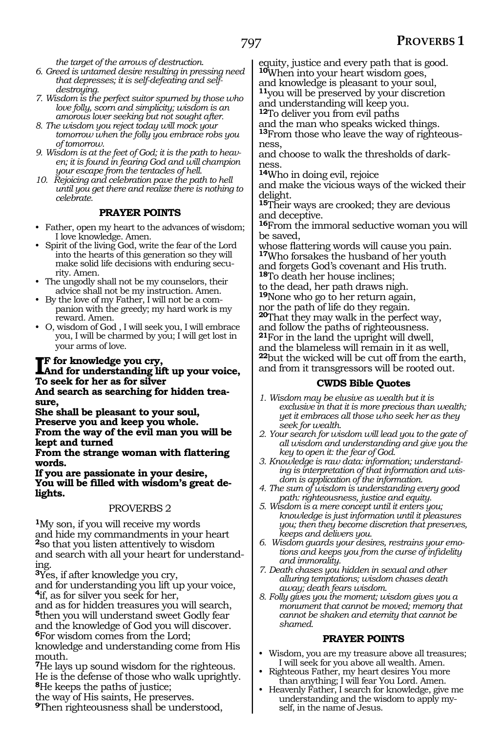*the target of the arrows of destruction.*

6. *Greed is untamed desire resulting in pressing need that depresses; it is self-defeating and self-destroying.*
7. *Wisdom is the perfect suitor spurned by those who love folly, scorn and simplicity; wisdom is an amorous lover seeking but not sought after.*
8. *The wisdom you reject today will mock your tomorrow when the folly you embrace robs you of tomorrow.*
9. *Wisdom is at the feet of God; it is the path to heaven; it is found in fearing God and will champion your escape from the tentacles of hell.*
10. *Rejoicing and celebration pave the path to hell until you get there and realize there is nothing to celebrate.*

### PRAYER POINTS

- Father, open my heart to the advances of wisdom; I love knowledge. Amen.
- Spirit of the living God, write the fear of the Lord into the hearts of this generation so they will make solid life decisions with enduring security. Amen.
- The ungodly shall not be my counselors, their advice shall not be my instruction. Amen.
- By the love of my Father, I will not be a companion with the greedy; my hard work is my reward. Amen.
- O, wisdom of God , I will seek you, I will embrace you, I will be charmed by you; I will get lost in your arms of love.

**IF for knowledge you cry,**
**And for understanding lift up your voice,**
**To seek for her as for silver**
**And search as searching for hidden treasure,**
**She shall be pleasant to your soul,**
**Preserve you and keep you whole.**
**From the way of the evil man you will be kept and turned**
**From the strange woman with flattering words.**
**If you are passionate in your desire,**
**You will be filled with wisdom's great delights.**

## PROVERBS 2

[1]My son, if you will receive my words
and hide my commandments in your heart
[2]so that you listen attentively to wisdom
and search with all your heart for understanding.
[3]Yes, if after knowledge you cry,
and for understanding you lift up your voice,
[4]if, as for silver you seek for her,
and as for hidden treasures you will search,
[5]then you will understand sweet Godly fear
and the knowledge of God you will discover.
[6]For wisdom comes from the Lord;
knowledge and understanding come from His mouth.
[7]He lays up sound wisdom for the righteous.
He is the defense of those who walk uprightly.
[8]He keeps the paths of justice;
the way of His saints, He preserves.
[9]Then righteousness shall be understood,
equity, justice and every path that is good.
[10]When into your heart wisdom goes,
and knowledge is pleasant to your soul,
[11]you will be preserved by your discretion
and understanding will keep you.
[12]To deliver you from evil paths
and the man who speaks wicked things.
[13]From those who leave the way of righteousness,
and choose to walk the thresholds of darkness.
[14]Who in doing evil, rejoice
and make the vicious ways of the wicked their delight.
[15]Their ways are crooked; they are devious and deceptive.
[16]From the immoral seductive woman you will be saved,
whose flattering words will cause you pain.
[17]Who forsakes the husband of her youth
and forgets God's covenant and His truth.
[18]To death her house inclines;
to the dead, her path draws nigh.
[19]None who go to her return again,
nor the path of life do they regain.
[20]That they may walk in the perfect way,
and follow the paths of righteousness.
[21]For in the land the upright will dwell,
and the blameless will remain in it as well,
[22]but the wicked will be cut off from the earth,
and from it transgressors will be rooted out.

### CWDS Bible Quotes

1. *Wisdom may be elusive as wealth but it is exclusive in that it is more precious than wealth; yet it embraces all those who seek her as they seek for wealth.*
2. *Your search for wisdom will lead you to the gate of all wisdom and understanding and give you the key to open it: the fear of God.*
3. *Knowledge is raw data: information; understanding is interpretation of that information and wisdom is application of the information.*
4. *The sum of wisdom is understanding every good path: righteousness, justice and equity.*
5. *Wisdom is a mere concept until it enters you; knowledge is just information until it pleasures you; then they become discretion that preserves, keeps and delivers you.*
6. *Wisdom guards your desires, restrains your emotions and keeps you from the curse of infidelity and immorality.*
7. *Death chases you hidden in sexual and other alluring temptations; wisdom chases death away; death fears wisdom.*
8. *Folly gives you the moment; wisdom gives you a monument that cannot be moved; memory that cannot be shaken and eternity that cannot be shamed.*

### PRAYER POINTS

- Wisdom, you are my treasure above all treasures; I will seek for you above all wealth. Amen.
- Righteous Father, my heart desires You more than anything; I will fear You Lord. Amen.
- Heavenly Father, I search for knowledge, give me understanding and the wisdom to apply myself, in the name of Jesus.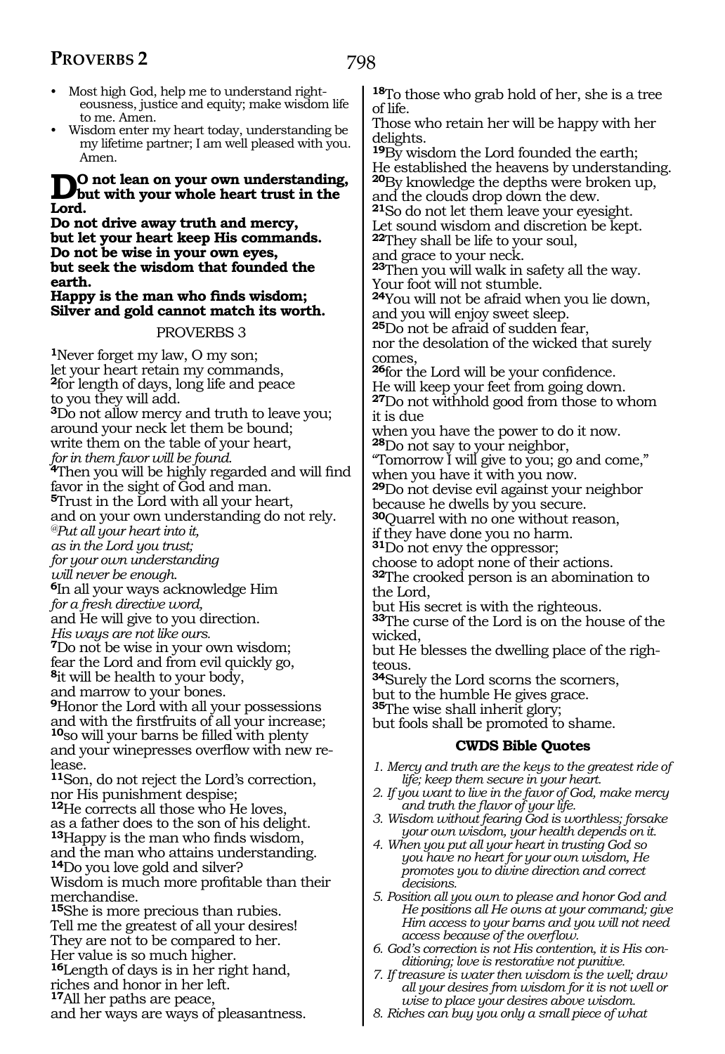- Most high God, help me to understand righteousness, justice and equity; make wisdom life to me. Amen.
- Wisdom enter my heart today, understanding be my lifetime partner; I am well pleased with you. Amen.

**Do not lean on your own understanding, but with your whole heart trust in the Lord.**
**Do not drive away truth and mercy, but let your heart keep His commands.**
**Do not be wise in your own eyes, but seek the wisdom that founded the earth.**
**Happy is the man who finds wisdom; Silver and gold cannot match its worth.**

## PROVERBS 3

**1**Never forget my law, O my son;
let your heart retain my commands,
**2**for length of days, long life and peace
to you they will add.
**3**Do not allow mercy and truth to leave you;
around your neck let them be bound;
write them on the table of your heart,
*for in them favor will be found.*
**4**Then you will be highly regarded and will find favor in the sight of God and man.
**5**Trust in the Lord with all your heart,
and on your own understanding do not rely.
*@Put all your heart into it,*
*as in the Lord you trust;*
*for your own understanding*
*will never be enough.*
**6**In all your ways acknowledge Him
*for a fresh directive word,*
and He will give to you direction.
*His ways are not like ours.*
**7**Do not be wise in your own wisdom;
fear the Lord and from evil quickly go,
**8**it will be health to your body,
and marrow to your bones.
**9**Honor the Lord with all your possessions
and with the firstfruits of all your increase;
**10**so will your barns be filled with plenty
and your winepresses overflow with new release.
**11**Son, do not reject the Lord's correction,
nor His punishment despise;
**12**He corrects all those who He loves,
as a father does to the son of his delight.
**13**Happy is the man who finds wisdom,
and the man who attains understanding.
**14**Do you love gold and silver?
Wisdom is much more profitable than their merchandise.
**15**She is more precious than rubies.
Tell me the greatest of all your desires!
They are not to be compared to her.
Her value is so much higher.
**16**Length of days is in her right hand,
riches and honor in her left.
**17**All her paths are peace,
and her ways are ways of pleasantness.
**18**To those who grab hold of her, she is a tree of life.
Those who retain her will be happy with her delights.
**19**By wisdom the Lord founded the earth;
He established the heavens by understanding.
**20**By knowledge the depths were broken up,
and the clouds drop down the dew.
**21**So do not let them leave your eyesight.
Let sound wisdom and discretion be kept.
**22**They shall be life to your soul,
and grace to your neck.
**23**Then you will walk in safety all the way.
Your foot will not stumble.
**24**You will not be afraid when you lie down,
and you will enjoy sweet sleep.
**25**Do not be afraid of sudden fear,
nor the desolation of the wicked that surely comes,
**26**for the Lord will be your confidence.
He will keep your feet from going down.
**27**Do not withhold good from those to whom it is due
when you have the power to do it now.
**28**Do not say to your neighbor,
"Tomorrow I will give to you; go and come,"
when you have it with you now.
**29**Do not devise evil against your neighbor
because he dwells by you secure.
**30**Quarrel with no one without reason,
if they have done you no harm.
**31**Do not envy the oppressor;
choose to adopt none of their actions.
**32**The crooked person is an abomination to the Lord,
but His secret is with the righteous.
**33**The curse of the Lord is on the house of the wicked,
but He blesses the dwelling place of the righteous.
**34**Surely the Lord scorns the scorners,
but to the humble He gives grace.
**35**The wise shall inherit glory;
but fools shall be promoted to shame.

### CWDS Bible Quotes

*1. Mercy and truth are the keys to the greatest ride of life; keep them secure in your heart.*
*2. If you want to live in the favor of God, make mercy and truth the flavor of your life.*
*3. Wisdom without fearing God is worthless; forsake your own wisdom, your health depends on it.*
*4. When you put all your heart in trusting God so you have no heart for your own wisdom, He promotes you to divine direction and correct decisions.*
*5. Position all you own to please and honor God and He positions all He owns at your command; give Him access to your barns and you will not need access because of the overflow.*
*6. God's correction is not His contention, it is His conditioning; love is restorative not punitive.*
*7. If treasure is water then wisdom is the well; draw all your desires from wisdom for it is not well or wise to place your desires above wisdom.*
*8. Riches can buy you only a small piece of what*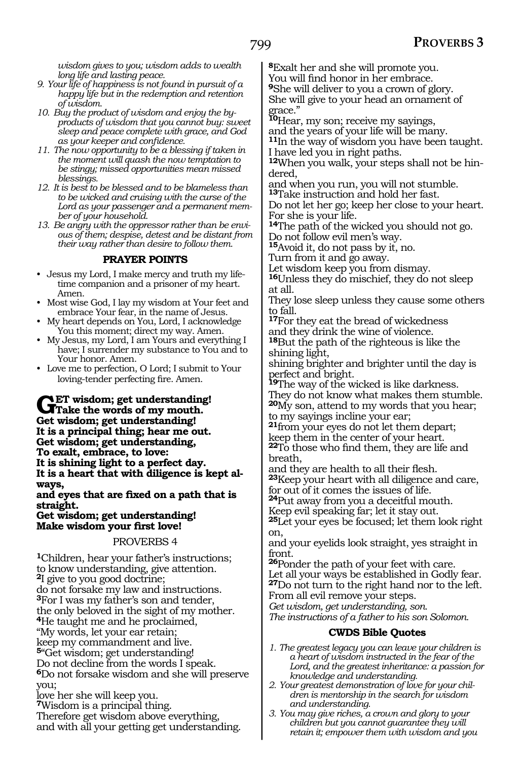*wisdom gives to you; wisdom adds to wealth long life and lasting peace.*

9. *Your life of happiness is not found in pursuit of a happy life but in the redemption and retention of wisdom.*
10. *Buy the product of wisdom and enjoy the by-products of wisdom that you cannot buy: sweet sleep and peace complete with grace, and God as your keeper and confidence.*
11. *The now opportunity to be a blessing if taken in the moment will quash the now temptation to be stingy; missed opportunities mean missed blessings.*
12. *It is best to be blessed and to be blameless than to be wicked and cruising with the curse of the Lord as your passenger and a permanent member of your household.*
13. *Be angry with the oppressor rather than be envious of them; despise, detest and be distant from their way rather than desire to follow them.*

### PRAYER POINTS

- Jesus my Lord, I make mercy and truth my lifetime companion and a prisoner of my heart. Amen.
- Most wise God, I lay my wisdom at Your feet and embrace Your fear, in the name of Jesus.
- My heart depends on You, Lord, I acknowledge You this moment; direct my way. Amen.
- My Jesus, my Lord, I am Yours and everything I have; I surrender my substance to You and to Your honor. Amen.
- Love me to perfection, O Lord; I submit to Your loving-tender perfecting fire. Amen.

**GET wisdom; get understanding!**
**Take the words of my mouth.**
**Get wisdom; get understanding!**
**It is a principal thing; hear me out.**
**Get wisdom; get understanding,**
**To exalt, embrace, to love:**
**It is shining light to a perfect day.**
**It is a heart that with diligence is kept always,**
**and eyes that are fixed on a path that is straight.**
**Get wisdom; get understanding!**
**Make wisdom your first love!**

## PROVERBS 4

**1**Children, hear your father's instructions;
to know understanding, give attention.
**2**I give to you good doctrine;
do not forsake my law and instructions.
**3**For I was my father's son and tender,
the only beloved in the sight of my mother.
**4**He taught me and he proclaimed,
"My words, let your ear retain;
keep my commandment and live.
**5**"Get wisdom; get understanding!
Do not decline from the words I speak.
**6**Do not forsake wisdom and she will preserve you;
love her she will keep you.
**7**Wisdom is a principal thing.
Therefore get wisdom above everything,
and with all your getting get understanding.
**8**Exalt her and she will promote you.
You will find honor in her embrace.
**9**She will deliver to you a crown of glory.
She will give to your head an ornament of grace."
**10**Hear, my son; receive my sayings,
and the years of your life will be many.
**11**In the way of wisdom you have been taught.
I have led you in right paths.
**12**When you walk, your steps shall not be hindered,
and when you run, you will not stumble.
**13**Take instruction and hold her fast.
Do not let her go; keep her close to your heart.
For she is your life.
**14**The path of the wicked you should not go.
Do not follow evil men's way.
**15**Avoid it, do not pass by it, no.
Turn from it and go away.
Let wisdom keep you from dismay.
**16**Unless they do mischief, they do not sleep at all.
They lose sleep unless they cause some others to fall.
**17**For they eat the bread of wickedness
and they drink the wine of violence.
**18**But the path of the righteous is like the shining light,
shining brighter and brighter until the day is perfect and bright.
**19**The way of the wicked is like darkness.
They do not know what makes them stumble.
**20**My son, attend to my words that you hear;
to my sayings incline your ear;
**21**from your eyes do not let them depart;
keep them in the center of your heart.
**22**To those who find them, they are life and breath,
and they are health to all their flesh.
**23**Keep your heart with all diligence and care,
for out of it comes the issues of life.
**24**Put away from you a deceitful mouth.
Keep evil speaking far; let it stay out.
**25**Let your eyes be focused; let them look right on,
and your eyelids look straight, yes straight in front.
**26**Ponder the path of your feet with care.
Let all your ways be established in Godly fear.
**27**Do not turn to the right hand nor to the left.
From all evil remove your steps.
*Get wisdom, get understanding, son.*
*The instructions of a father to his son Solomon.*

### CWDS Bible Quotes

1. *The greatest legacy you can leave your children is a heart of wisdom instructed in the fear of the Lord, and the greatest inheritance: a passion for knowledge and understanding.*
2. *Your greatest demonstration of love for your children is mentorship in the search for wisdom and understanding.*
3. *You may give riches, a crown and glory to your children but you cannot guarantee they will retain it; empower them with wisdom and you*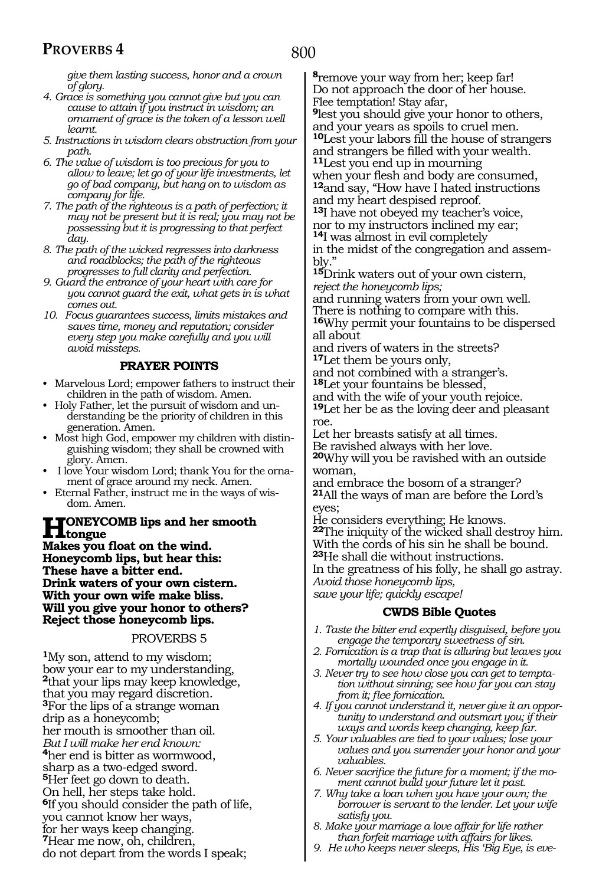*give them lasting success, honor and a crown of glory.*

4. *Grace is something you cannot give but you can cause to attain if you instruct in wisdom; an ornament of grace is the token of a lesson well learnt.*
5. *Instructions in wisdom clears obstruction from your path.*
6. *The value of wisdom is too precious for you to allow to leave; let go of your life investments, let go of bad company, but hang on to wisdom as company for life.*
7. *The path of the righteous is a path of perfection; it may not be present but it is real; you may not be possessing but it is progressing to that perfect day.*
8. *The path of the wicked regresses into darkness and roadblocks; the path of the righteous progresses to full clarity and perfection.*
9. *Guard the entrance of your heart with care for you cannot guard the exit, what gets in is what comes out.*
10. *Focus guarantees success, limits mistakes and saves time, money and reputation; consider every step you make carefully and you will avoid missteps.*

### PRAYER POINTS

- Marvelous Lord; empower fathers to instruct their children in the path of wisdom. Amen.
- Holy Father, let the pursuit of wisdom and understanding be the priority of children in this generation. Amen.
- Most high God, empower my children with distinguishing wisdom; they shall be crowned with glory. Amen.
- I love Your wisdom Lord; thank You for the ornament of grace around my neck. Amen.
- Eternal Father, instruct me in the ways of wisdom. Amen.

**HONEYCOMB lips and her smooth tongue**
**Makes you float on the wind.**
**Honeycomb lips, but hear this:**
**These have a bitter end.**
**Drink waters of your own cistern.**
**With your own wife make bliss.**
**Will you give your honor to others?**
**Reject those honeycomb lips.**

## PROVERBS 5

**1**My son, attend to my wisdom;
bow your ear to my understanding,
**2**that your lips may keep knowledge,
that you may regard discretion.
**3**For the lips of a strange woman
drip as a honeycomb;
her mouth is smoother than oil.
*But I will make her end known:*
**4**her end is bitter as wormwood,
sharp as a two-edged sword.
**5**Her feet go down to death.
On hell, her steps take hold.
**6**If you should consider the path of life,
you cannot know her ways,
for her ways keep changing.
**7**Hear me now, oh, children,
do not depart from the words I speak;
**8**remove your way from her; keep far!
Do not approach the door of her house.
Flee temptation! Stay afar,
**9**lest you should give your honor to others,
and your years as spoils to cruel men.
**10**Lest your labors fill the house of strangers
and strangers be filled with your wealth.
**11**Lest you end up in mourning
when your flesh and body are consumed,
**12**and say, "How have I hated instructions
and my heart despised reproof.
**13**I have not obeyed my teacher's voice,
nor to my instructors inclined my ear;
**14**I was almost in evil completely
in the midst of the congregation and assembly."
**15**Drink waters out of your own cistern,
*reject the honeycomb lips;*
and running waters from your own well.
There is nothing to compare with this.
**16**Why permit your fountains to be dispersed all about
and rivers of waters in the streets?
**17**Let them be yours only,
and not combined with a stranger's.
**18**Let your fountains be blessed,
and with the wife of your youth rejoice.
**19**Let her be as the loving deer and pleasant roe.
Let her breasts satisfy at all times.
Be ravished always with her love.
**20**Why will you be ravished with an outside woman,
and embrace the bosom of a stranger?
**21**All the ways of man are before the Lord's eyes;
He considers everything; He knows.
**22**The iniquity of the wicked shall destroy him.
With the cords of his sin he shall be bound.
**23**He shall die without instructions.
In the greatness of his folly, he shall go astray.
*Avoid those honeycomb lips,*
*save your life; quickly escape!*

### CWDS Bible Quotes

1. *Taste the bitter end expertly disguised, before you engage the temporary sweetness of sin.*
2. *Fornication is a trap that is alluring but leaves you mortally wounded once you engage in it.*
3. *Never try to see how close you can get to temptation without sinning; see how far you can stay from it; flee fornication.*
4. *If you cannot understand it, never give it an opportunity to understand and outsmart you; if their ways and words keep changing, keep far.*
5. *Your valuables are tied to your values; lose your values and you surrender your honor and your valuables.*
6. *Never sacrifice the future for a moment; if the moment cannot build your future let it past.*
7. *Why take a loan when you have your own; the borrower is servant to the lender. Let your wife satisfy you.*
8. *Make your marriage a love affair for life rather than forfeit marriage with affairs for likes.*
9. *He who keeps never sleeps, His 'Big Eye, is eve-*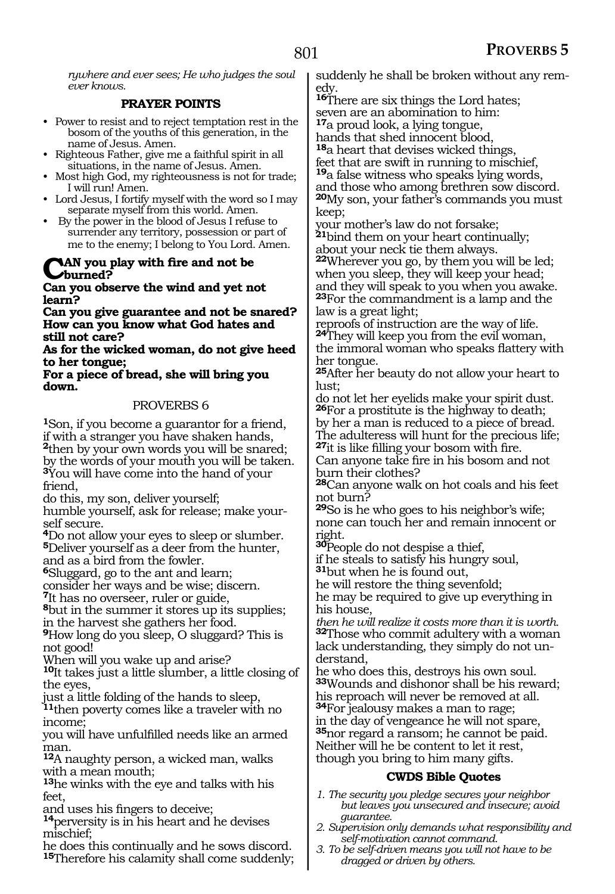*rywhere and ever sees; He who judges the soul ever knows.*

### PRAYER POINTS

- Power to resist and to reject temptation rest in the bosom of the youths of this generation, in the name of Jesus. Amen.
- Righteous Father, give me a faithful spirit in all situations, in the name of Jesus. Amen.
- Most high God, my righteousness is not for trade; I will run! Amen.
- Lord Jesus, I fortify myself with the word so I may separate myself from this world. Amen.
- By the power in the blood of Jesus I refuse to surrender any territory, possession or part of me to the enemy; I belong to You Lord. Amen.

**CAN you play with fire and not be burned?**
**Can you observe the wind and yet not learn?**
**Can you give guarantee and not be snared?**
**How can you know what God hates and still not care?**
**As for the wicked woman, do not give heed to her tongue;**
**For a piece of bread, she will bring you down.**

## PROVERBS 6

[1]Son, if you become a guarantor for a friend,
if with a stranger you have shaken hands,
[2]then by your own words you will be snared;
by the words of your mouth you will be taken.
[3]You will have come into the hand of your friend,
do this, my son, deliver yourself;
humble yourself, ask for release; make yourself secure.
[4]Do not allow your eyes to sleep or slumber.
[5]Deliver yourself as a deer from the hunter,
and as a bird from the fowler.
[6]Sluggard, go to the ant and learn;
consider her ways and be wise; discern.
[7]It has no overseer, ruler or guide,
[8]but in the summer it stores up its supplies;
in the harvest she gathers her food.
[9]How long do you sleep, O sluggard? This is not good!
When will you wake up and arise?
[10]It takes just a little slumber, a little closing of the eyes,
just a little folding of the hands to sleep,
[11]then poverty comes like a traveler with no income;
you will have unfulfilled needs like an armed man.
[12]A naughty person, a wicked man, walks with a mean mouth;
[13]he winks with the eye and talks with his feet,
and uses his fingers to deceive;
[14]perversity is in his heart and he devises mischief;
he does this continually and he sows discord.
[15]Therefore his calamity shall come suddenly;
suddenly he shall be broken without any remedy.
[16]There are six things the Lord hates;
seven are an abomination to him:
[17]a proud look, a lying tongue,
hands that shed innocent blood,
[18]a heart that devises wicked things,
feet that are swift in running to mischief,
[19]a false witness who speaks lying words,
and those who among brethren sow discord.
[20]My son, your father's commands you must keep;
your mother's law do not forsake;
[21]bind them on your heart continually;
about your neck tie them always.
[22]Wherever you go, by them you will be led;
when you sleep, they will keep your head;
and they will speak to you when you awake.
[23]For the commandment is a lamp and the law is a great light;
reproofs of instruction are the way of life.
[24]They will keep you from the evil woman,
the immoral woman who speaks flattery with her tongue.
[25]After her beauty do not allow your heart to lust;
do not let her eyelids make your spirit dust.
[26]For a prostitute is the highway to death;
by her a man is reduced to a piece of bread.
The adulteress will hunt for the precious life;
[27]it is like filling your bosom with fire.
Can anyone take fire in his bosom and not burn their clothes?
[28]Can anyone walk on hot coals and his feet not burn?
[29]So is he who goes to his neighbor's wife;
none can touch her and remain innocent or right.
[30]People do not despise a thief,
if he steals to satisfy his hungry soul,
[31]but when he is found out,
he will restore the thing sevenfold;
he may be required to give up everything in his house,
*then he will realize it costs more than it is worth.*
[32]Those who commit adultery with a woman lack understanding, they simply do not understand,
he who does this, destroys his own soul.
[33]Wounds and dishonor shall be his reward;
his reproach will never be removed at all.
[34]For jealousy makes a man to rage;
in the day of vengeance he will not spare,
[35]nor regard a ransom; he cannot be paid.
Neither will he be content to let it rest,
though you bring to him many gifts.

### CWDS Bible Quotes

1. *The security you pledge secures your neighbor but leaves you unsecured and insecure; avoid guarantee.*
2. *Supervision only demands what responsibility and self-motivation cannot command.*
3. *To be self-driven means you will not have to be dragged or driven by others.*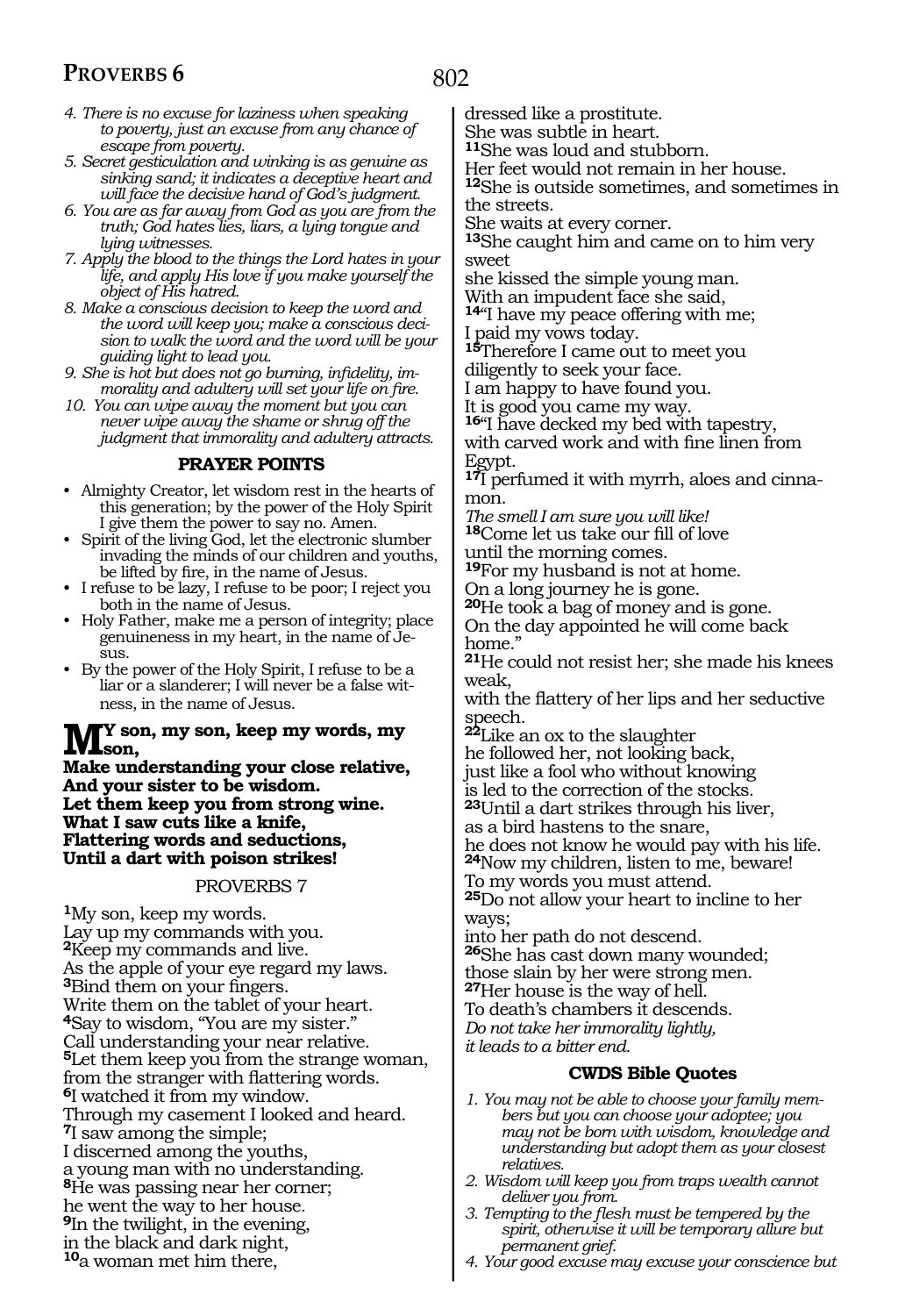*4. There is no excuse for laziness when speaking to poverty, just an excuse from any chance of escape from poverty.*

*5. Secret gesticulation and winking is as genuine as sinking sand; it indicates a deceptive heart and will face the decisive hand of God's judgment.*

*6. You are as far away from God as you are from the truth; God hates lies, liars, a lying tongue and lying witnesses.*

*7. Apply the blood to the things the Lord hates in your life, and apply His love if you make yourself the object of His hatred.*

*8. Make a conscious decision to keep the word and the word will keep you; make a conscious decision to walk the word and the word will be your guiding light to lead you.*

*9. She is hot but does not go burning, infidelity, immorality and adultery will set your life on fire.*

*10. You can wipe away the moment but you can never wipe away the shame or shrug off the judgment that immorality and adultery attracts.*

### PRAYER POINTS

- Almighty Creator, let wisdom rest in the hearts of this generation; by the power of the Holy Spirit I give them the power to say no. Amen.
- Spirit of the living God, let the electronic slumber invading the minds of our children and youths, be lifted by fire, in the name of Jesus.
- I refuse to be lazy, I refuse to be poor; I reject you both in the name of Jesus.
- Holy Father, make me a person of integrity; place genuineness in my heart, in the name of Jesus.
- By the power of the Holy Spirit, I refuse to be a liar or a slanderer; I will never be a false witness, in the name of Jesus.

**MY son, my son, keep my words, my son,**
**Make understanding your close relative,**
**And your sister to be wisdom.**
**Let them keep you from strong wine.**
**What I saw cuts like a knife,**
**Flattering words and seductions,**
**Until a dart with poison strikes!**

## PROVERBS 7

**1**My son, keep my words.
Lay up my commands with you.
**2**Keep my commands and live.
As the apple of your eye regard my laws.
**3**Bind them on your fingers.
Write them on the tablet of your heart.
**4**Say to wisdom, "You are my sister."
Call understanding your near relative.
**5**Let them keep you from the strange woman,
from the stranger with flattering words.
**6**I watched it from my window.
Through my casement I looked and heard.
**7**I saw among the simple;
I discerned among the youths,
a young man with no understanding.
**8**He was passing near her corner;
he went the way to her house.
**9**In the twilight, in the evening,
in the black and dark night,
**10**a woman met him there,
dressed like a prostitute.
She was subtle in heart.
**11**She was loud and stubborn.
Her feet would not remain in her house.
**12**She is outside sometimes, and sometimes in the streets.
She waits at every corner.
**13**She caught him and came on to him very sweet
she kissed the simple young man.
With an impudent face she said,
**14**"I have my peace offering with me;
I paid my vows today.
**15**Therefore I came out to meet you
diligently to seek your face.
I am happy to have found you.
It is good you came my way.
**16**"I have decked my bed with tapestry,
with carved work and with fine linen from Egypt.
**17**I perfumed it with myrrh, aloes and cinnamon.
*The smell I am sure you will like!*
**18**Come let us take our fill of love
until the morning comes.
**19**For my husband is not at home.
On a long journey he is gone.
**20**He took a bag of money and is gone.
On the day appointed he will come back home."
**21**He could not resist her; she made his knees weak,
with the flattery of her lips and her seductive speech.
**22**Like an ox to the slaughter
he followed her, not looking back,
just like a fool who without knowing
is led to the correction of the stocks.
**23**Until a dart strikes through his liver,
as a bird hastens to the snare,
he does not know he would pay with his life.
**24**Now my children, listen to me, beware!
To my words you must attend.
**25**Do not allow your heart to incline to her ways;
into her path do not descend.
**26**She has cast down many wounded;
those slain by her were strong men.
**27**Her house is the way of hell.
To death's chambers it descends.
*Do not take her immorality lightly,*
*it leads to a bitter end.*

### CWDS Bible Quotes

*1. You may not be able to choose your family members but you can choose your adoptee; you may not be born with wisdom, knowledge and understanding but adopt them as your closest relatives.*

*2. Wisdom will keep you from traps wealth cannot deliver you from.*

*3. Tempting to the flesh must be tempered by the spirit, otherwise it will be temporary allure but permanent grief.*

*4. Your good excuse may excuse your conscience but*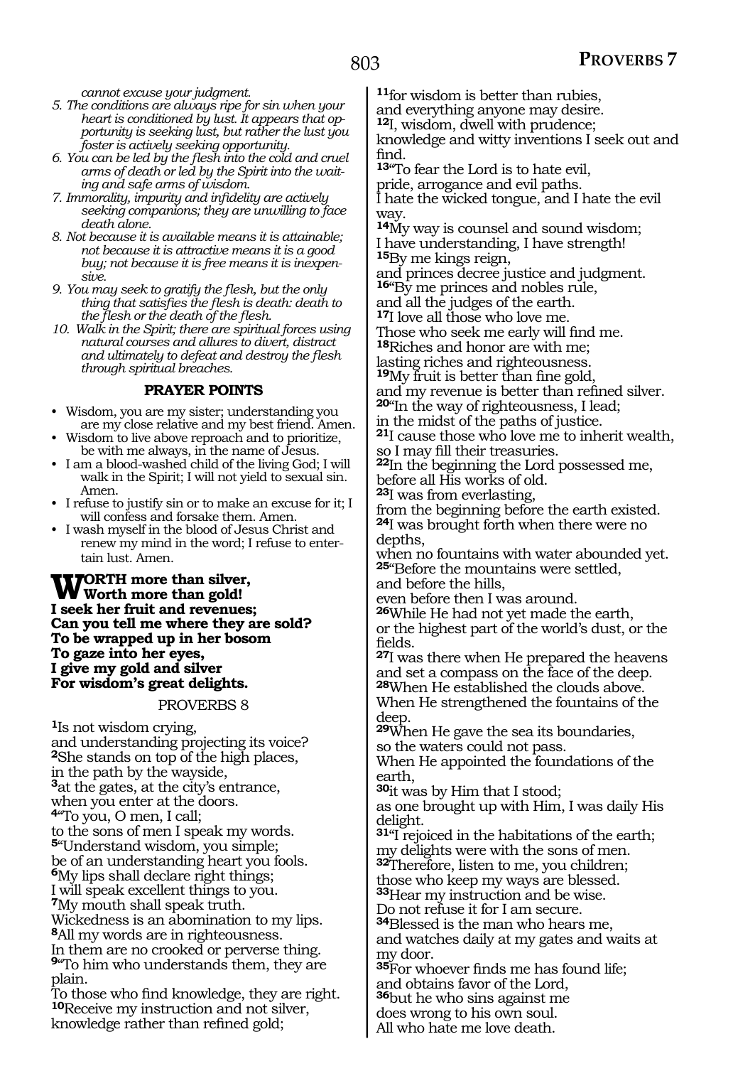*cannot excuse your judgment.*

5. *The conditions are always ripe for sin when your heart is conditioned by lust. It appears that opportunity is seeking lust, but rather the lust you foster is actively seeking opportunity.*
6. *You can be led by the flesh into the cold and cruel arms of death or led by the Spirit into the waiting and safe arms of wisdom.*
7. *Immorality, impurity and infidelity are actively seeking companions; they are unwilling to face death alone.*
8. *Not because it is available means it is attainable; not because it is attractive means it is a good buy; not because it is free means it is inexpensive.*
9. *You may seek to gratify the flesh, but the only thing that satisfies the flesh is death: death to the flesh or the death of the flesh.*
10. *Walk in the Spirit; there are spiritual forces using natural courses and allures to divert, distract and ultimately to defeat and destroy the flesh through spiritual breaches.*

### PRAYER POINTS

- Wisdom, you are my sister; understanding you are my close relative and my best friend. Amen.
- Wisdom to live above reproach and to prioritize, be with me always, in the name of Jesus.
- I am a blood-washed child of the living God; I will walk in the Spirit; I will not yield to sexual sin. Amen.
- I refuse to justify sin or to make an excuse for it; I will confess and forsake them. Amen.
- I wash myself in the blood of Jesus Christ and renew my mind in the word; I refuse to entertain lust. Amen.

**WORTH more than silver,**
**Worth more than gold!**
**I seek her fruit and revenues;**
**Can you tell me where they are sold?**
**To be wrapped up in her bosom**
**To gaze into her eyes,**
**I give my gold and silver**
**For wisdom's great delights.**

## PROVERBS 8

[1]Is not wisdom crying,
and understanding projecting its voice?
[2]She stands on top of the high places,
in the path by the wayside,
[3]at the gates, at the city's entrance,
when you enter at the doors.
[4]"To you, O men, I call;
to the sons of men I speak my words.
[5]"Understand wisdom, you simple;
be of an understanding heart you fools.
[6]My lips shall declare right things;
I will speak excellent things to you.
[7]My mouth shall speak truth.
Wickedness is an abomination to my lips.
[8]All my words are in righteousness.
In them are no crooked or perverse thing.
[9]"To him who understands them, they are plain.
To those who find knowledge, they are right.
[10]Receive my instruction and not silver,
knowledge rather than refined gold;
[11]for wisdom is better than rubies,
and everything anyone may desire.
[12]I, wisdom, dwell with prudence;
knowledge and witty inventions I seek out and find.
[13]"To fear the Lord is to hate evil,
pride, arrogance and evil paths.
I hate the wicked tongue, and I hate the evil way.
[14]My way is counsel and sound wisdom;
I have understanding, I have strength!
[15]By me kings reign,
and princes decree justice and judgment.
[16]"By me princes and nobles rule,
and all the judges of the earth.
[17]I love all those who love me.
Those who seek me early will find me.
[18]Riches and honor are with me;
lasting riches and righteousness.
[19]My fruit is better than fine gold,
and my revenue is better than refined silver.
[20]"In the way of righteousness, I lead;
in the midst of the paths of justice.
[21]I cause those who love me to inherit wealth,
so I may fill their treasuries.
[22]In the beginning the Lord possessed me,
before all His works of old.
[23]I was from everlasting,
from the beginning before the earth existed.
[24]I was brought forth when there were no depths,
when no fountains with water abounded yet.
[25]"Before the mountains were settled,
and before the hills,
even before then I was around.
[26]While He had not yet made the earth,
or the highest part of the world's dust, or the fields.
[27]I was there when He prepared the heavens
and set a compass on the face of the deep.
[28]When He established the clouds above.
When He strengthened the fountains of the deep.
[29]When He gave the sea its boundaries,
so the waters could not pass.
When He appointed the foundations of the earth,
[30]it was by Him that I stood;
as one brought up with Him, I was daily His delight.
[31]"I rejoiced in the habitations of the earth;
my delights were with the sons of men.
[32]Therefore, listen to me, you children;
those who keep my ways are blessed.
[33]Hear my instruction and be wise.
Do not refuse it for I am secure.
[34]Blessed is the man who hears me,
and watches daily at my gates and waits at my door.
[35]For whoever finds me has found life;
and obtains favor of the Lord,
[36]but he who sins against me
does wrong to his own soul.
All who hate me love death.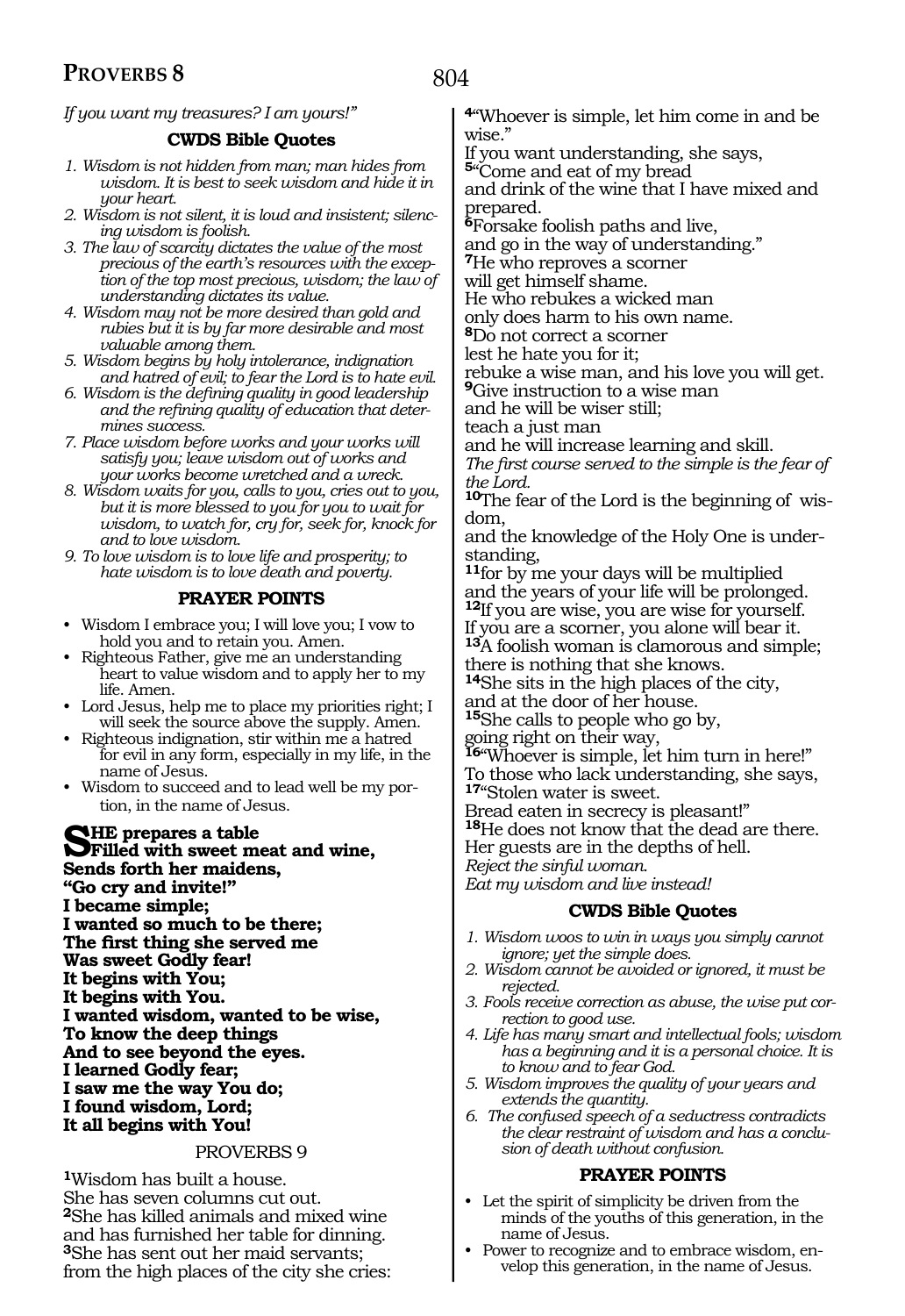*If you want my treasures? I am yours!"*

### CWDS Bible Quotes

1. *Wisdom is not hidden from man; man hides from wisdom. It is best to seek wisdom and hide it in your heart.*
2. *Wisdom is not silent, it is loud and insistent; silencing wisdom is foolish.*
3. *The law of scarcity dictates the value of the most precious of the earth's resources with the exception of the top most precious, wisdom; the law of understanding dictates its value.*
4. *Wisdom may not be more desired than gold and rubies but it is by far more desirable and most valuable among them.*
5. *Wisdom begins by holy intolerance, indignation and hatred of evil; to fear the Lord is to hate evil.*
6. *Wisdom is the defining quality in good leadership and the refining quality of education that determines success.*
7. *Place wisdom before works and your works will satisfy you; leave wisdom out of works and your works become wretched and a wreck.*
8. *Wisdom waits for you, calls to you, cries out to you, but it is more blessed to you for you to wait for wisdom, to watch for, cry for, seek for, knock for and to love wisdom.*
9. *To love wisdom is to love life and prosperity; to hate wisdom is to love death and poverty.*

### PRAYER POINTS

- Wisdom I embrace you; I will love you; I vow to hold you and to retain you. Amen.
- Righteous Father, give me an understanding heart to value wisdom and to apply her to my life. Amen.
- Lord Jesus, help me to place my priorities right; I will seek the source above the supply. Amen.
- Righteous indignation, stir within me a hatred for evil in any form, especially in my life, in the name of Jesus.
- Wisdom to succeed and to lead well be my portion, in the name of Jesus.

**SHE prepares a table**
**Filled with sweet meat and wine,**
**Sends forth her maidens,**
**"Go cry and invite!"**
**I became simple;**
**I wanted so much to be there;**
**The first thing she served me**
**Was sweet Godly fear!**
**It begins with You;**
**It begins with You.**
**I wanted wisdom, wanted to be wise,**
**To know the deep things**
**And to see beyond the eyes.**
**I learned Godly fear;**
**I saw me the way You do;**
**I found wisdom, Lord;**
**It all begins with You!**

## PROVERBS 9

[1]Wisdom has built a house.
She has seven columns cut out.
[2]She has killed animals and mixed wine
and has furnished her table for dinning.
[3]She has sent out her maid servants;
from the high places of the city she cries:
[4]"Whoever is simple, let him come in and be wise."
If you want understanding, she says,
[5]"Come and eat of my bread
and drink of the wine that I have mixed and prepared.
[6]Forsake foolish paths and live,
and go in the way of understanding."
[7]He who reproves a scorner
will get himself shame.
He who rebukes a wicked man
only does harm to his own name.
[8]Do not correct a scorner
lest he hate you for it;
rebuke a wise man, and his love you will get.
[9]Give instruction to a wise man
and he will be wiser still;
teach a just man
and he will increase learning and skill.
*The first course served to the simple is the fear of the Lord.*
[10]The fear of the Lord is the beginning of wisdom,
and the knowledge of the Holy One is understanding,
[11]for by me your days will be multiplied
and the years of your life will be prolonged.
[12]If you are wise, you are wise for yourself.
If you are a scorner, you alone will bear it.
[13]A foolish woman is clamorous and simple;
there is nothing that she knows.
[14]She sits in the high places of the city,
and at the door of her house.
[15]She calls to people who go by,
going right on their way,
[16]"Whoever is simple, let him turn in here!"
To those who lack understanding, she says,
[17]"Stolen water is sweet.
Bread eaten in secrecy is pleasant!"
[18]He does not know that the dead are there.
Her guests are in the depths of hell.
*Reject the sinful woman.*
*Eat my wisdom and live instead!*

### CWDS Bible Quotes

1. *Wisdom woos to win in ways you simply cannot ignore; yet the simple does.*
2. *Wisdom cannot be avoided or ignored, it must be rejected.*
3. *Fools receive correction as abuse, the wise put correction to good use.*
4. *Life has many smart and intellectual fools; wisdom has a beginning and it is a personal choice. It is to know and to fear God.*
5. *Wisdom improves the quality of your years and extends the quantity.*
6. *The confused speech of a seductress contradicts the clear restraint of wisdom and has a conclusion of death without confusion.*

### PRAYER POINTS

- Let the spirit of simplicity be driven from the minds of the youths of this generation, in the name of Jesus.
- Power to recognize and to embrace wisdom, envelop this generation, in the name of Jesus.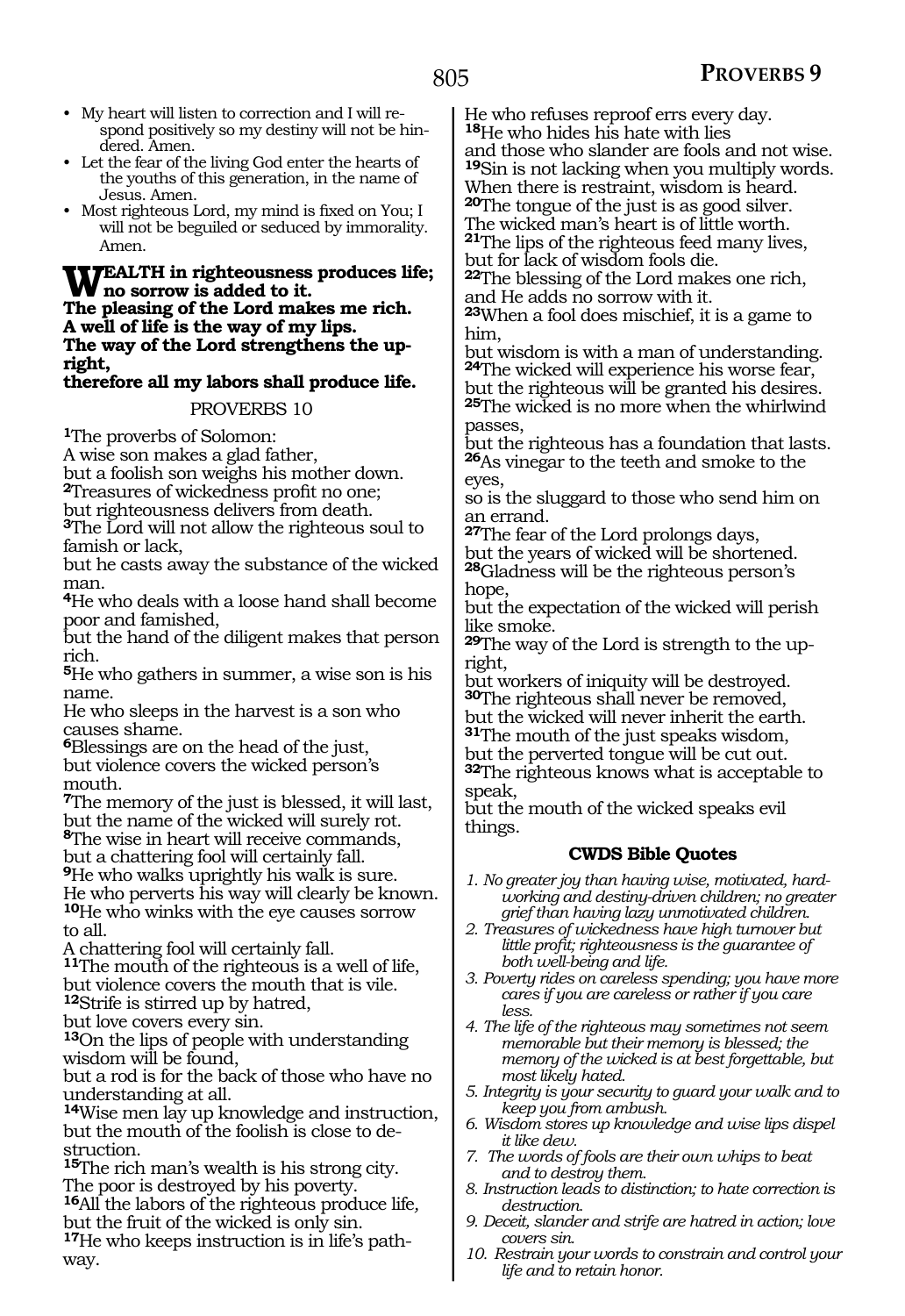- My heart will listen to correction and I will respond positively so my destiny will not be hindered. Amen.
- Let the fear of the living God enter the hearts of the youths of this generation, in the name of Jesus. Amen.
- Most righteous Lord, my mind is fixed on You; I will not be beguiled or seduced by immorality. Amen.

**WEALTH in righteousness produces life; no sorrow is added to it.**
**The pleasing of the Lord makes me rich.**
**A well of life is the way of my lips.**
**The way of the Lord strengthens the upright,**
**therefore all my labors shall produce life.**

## PROVERBS 10

[1]The proverbs of Solomon:
A wise son makes a glad father,
but a foolish son weighs his mother down.
[2]Treasures of wickedness profit no one;
but righteousness delivers from death.
[3]The Lord will not allow the righteous soul to famish or lack,
but he casts away the substance of the wicked man.
[4]He who deals with a loose hand shall become poor and famished,
but the hand of the diligent makes that person rich.
[5]He who gathers in summer, a wise son is his name.
He who sleeps in the harvest is a son who causes shame.
[6]Blessings are on the head of the just,
but violence covers the wicked person's mouth.
[7]The memory of the just is blessed, it will last,
but the name of the wicked will surely rot.
[8]The wise in heart will receive commands,
but a chattering fool will certainly fall.
[9]He who walks uprightly his walk is sure.
He who perverts his way will clearly be known.
[10]He who winks with the eye causes sorrow to all.
A chattering fool will certainly fall.
[11]The mouth of the righteous is a well of life,
but violence covers the mouth that is vile.
[12]Strife is stirred up by hatred,
but love covers every sin.
[13]On the lips of people with understanding wisdom will be found,
but a rod is for the back of those who have no understanding at all.
[14]Wise men lay up knowledge and instruction,
but the mouth of the foolish is close to destruction.
[15]The rich man's wealth is his strong city.
The poor is destroyed by his poverty.
[16]All the labors of the righteous produce life,
but the fruit of the wicked is only sin.
[17]He who keeps instruction is in life's pathway.
He who refuses reproof errs every day.
[18]He who hides his hate with lies
and those who slander are fools and not wise.
[19]Sin is not lacking when you multiply words.
When there is restraint, wisdom is heard.
[20]The tongue of the just is as good silver.
The wicked man's heart is of little worth.
[21]The lips of the righteous feed many lives,
but for lack of wisdom fools die.
[22]The blessing of the Lord makes one rich,
and He adds no sorrow with it.
[23]When a fool does mischief, it is a game to him,
but wisdom is with a man of understanding.
[24]The wicked will experience his worse fear,
but the righteous will be granted his desires.
[25]The wicked is no more when the whirlwind passes,
but the righteous has a foundation that lasts.
[26]As vinegar to the teeth and smoke to the eyes,
so is the sluggard to those who send him on an errand.
[27]The fear of the Lord prolongs days,
but the years of wicked will be shortened.
[28]Gladness will be the righteous person's hope,
but the expectation of the wicked will perish like smoke.
[29]The way of the Lord is strength to the upright,
but workers of iniquity will be destroyed.
[30]The righteous shall never be removed,
but the wicked will never inherit the earth.
[31]The mouth of the just speaks wisdom,
but the perverted tongue will be cut out.
[32]The righteous knows what is acceptable to speak,
but the mouth of the wicked speaks evil things.

### CWDS Bible Quotes

1. *No greater joy than having wise, motivated, hardworking and destiny-driven children; no greater grief than having lazy unmotivated children.*
2. *Treasures of wickedness have high turnover but little profit; righteousness is the guarantee of both well-being and life.*
3. *Poverty rides on careless spending; you have more cares if you are careless or rather if you care less.*
4. *The life of the righteous may sometimes not seem memorable but their memory is blessed; the memory of the wicked is at best forgettable, but most likely hated.*
5. *Integrity is your security to guard your walk and to keep you from ambush.*
6. *Wisdom stores up knowledge and wise lips dispel it like dew.*
7. *The words of fools are their own whips to beat and to destroy them.*
8. *Instruction leads to distinction; to hate correction is destruction.*
9. *Deceit, slander and strife are hatred in action; love covers sin.*
10. *Restrain your words to constrain and control your life and to retain honor.*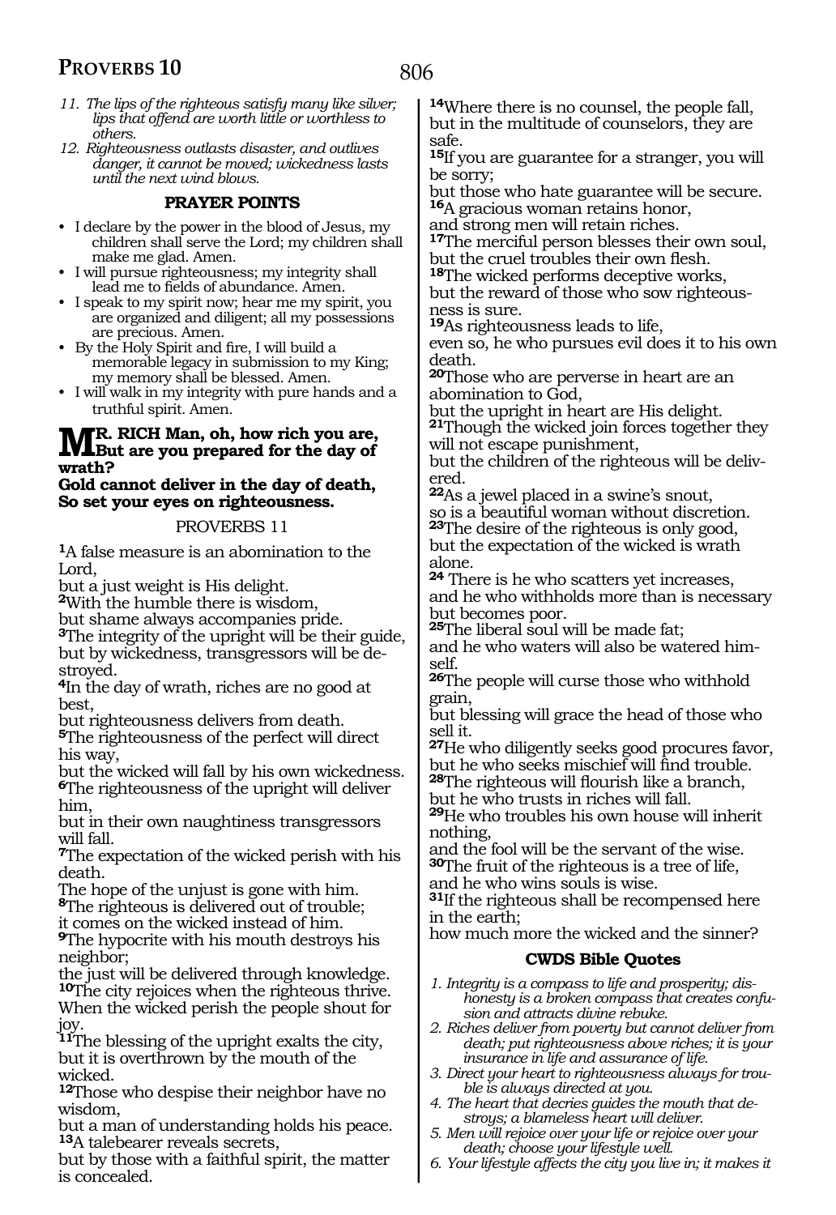*11. The lips of the righteous satisfy many like silver; lips that offend are worth little or worthless to others.*

*12. Righteousness outlasts disaster, and outlives danger, it cannot be moved; wickedness lasts until the next wind blows.*

### PRAYER POINTS

- I declare by the power in the blood of Jesus, my children shall serve the Lord; my children shall make me glad. Amen.
- I will pursue righteousness; my integrity shall lead me to fields of abundance. Amen.
- I speak to my spirit now; hear me my spirit, you are organized and diligent; all my possessions are precious. Amen.
- By the Holy Spirit and fire, I will build a memorable legacy in submission to my King; my memory shall be blessed. Amen.
- I will walk in my integrity with pure hands and a truthful spirit. Amen.

**MR. RICH Man, oh, how rich you are, But are you prepared for the day of wrath?**
**Gold cannot deliver in the day of death, So set your eyes on righteousness.**

## PROVERBS 11

**1**A false measure is an abomination to the Lord,
but a just weight is His delight.
**2**With the humble there is wisdom,
but shame always accompanies pride.
**3**The integrity of the upright will be their guide,
but by wickedness, transgressors will be destroyed.
**4**In the day of wrath, riches are no good at best,
but righteousness delivers from death.
**5**The righteousness of the perfect will direct his way,
but the wicked will fall by his own wickedness.
**6**The righteousness of the upright will deliver him,
but in their own naughtiness transgressors will fall.
**7**The expectation of the wicked perish with his death.
The hope of the unjust is gone with him.
**8**The righteous is delivered out of trouble;
it comes on the wicked instead of him.
**9**The hypocrite with his mouth destroys his neighbor;
the just will be delivered through knowledge.
**10**The city rejoices when the righteous thrive.
When the wicked perish the people shout for joy.
**11**The blessing of the upright exalts the city,
but it is overthrown by the mouth of the wicked.
**12**Those who despise their neighbor have no wisdom,
but a man of understanding holds his peace.
**13**A talebearer reveals secrets,
but by those with a faithful spirit, the matter is concealed.
**14**Where there is no counsel, the people fall,
but in the multitude of counselors, they are safe.
**15**If you are guarantee for a stranger, you will be sorry;
but those who hate guarantee will be secure.
**16**A gracious woman retains honor,
and strong men will retain riches.
**17**The merciful person blesses their own soul,
but the cruel troubles their own flesh.
**18**The wicked performs deceptive works,
but the reward of those who sow righteousness is sure.
**19**As righteousness leads to life,
even so, he who pursues evil does it to his own death.
**20**Those who are perverse in heart are an abomination to God,
but the upright in heart are His delight.
**21**Though the wicked join forces together they will not escape punishment,
but the children of the righteous will be delivered.
**22**As a jewel placed in a swine's snout,
so is a beautiful woman without discretion.
**23**The desire of the righteous is only good,
but the expectation of the wicked is wrath alone.
**24** There is he who scatters yet increases,
and he who withholds more than is necessary but becomes poor.
**25**The liberal soul will be made fat;
and he who waters will also be watered himself.
**26**The people will curse those who withhold grain,
but blessing will grace the head of those who sell it.
**27**He who diligently seeks good procures favor,
but he who seeks mischief will find trouble.
**28**The righteous will flourish like a branch,
but he who trusts in riches will fall.
**29**He who troubles his own house will inherit nothing,
and the fool will be the servant of the wise.
**30**The fruit of the righteous is a tree of life,
and he who wins souls is wise.
**31**If the righteous shall be recompensed here in the earth;
how much more the wicked and the sinner?

### CWDS Bible Quotes

*1. Integrity is a compass to life and prosperity; dishonesty is a broken compass that creates confusion and attracts divine rebuke.*

*2. Riches deliver from poverty but cannot deliver from death; put righteousness above riches; it is your insurance in life and assurance of life.*

*3. Direct your heart to righteousness always for trouble is always directed at you.*

*4. The heart that decries guides the mouth that destroys; a blameless heart will deliver.*

*5. Men will rejoice over your life or rejoice over your death; choose your lifestyle well.*

*6. Your lifestyle affects the city you live in; it makes it*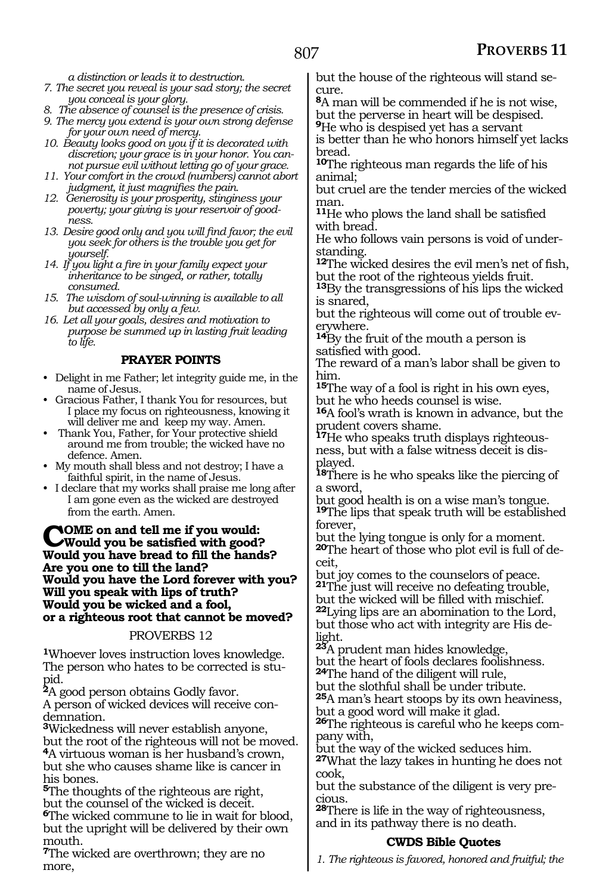*a distinction or leads it to destruction.*
7. *The secret you reveal is your sad story; the secret you conceal is your glory.*
8. *The absence of counsel is the presence of crisis.*
9. *The mercy you extend is your own strong defense for your own need of mercy.*
10. *Beauty looks good on you if it is decorated with discretion; your grace is in your honor. You cannot pursue evil without letting go of your grace.*
11. *Your comfort in the crowd (numbers) cannot abort judgment, it just magnifies the pain.*
12. *Generosity is your prosperity, stinginess your poverty; your giving is your reservoir of goodness.*
13. *Desire good only and you will find favor; the evil you seek for others is the trouble you get for yourself.*
14. *If you light a fire in your family expect your inheritance to be singed, or rather, totally consumed.*
15. *The wisdom of soul-winning is available to all but accessed by only a few.*
16. *Let all your goals, desires and motivation to purpose be summed up in lasting fruit leading to life.*

### PRAYER POINTS

- Delight in me Father; let integrity guide me, in the name of Jesus.
- Gracious Father, I thank You for resources, but I place my focus on righteousness, knowing it will deliver me and keep my way. Amen.
- Thank You, Father, for Your protective shield around me from trouble; the wicked have no defence. Amen.
- My mouth shall bless and not destroy; I have a faithful spirit, in the name of Jesus.
- I declare that my works shall praise me long after I am gone even as the wicked are destroyed from the earth. Amen.

**COME on and tell me if you would:**
**Would you be satisfied with good?**
**Would you have bread to fill the hands?**
**Are you one to till the land?**
**Would you have the Lord forever with you?**
**Will you speak with lips of truth?**
**Would you be wicked and a fool,**
**or a righteous root that cannot be moved?**

## PROVERBS 12

**1**Whoever loves instruction loves knowledge.
The person who hates to be corrected is stupid.
**2**A good person obtains Godly favor.
A person of wicked devices will receive condemnation.
**3**Wickedness will never establish anyone,
but the root of the righteous will not be moved.
**4**A virtuous woman is her husband's crown,
but she who causes shame like is cancer in his bones.
**5**The thoughts of the righteous are right,
but the counsel of the wicked is deceit.
**6**The wicked commune to lie in wait for blood,
but the upright will be delivered by their own mouth.
**7**The wicked are overthrown; they are no more,
but the house of the righteous will stand secure.
**8**A man will be commended if he is not wise,
but the perverse in heart will be despised.
**9**He who is despised yet has a servant
is better than he who honors himself yet lacks bread.
**10**The righteous man regards the life of his animal;
but cruel are the tender mercies of the wicked man.
**11**He who plows the land shall be satisfied with bread.
He who follows vain persons is void of understanding.
**12**The wicked desires the evil men's net of fish,
but the root of the righteous yields fruit.
**13**By the transgressions of his lips the wicked is snared,
but the righteous will come out of trouble everywhere.
**14**By the fruit of the mouth a person is satisfied with good.
The reward of a man's labor shall be given to him.
**15**The way of a fool is right in his own eyes,
but he who heeds counsel is wise.
**16**A fool's wrath is known in advance, but the prudent covers shame.
**17**He who speaks truth displays righteousness, but with a false witness deceit is displayed.
**18**There is he who speaks like the piercing of a sword,
but good health is on a wise man's tongue.
**19**The lips that speak truth will be established forever,
but the lying tongue is only for a moment.
**20**The heart of those who plot evil is full of deceit,
but joy comes to the counselors of peace.
**21**The just will receive no defeating trouble,
but the wicked will be filled with mischief.
**22**Lying lips are an abomination to the Lord,
but those who act with integrity are His delight.
**23**A prudent man hides knowledge,
but the heart of fools declares foolishness.
**24**The hand of the diligent will rule,
but the slothful shall be under tribute.
**25**A man's heart stoops by its own heaviness,
but a good word will make it glad.
**26**The righteous is careful who he keeps company with,
but the way of the wicked seduces him.
**27**What the lazy takes in hunting he does not cook,
but the substance of the diligent is very precious.
**28**There is life in the way of righteousness,
and in its pathway there is no death.

### CWDS Bible Quotes

1. *The righteous is favored, honored and fruitful; the*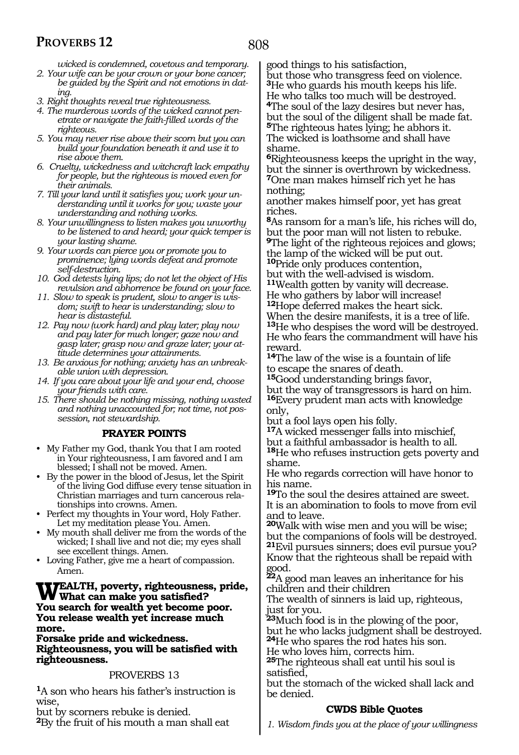*wicked is condemned, covetous and temporary.*

2. *Your wife can be your crown or your bone cancer; be guided by the Spirit and not emotions in dating.*
3. *Right thoughts reveal true righteousness.*
4. *The murderous words of the wicked cannot penetrate or navigate the faith-filled words of the righteous.*
5. *You may never rise above their scorn but you can build your foundation beneath it and use it to rise above them.*
6. *Cruelty, wickedness and witchcraft lack empathy for people, but the righteous is moved even for their animals.*
7. *Till your land until it satisfies you; work your understanding until it works for you; waste your understanding and nothing works.*
8. *Your unwillingness to listen makes you unworthy to be listened to and heard; your quick temper is your lasting shame.*
9. *Your words can pierce you or promote you to prominence; lying words defeat and promote self-destruction.*
10. *God detests lying lips; do not let the object of His revulsion and abhorrence be found on your face.*
11. *Slow to speak is prudent, slow to anger is wisdom; swift to hear is understanding; slow to hear is distasteful.*
12. *Pay now (work hard) and play later; play now and pay later for much longer; gaze now and gasp later; grasp now and graze later; your attitude determines your attainments.*
13. *Be anxious for nothing; anxiety has an unbreakable union with depression.*
14. *If you care about your life and your end, choose your friends with care.*
15. *There should be nothing missing, nothing wasted and nothing unaccounted for; not time, not possession, not stewardship.*

### PRAYER POINTS

- My Father my God, thank You that I am rooted in Your righteousness, I am favored and I am blessed; I shall not be moved. Amen.
- By the power in the blood of Jesus, let the Spirit of the living God diffuse every tense situation in Christian marriages and turn cancerous relationships into crowns. Amen.
- Perfect my thoughts in Your word, Holy Father. Let my meditation please You. Amen.
- My mouth shall deliver me from the words of the wicked; I shall live and not die; my eyes shall see excellent things. Amen.
- Loving Father, give me a heart of compassion. Amen.

**WEALTH, poverty, righteousness, pride, What can make you satisfied?**
**You search for wealth yet become poor.**
**You release wealth yet increase much more.**
**Forsake pride and wickedness.**
**Righteousness, you will be satisfied with righteousness.**

## PROVERBS 13

**1**A son who hears his father's instruction is wise,
but by scorners rebuke is denied.
**2**By the fruit of his mouth a man shall eat good things to his satisfaction,
but those who transgress feed on violence.
**3**He who guards his mouth keeps his life.
He who talks too much will be destroyed.
**4**The soul of the lazy desires but never has,
but the soul of the diligent shall be made fat.
**5**The righteous hates lying; he abhors it.
The wicked is loathsome and shall have shame.
**6**Righteousness keeps the upright in the way,
but the sinner is overthrown by wickedness.
**7**One man makes himself rich yet he has nothing;
another makes himself poor, yet has great riches.
**8**As ransom for a man's life, his riches will do,
but the poor man will not listen to rebuke.
**9**The light of the righteous rejoices and glows;
the lamp of the wicked will be put out.
**10**Pride only produces contention,
but with the well-advised is wisdom.
**11**Wealth gotten by vanity will decrease.
He who gathers by labor will increase!
**12**Hope deferred makes the heart sick.
When the desire manifests, it is a tree of life.
**13**He who despises the word will be destroyed.
He who fears the commandment will have his reward.
**14**The law of the wise is a fountain of life
to escape the snares of death.
**15**Good understanding brings favor,
but the way of transgressors is hard on him.
**16**Every prudent man acts with knowledge only,
but a fool lays open his folly.
**17**A wicked messenger falls into mischief,
but a faithful ambassador is health to all.
**18**He who refuses instruction gets poverty and shame.
He who regards correction will have honor to his name.
**19**To the soul the desires attained are sweet.
It is an abomination to fools to move from evil and to leave.
**20**Walk with wise men and you will be wise;
but the companions of fools will be destroyed.
**21**Evil pursues sinners; does evil pursue you?
Know that the righteous shall be repaid with good.
**22**A good man leaves an inheritance for his children and their children
The wealth of sinners is laid up, righteous, just for you.
**23**Much food is in the plowing of the poor,
but he who lacks judgment shall be destroyed.
**24**He who spares the rod hates his son.
He who loves him, corrects him.
**25**The righteous shall eat until his soul is satisfied,
but the stomach of the wicked shall lack and be denied.

### CWDS Bible Quotes

1. *Wisdom finds you at the place of your willingness*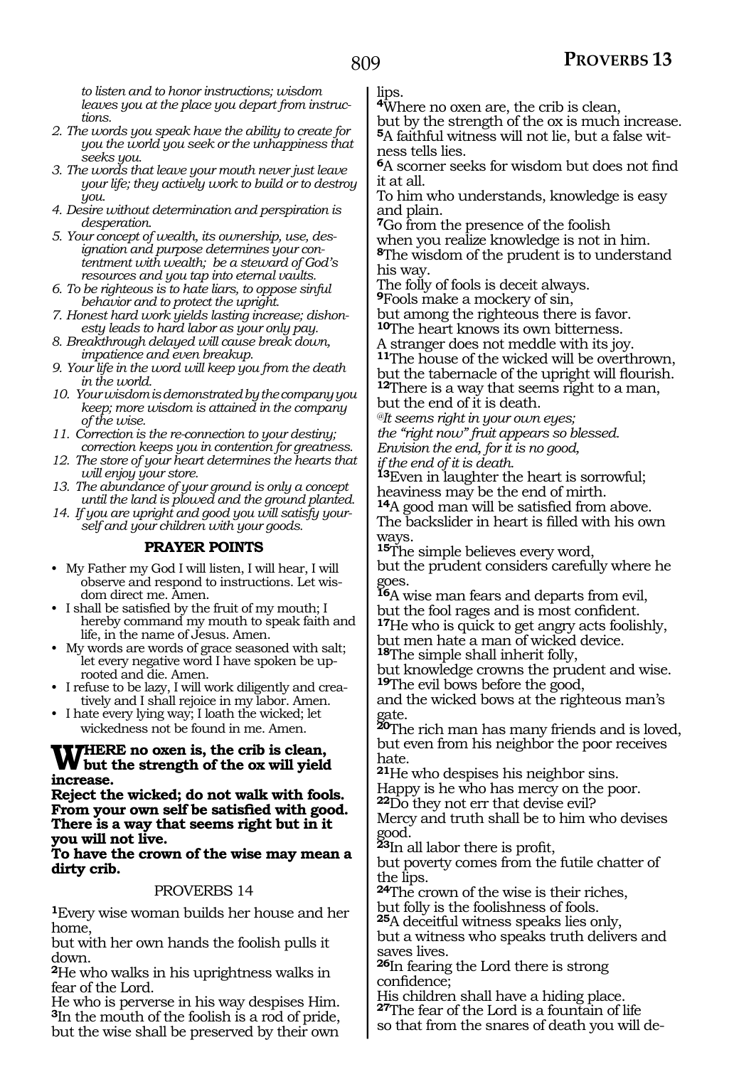*to listen and to honor instructions; wisdom leaves you at the place you depart from instructions.*

2. *The words you speak have the ability to create for you the world you seek or the unhappiness that seeks you.*
3. *The words that leave your mouth never just leave your life; they actively work to build or to destroy you.*
4. *Desire without determination and perspiration is desperation.*
5. *Your concept of wealth, its ownership, use, designation and purpose determines your contentment with wealth; be a steward of God's resources and you tap into eternal vaults.*
6. *To be righteous is to hate liars, to oppose sinful behavior and to protect the upright.*
7. *Honest hard work yields lasting increase; dishonesty leads to hard labor as your only pay.*
8. *Breakthrough delayed will cause break down, impatience and even breakup.*
9. *Your life in the word will keep you from the death in the world.*
10. *Your wisdom is demonstrated by the company you keep; more wisdom is attained in the company of the wise.*
11. *Correction is the re-connection to your destiny; correction keeps you in contention for greatness.*
12. *The store of your heart determines the hearts that will enjoy your store.*
13. *The abundance of your ground is only a concept until the land is plowed and the ground planted.*
14. *If you are upright and good you will satisfy yourself and your children with your goods.*

### PRAYER POINTS

- My Father my God I will listen, I will hear, I will observe and respond to instructions. Let wisdom direct me. Amen.
- I shall be satisfied by the fruit of my mouth; I hereby command my mouth to speak faith and life, in the name of Jesus. Amen.
- My words are words of grace seasoned with salt; let every negative word I have spoken be uprooted and die. Amen.
- I refuse to be lazy, I will work diligently and creatively and I shall rejoice in my labor. Amen.
- I hate every lying way; I loath the wicked; let wickedness not be found in me. Amen.

**WHERE no oxen is, the crib is clean, but the strength of the ox will yield increase.**
**Reject the wicked; do not walk with fools.**
**From your own self be satisfied with good.**
**There is a way that seems right but in it you will not live.**
**To have the crown of the wise may mean a dirty crib.**

## PROVERBS 14

**1**Every wise woman builds her house and her home,
but with her own hands the foolish pulls it down.
**2**He who walks in his uprightness walks in fear of the Lord.
He who is perverse in his way despises Him.
**3**In the mouth of the foolish is a rod of pride,
but the wise shall be preserved by their own lips.
**4**Where no oxen are, the crib is clean,
but by the strength of the ox is much increase.
**5**A faithful witness will not lie, but a false witness tells lies.
**6**A scorner seeks for wisdom but does not find it at all.
To him who understands, knowledge is easy and plain.
**7**Go from the presence of the foolish
when you realize knowledge is not in him.
**8**The wisdom of the prudent is to understand his way.
The folly of fools is deceit always.
**9**Fools make a mockery of sin,
but among the righteous there is favor.
**10**The heart knows its own bitterness.
A stranger does not meddle with its joy.
**11**The house of the wicked will be overthrown,
but the tabernacle of the upright will flourish.
**12**There is a way that seems right to a man,
but the end of it is death.
*@It seems right in your own eyes;*
*the "right now" fruit appears so blessed.*
*Envision the end, for it is no good,*
*if the end of it is death.*
**13**Even in laughter the heart is sorrowful;
heaviness may be the end of mirth.
**14**A good man will be satisfied from above.
The backslider in heart is filled with his own ways.
**15**The simple believes every word,
but the prudent considers carefully where he goes.
**16**A wise man fears and departs from evil,
but the fool rages and is most confident.
**17**He who is quick to get angry acts foolishly,
but men hate a man of wicked device.
**18**The simple shall inherit folly,
but knowledge crowns the prudent and wise.
**19**The evil bows before the good,
and the wicked bows at the righteous man's gate.
**20**The rich man has many friends and is loved,
but even from his neighbor the poor receives hate.
**21**He who despises his neighbor sins.
Happy is he who has mercy on the poor.
**22**Do they not err that devise evil?
Mercy and truth shall be to him who devises good.
**23**In all labor there is profit,
but poverty comes from the futile chatter of the lips.
**24**The crown of the wise is their riches,
but folly is the foolishness of fools.
**25**A deceitful witness speaks lies only,
but a witness who speaks truth delivers and saves lives.
**26**In fearing the Lord there is strong confidence;
His children shall have a hiding place.
**27**The fear of the Lord is a fountain of life
so that from the snares of death you will de-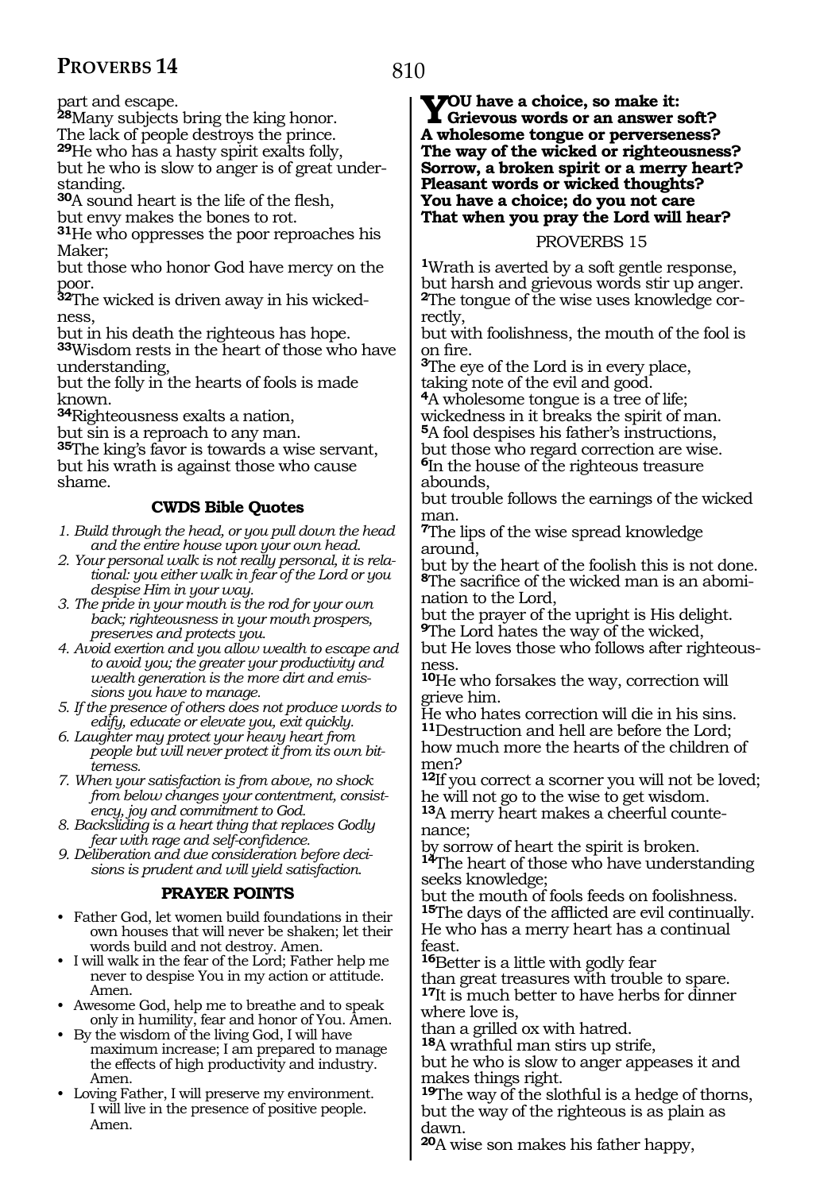part and escape.

**28**Many subjects bring the king honor.
The lack of people destroys the prince.
**29**He who has a hasty spirit exalts folly,
but he who is slow to anger is of great understanding.
**30**A sound heart is the life of the flesh,
but envy makes the bones to rot.
**31**He who oppresses the poor reproaches his Maker;
but those who honor God have mercy on the poor.
**32**The wicked is driven away in his wickedness,
but in his death the righteous has hope.
**33**Wisdom rests in the heart of those who have understanding,
but the folly in the hearts of fools is made known.
**34**Righteousness exalts a nation,
but sin is a reproach to any man.
**35**The king's favor is towards a wise servant,
but his wrath is against those who cause shame.

### CWDS Bible Quotes

1. *Build through the head, or you pull down the head and the entire house upon your own head.*
2. *Your personal walk is not really personal, it is relational: you either walk in fear of the Lord or you despise Him in your way.*
3. *The pride in your mouth is the rod for your own back; righteousness in your mouth prospers, preserves and protects you.*
4. *Avoid exertion and you allow wealth to escape and to avoid you; the greater your productivity and wealth generation is the more dirt and emissions you have to manage.*
5. *If the presence of others does not produce words to edify, educate or elevate you, exit quickly.*
6. *Laughter may protect your heavy heart from people but will never protect it from its own bitterness.*
7. *When your satisfaction is from above, no shock from below changes your contentment, consistency, joy and commitment to God.*
8. *Backsliding is a heart thing that replaces Godly fear with rage and self-confidence.*
9. *Deliberation and due consideration before decisions is prudent and will yield satisfaction.*

### PRAYER POINTS

- Father God, let women build foundations in their own houses that will never be shaken; let their words build and not destroy. Amen.
- I will walk in the fear of the Lord; Father help me never to despise You in my action or attitude. Amen.
- Awesome God, help me to breathe and to speak only in humility, fear and honor of You. Amen.
- By the wisdom of the living God, I will have maximum increase; I am prepared to manage the effects of high productivity and industry. Amen.
- Loving Father, I will preserve my environment. I will live in the presence of positive people. Amen.

**YOU have a choice, so make it:**
**Grievous words or an answer soft?**
**A wholesome tongue or perverseness?**
**The way of the wicked or righteousness?**
**Sorrow, a broken spirit or a merry heart?**
**Pleasant words or wicked thoughts?**
**You have a choice; do you not care**
**That when you pray the Lord will hear?**

## PROVERBS 15

**1**Wrath is averted by a soft gentle response,
but harsh and grievous words stir up anger.
**2**The tongue of the wise uses knowledge correctly,
but with foolishness, the mouth of the fool is on fire.
**3**The eye of the Lord is in every place,
taking note of the evil and good.
**4**A wholesome tongue is a tree of life;
wickedness in it breaks the spirit of man.
**5**A fool despises his father's instructions,
but those who regard correction are wise.
**6**In the house of the righteous treasure abounds,
but trouble follows the earnings of the wicked man.
**7**The lips of the wise spread knowledge around,
but by the heart of the foolish this is not done.
**8**The sacrifice of the wicked man is an abomination to the Lord,
but the prayer of the upright is His delight.
**9**The Lord hates the way of the wicked,
but He loves those who follows after righteousness.
**10**He who forsakes the way, correction will grieve him.
He who hates correction will die in his sins.
**11**Destruction and hell are before the Lord;
how much more the hearts of the children of men?
**12**If you correct a scorner you will not be loved;
he will not go to the wise to get wisdom.
**13**A merry heart makes a cheerful countenance;
by sorrow of heart the spirit is broken.
**14**The heart of those who have understanding seeks knowledge;
but the mouth of fools feeds on foolishness.
**15**The days of the afflicted are evil continually.
He who has a merry heart has a continual feast.
**16**Better is a little with godly fear
than great treasures with trouble to spare.
**17**It is much better to have herbs for dinner where love is,
than a grilled ox with hatred.
**18**A wrathful man stirs up strife,
but he who is slow to anger appeases it and makes things right.
**19**The way of the slothful is a hedge of thorns,
but the way of the righteous is as plain as dawn.
**20**A wise son makes his father happy,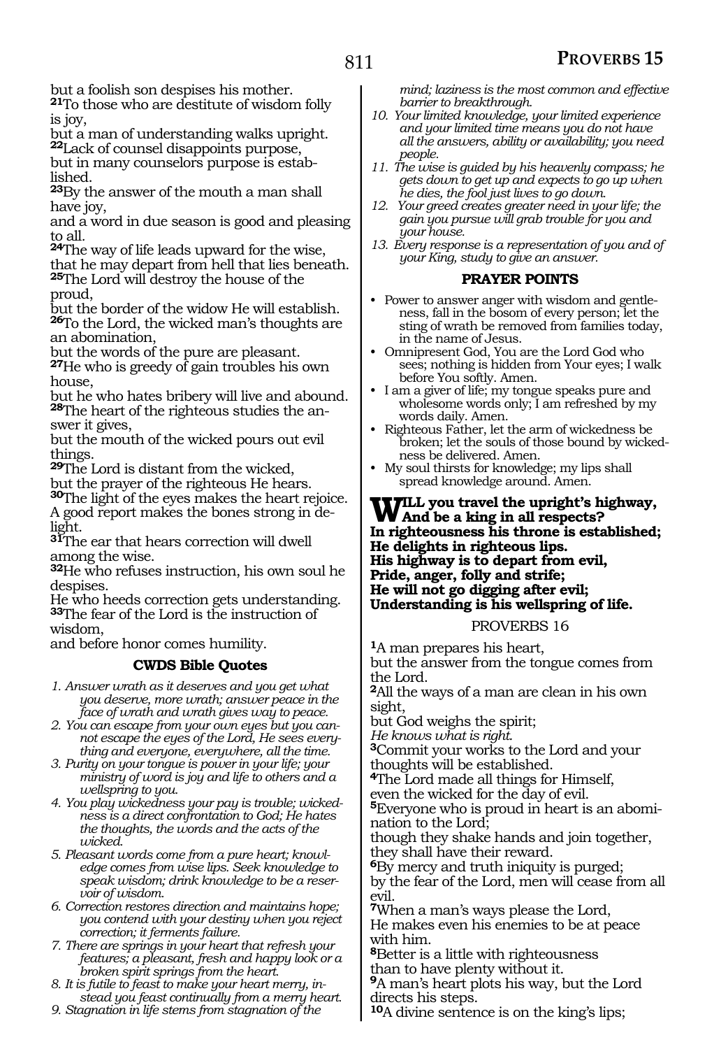but a foolish son despises his mother.

**21**To those who are destitute of wisdom folly is joy,
but a man of understanding walks upright.

**22**Lack of counsel disappoints purpose,
but in many counselors purpose is established.

**23**By the answer of the mouth a man shall have joy,
and a word in due season is good and pleasing to all.

**24**The way of life leads upward for the wise,
that he may depart from hell that lies beneath.

**25**The Lord will destroy the house of the proud,
but the border of the widow He will establish.

**26**To the Lord, the wicked man's thoughts are an abomination,
but the words of the pure are pleasant.

**27**He who is greedy of gain troubles his own house,
but he who hates bribery will live and abound.

**28**The heart of the righteous studies the answer it gives,
but the mouth of the wicked pours out evil things.

**29**The Lord is distant from the wicked,
but the prayer of the righteous He hears.

**30**The light of the eyes makes the heart rejoice.
A good report makes the bones strong in delight.

**31**The ear that hears correction will dwell among the wise.

**32**He who refuses instruction, his own soul he despises.
He who heeds correction gets understanding.

**33**The fear of the Lord is the instruction of wisdom,
and before honor comes humility.

### CWDS Bible Quotes

1. *Answer wrath as it deserves and you get what you deserve, more wrath; answer peace in the face of wrath and wrath gives way to peace.*
2. *You can escape from your own eyes but you cannot escape the eyes of the Lord, He sees everything and everyone, everywhere, all the time.*
3. *Purity on your tongue is power in your life; your ministry of word is joy and life to others and a wellspring to you.*
4. *You play wickedness your pay is trouble; wickedness is a direct confrontation to God; He hates the thoughts, the words and the acts of the wicked.*
5. *Pleasant words come from a pure heart; knowledge comes from wise lips. Seek knowledge to speak wisdom; drink knowledge to be a reservoir of wisdom.*
6. *Correction restores direction and maintains hope; you contend with your destiny when you reject correction; it ferments failure.*
7. *There are springs in your heart that refresh your features; a pleasant, fresh and happy look or a broken spirit springs from the heart.*
8. *It is futile to feast to make your heart merry, instead you feast continually from a merry heart.*
9. *Stagnation in life stems from stagnation of the mind; laziness is the most common and effective barrier to breakthrough.*
10. *Your limited knowledge, your limited experience and your limited time means you do not have all the answers, ability or availability; you need people.*
11. *The wise is guided by his heavenly compass; he gets down to get up and expects to go up when he dies, the fool just lives to go down.*
12. *Your greed creates greater need in your life; the gain you pursue will grab trouble for you and your house.*
13. *Every response is a representation of you and of your King, study to give an answer.*

### PRAYER POINTS

- Power to answer anger with wisdom and gentleness, fall in the bosom of every person; let the sting of wrath be removed from families today, in the name of Jesus.
- Omnipresent God, You are the Lord God who sees; nothing is hidden from Your eyes; I walk before You softly. Amen.
- I am a giver of life; my tongue speaks pure and wholesome words only; I am refreshed by my words daily. Amen.
- Righteous Father, let the arm of wickedness be broken; let the souls of those bound by wickedness be delivered. Amen.
- My soul thirsts for knowledge; my lips shall spread knowledge around. Amen.

**WILL you travel the upright's highway,**
**And be a king in all respects?**
**In righteousness his throne is established;**
**He delights in righteous lips.**
**His highway is to depart from evil,**
**Pride, anger, folly and strife;**
**He will not go digging after evil;**
**Understanding is his wellspring of life.**

## PROVERBS 16

**1**A man prepares his heart,
but the answer from the tongue comes from the Lord.

**2**All the ways of a man are clean in his own sight,
but God weighs the spirit;
*He knows what is right.*

**3**Commit your works to the Lord and your thoughts will be established.

**4**The Lord made all things for Himself,
even the wicked for the day of evil.

**5**Everyone who is proud in heart is an abomination to the Lord;
though they shake hands and join together,
they shall have their reward.

**6**By mercy and truth iniquity is purged;
by the fear of the Lord, men will cease from all evil.

**7**When a man's ways please the Lord,
He makes even his enemies to be at peace with him.

**8**Better is a little with righteousness
than to have plenty without it.

**9**A man's heart plots his way, but the Lord directs his steps.

**10**A divine sentence is on the king's lips;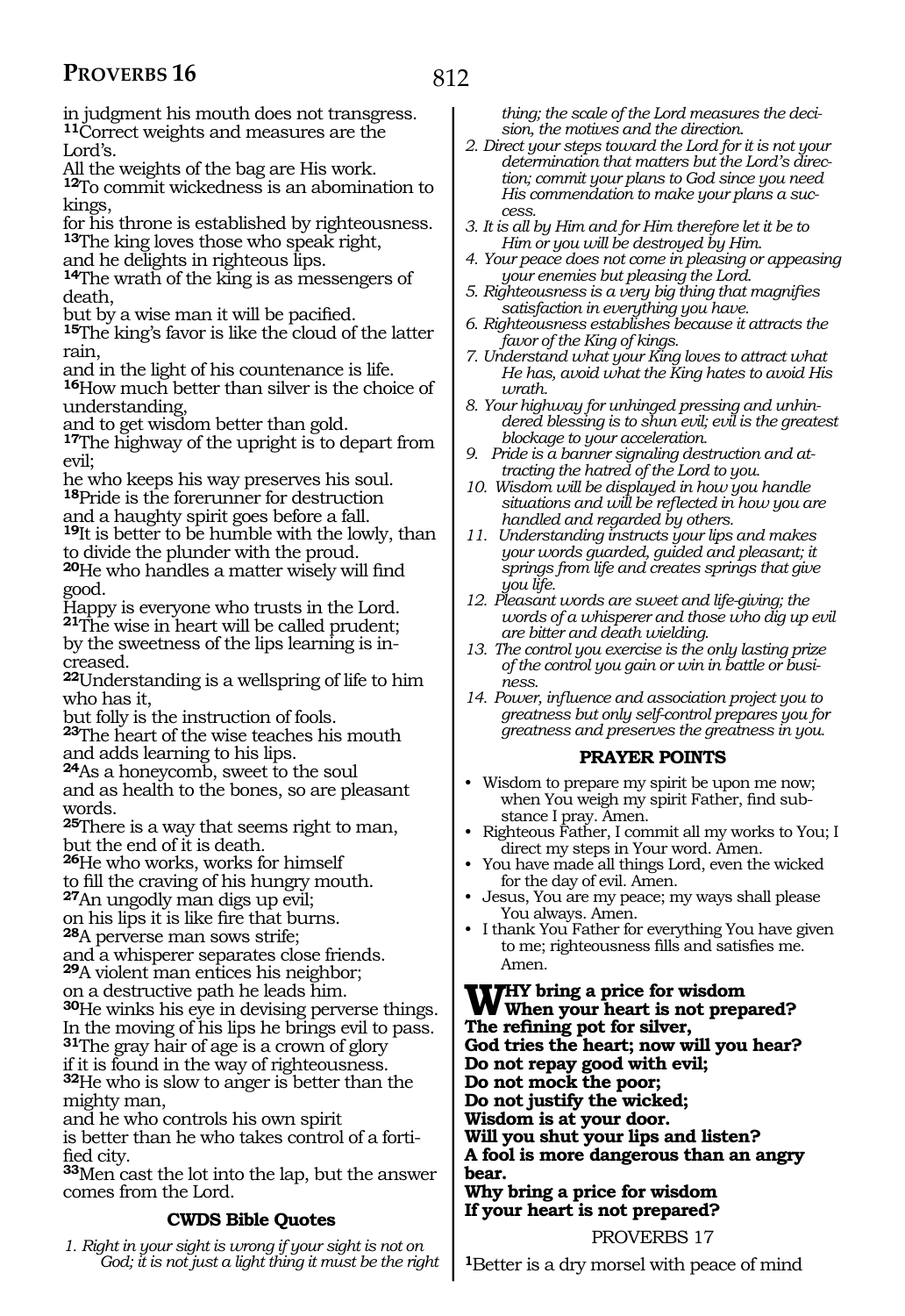in judgment his mouth does not transgress.
**11**Correct weights and measures are the Lord's.
All the weights of the bag are His work.
**12**To commit wickedness is an abomination to kings,
for his throne is established by righteousness.
**13**The king loves those who speak right,
and he delights in righteous lips.
**14**The wrath of the king is as messengers of death,
but by a wise man it will be pacified.
**15**The king's favor is like the cloud of the latter rain,
and in the light of his countenance is life.
**16**How much better than silver is the choice of understanding,
and to get wisdom better than gold.
**17**The highway of the upright is to depart from evil;
he who keeps his way preserves his soul.
**18**Pride is the forerunner for destruction
and a haughty spirit goes before a fall.
**19**It is better to be humble with the lowly, than to divide the plunder with the proud.
**20**He who handles a matter wisely will find good.
Happy is everyone who trusts in the Lord.
**21**The wise in heart will be called prudent;
by the sweetness of the lips learning is increased.
**22**Understanding is a wellspring of life to him who has it,
but folly is the instruction of fools.
**23**The heart of the wise teaches his mouth
and adds learning to his lips.
**24**As a honeycomb, sweet to the soul
and as health to the bones, so are pleasant words.
**25**There is a way that seems right to man,
but the end of it is death.
**26**He who works, works for himself
to fill the craving of his hungry mouth.
**27**An ungodly man digs up evil;
on his lips it is like fire that burns.
**28**A perverse man sows strife;
and a whisperer separates close friends.
**29**A violent man entices his neighbor;
on a destructive path he leads him.
**30**He winks his eye in devising perverse things.
In the moving of his lips he brings evil to pass.
**31**The gray hair of age is a crown of glory
if it is found in the way of righteousness.
**32**He who is slow to anger is better than the mighty man,
and he who controls his own spirit
is better than he who takes control of a fortified city.
**33**Men cast the lot into the lap, but the answer comes from the Lord.

### CWDS Bible Quotes

*1. Right in your sight is wrong if your sight is not on God; it is not just a light thing it must be the right thing; the scale of the Lord measures the decision, the motives and the direction.*
*2. Direct your steps toward the Lord for it is not your determination that matters but the Lord's direction; commit your plans to God since you need His commendation to make your plans a success.*
*3. It is all by Him and for Him therefore let it be to Him or you will be destroyed by Him.*
*4. Your peace does not come in pleasing or appeasing your enemies but pleasing the Lord.*
*5. Righteousness is a very big thing that magnifies satisfaction in everything you have.*
*6. Righteousness establishes because it attracts the favor of the King of kings.*
*7. Understand what your King loves to attract what He has, avoid what the King hates to avoid His wrath.*
*8. Your highway for unhinged pressing and unhindered blessing is to shun evil; evil is the greatest blockage to your acceleration.*
*9. Pride is a banner signaling destruction and attracting the hatred of the Lord to you.*
*10. Wisdom will be displayed in how you handle situations and will be reflected in how you are handled and regarded by others.*
*11. Understanding instructs your lips and makes your words guarded, guided and pleasant; it springs from life and creates springs that give you life.*
*12. Pleasant words are sweet and life-giving; the words of a whisperer and those who dig up evil are bitter and death wielding.*
*13. The control you exercise is the only lasting prize of the control you gain or win in battle or business.*
*14. Power, influence and association project you to greatness but only self-control prepares you for greatness and preserves the greatness in you.*

### PRAYER POINTS

- Wisdom to prepare my spirit be upon me now; when You weigh my spirit Father, find substance I pray. Amen.
- Righteous Father, I commit all my works to You; I direct my steps in Your word. Amen.
- You have made all things Lord, even the wicked for the day of evil. Amen.
- Jesus, You are my peace; my ways shall please You always. Amen.
- I thank You Father for everything You have given to me; righteousness fills and satisfies me. Amen.

**WHY bring a price for wisdom**
**When your heart is not prepared?**
**The refining pot for silver,**
**God tries the heart; now will you hear?**
**Do not repay good with evil;**
**Do not mock the poor;**
**Do not justify the wicked;**
**Wisdom is at your door.**
**Will you shut your lips and listen?**
**A fool is more dangerous than an angry bear.**
**Why bring a price for wisdom**
**If your heart is not prepared?**

## PROVERBS 17

**1**Better is a dry morsel with peace of mind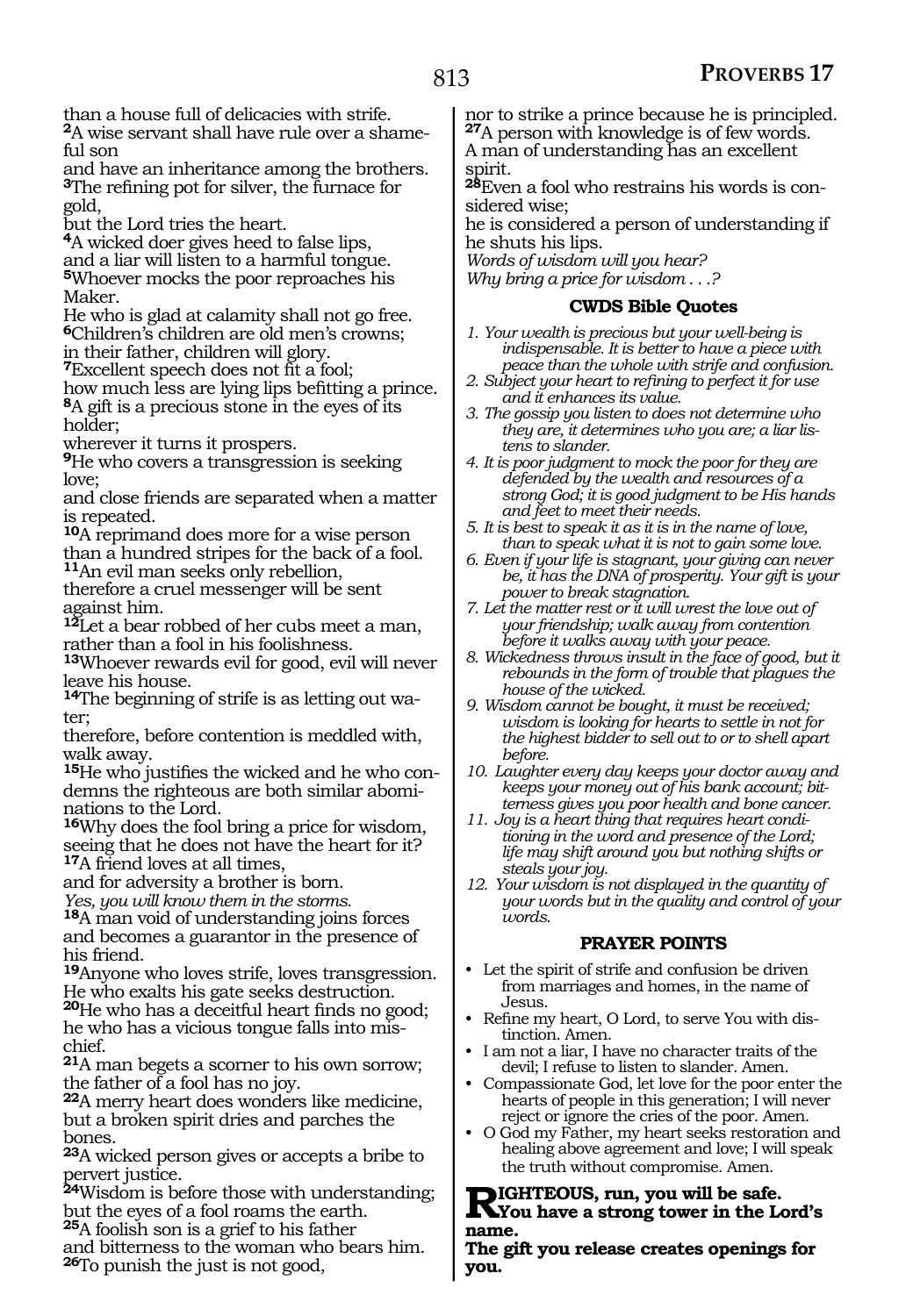than a house full of delicacies with strife.
**2**A wise servant shall have rule over a shameful son
and have an inheritance among the brothers.
**3**The refining pot for silver, the furnace for gold,
but the Lord tries the heart.
**4**A wicked doer gives heed to false lips,
and a liar will listen to a harmful tongue.
**5**Whoever mocks the poor reproaches his Maker.
He who is glad at calamity shall not go free.
**6**Children's children are old men's crowns;
in their father, children will glory.
**7**Excellent speech does not fit a fool;
how much less are lying lips befitting a prince.
**8**A gift is a precious stone in the eyes of its holder;
wherever it turns it prospers.
**9**He who covers a transgression is seeking love;
and close friends are separated when a matter is repeated.
**10**A reprimand does more for a wise person than a hundred stripes for the back of a fool.
**11**An evil man seeks only rebellion,
therefore a cruel messenger will be sent against him.
**12**Let a bear robbed of her cubs meet a man,
rather than a fool in his foolishness.
**13**Whoever rewards evil for good, evil will never leave his house.
**14**The beginning of strife is as letting out water;
therefore, before contention is meddled with, walk away.
**15**He who justifies the wicked and he who condemns the righteous are both similar abominations to the Lord.
**16**Why does the fool bring a price for wisdom,
seeing that he does not have the heart for it?
**17**A friend loves at all times,
and for adversity a brother is born.
*Yes, you will know them in the storms.*
**18**A man void of understanding joins forces and becomes a guarantor in the presence of his friend.
**19**Anyone who loves strife, loves transgression.
He who exalts his gate seeks destruction.
**20**He who has a deceitful heart finds no good;
he who has a vicious tongue falls into mischief.
**21**A man begets a scorner to his own sorrow;
the father of a fool has no joy.
**22**A merry heart does wonders like medicine,
but a broken spirit dries and parches the bones.
**23**A wicked person gives or accepts a bribe to pervert justice.
**24**Wisdom is before those with understanding;
but the eyes of a fool roams the earth.
**25**A foolish son is a grief to his father
and bitterness to the woman who bears him.
**26**To punish the just is not good,
nor to strike a prince because he is principled.
**27**A person with knowledge is of few words.
A man of understanding has an excellent spirit.
**28**Even a fool who restrains his words is considered wise;
he is considered a person of understanding if he shuts his lips.
*Words of wisdom will you hear?*
*Why bring a price for wisdom . . .?*

### CWDS Bible Quotes

1. *Your wealth is precious but your well-being is indispensable. It is better to have a piece with peace than the whole with strife and confusion.*
2. *Subject your heart to refining to perfect it for use and it enhances its value.*
3. *The gossip you listen to does not determine who they are, it determines who you are; a liar listens to slander.*
4. *It is poor judgment to mock the poor for they are defended by the wealth and resources of a strong God; it is good judgment to be His hands and feet to meet their needs.*
5. *It is best to speak it as it is in the name of love, than to speak what it is not to gain some love.*
6. *Even if your life is stagnant, your giving can never be, it has the DNA of prosperity. Your gift is your power to break stagnation.*
7. *Let the matter rest or it will wrest the love out of your friendship; walk away from contention before it walks away with your peace.*
8. *Wickedness throws insult in the face of good, but it rebounds in the form of trouble that plagues the house of the wicked.*
9. *Wisdom cannot be bought, it must be received; wisdom is looking for hearts to settle in not for the highest bidder to sell out to or to shell apart before.*
10. *Laughter every day keeps your doctor away and keeps your money out of his bank account; bitterness gives you poor health and bone cancer.*
11. *Joy is a heart thing that requires heart conditioning in the word and presence of the Lord; life may shift around you but nothing shifts or steals your joy.*
12. *Your wisdom is not displayed in the quantity of your words but in the quality and control of your words.*

### PRAYER POINTS

- Let the spirit of strife and confusion be driven from marriages and homes, in the name of Jesus.
- Refine my heart, O Lord, to serve You with distinction. Amen.
- I am not a liar, I have no character traits of the devil; I refuse to listen to slander. Amen.
- Compassionate God, let love for the poor enter the hearts of people in this generation; I will never reject or ignore the cries of the poor. Amen.
- O God my Father, my heart seeks restoration and healing above agreement and love; I will speak the truth without compromise. Amen.

**RIGHTEOUS, run, you will be safe. You have a strong tower in the Lord's name.**
**The gift you release creates openings for you.**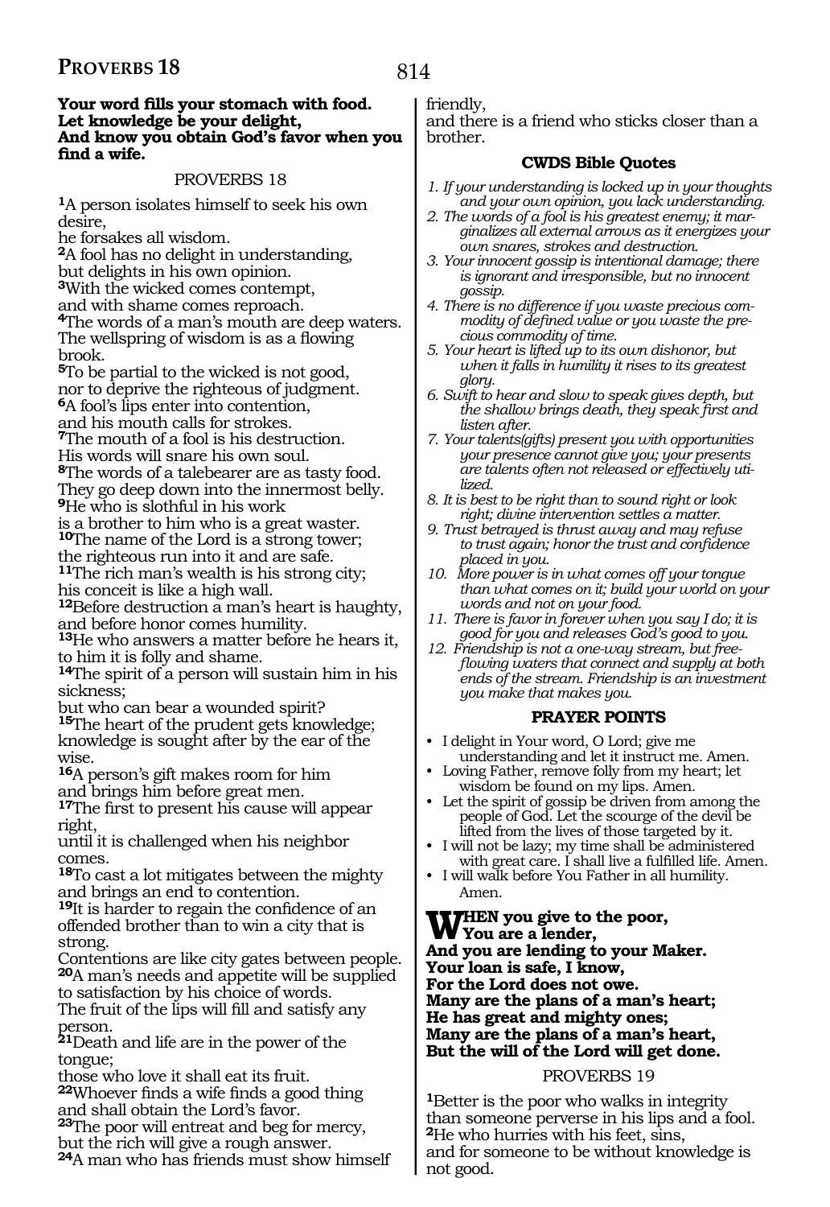**Your word fills your stomach with food.**
**Let knowledge be your delight,**
**And know you obtain God's favor when you find a wife.**

PROVERBS 18

1A person isolates himself to seek his own desire,
he forsakes all wisdom.
2A fool has no delight in understanding,
but delights in his own opinion.
3With the wicked comes contempt,
and with shame comes reproach.
4The words of a man's mouth are deep waters.
The wellspring of wisdom is as a flowing brook.
5To be partial to the wicked is not good,
nor to deprive the righteous of judgment.
6A fool's lips enter into contention,
and his mouth calls for strokes.
7The mouth of a fool is his destruction.
His words will snare his own soul.
8The words of a talebearer are as tasty food.
They go deep down into the innermost belly.
9He who is slothful in his work
is a brother to him who is a great waster.
10The name of the Lord is a strong tower;
the righteous run into it and are safe.
11The rich man's wealth is his strong city;
his conceit is like a high wall.
12Before destruction a man's heart is haughty,
and before honor comes humility.
13He who answers a matter before he hears it,
to him it is folly and shame.
14The spirit of a person will sustain him in his sickness;
but who can bear a wounded spirit?
15The heart of the prudent gets knowledge;
knowledge is sought after by the ear of the wise.
16A person's gift makes room for him
and brings him before great men.
17The first to present his cause will appear right,
until it is challenged when his neighbor comes.
18To cast a lot mitigates between the mighty
and brings an end to contention.
19It is harder to regain the confidence of an offended brother than to win a city that is strong.
Contentions are like city gates between people.
20A man's needs and appetite will be supplied to satisfaction by his choice of words.
The fruit of the lips will fill and satisfy any person.
21Death and life are in the power of the tongue;
those who love it shall eat its fruit.
22Whoever finds a wife finds a good thing
and shall obtain the Lord's favor.
23The poor will entreat and beg for mercy,
but the rich will give a rough answer.
24A man who has friends must show himself friendly,
and there is a friend who sticks closer than a brother.

### CWDS Bible Quotes

1. *If your understanding is locked up in your thoughts and your own opinion, you lack understanding.*
2. *The words of a fool is his greatest enemy; it marginalizes all external arrows as it energizes your own snares, strokes and destruction.*
3. *Your innocent gossip is intentional damage; there is ignorant and irresponsible, but no innocent gossip.*
4. *There is no difference if you waste precious commodity of defined value or you waste the precious commodity of time.*
5. *Your heart is lifted up to its own dishonor, but when it falls in humility it rises to its greatest glory.*
6. *Swift to hear and slow to speak gives depth, but the shallow brings death, they speak first and listen after.*
7. *Your talents(gifts) present you with opportunities your presence cannot give you; your presents are talents often not released or effectively utilized.*
8. *It is best to be right than to sound right or look right; divine intervention settles a matter.*
9. *Trust betrayed is thrust away and may refuse to trust again; honor the trust and confidence placed in you.*
10. *More power is in what comes off your tongue than what comes on it; build your world on your words and not on your food.*
11. *There is favor in forever when you say I do; it is good for you and releases God's good to you.*
12. *Friendship is not a one-way stream, but free-flowing waters that connect and supply at both ends of the stream. Friendship is an investment you make that makes you.*

### PRAYER POINTS

- I delight in Your word, O Lord; give me understanding and let it instruct me. Amen.
- Loving Father, remove folly from my heart; let wisdom be found on my lips. Amen.
- Let the spirit of gossip be driven from among the people of God. Let the scourge of the devil be lifted from the lives of those targeted by it.
- I will not be lazy; my time shall be administered with great care. I shall live a fulfilled life. Amen.
- I will walk before You Father in all humility. Amen.

**WHEN you give to the poor,**
**You are a lender,**
**And you are lending to your Maker.**
**Your loan is safe, I know,**
**For the Lord does not owe.**
**Many are the plans of a man's heart;**
**He has great and mighty ones;**
**Many are the plans of a man's heart,**
**But the will of the Lord will get done.**

PROVERBS 19

1Better is the poor who walks in integrity
than someone perverse in his lips and a fool.
2He who hurries with his feet, sins,
and for someone to be without knowledge is not good.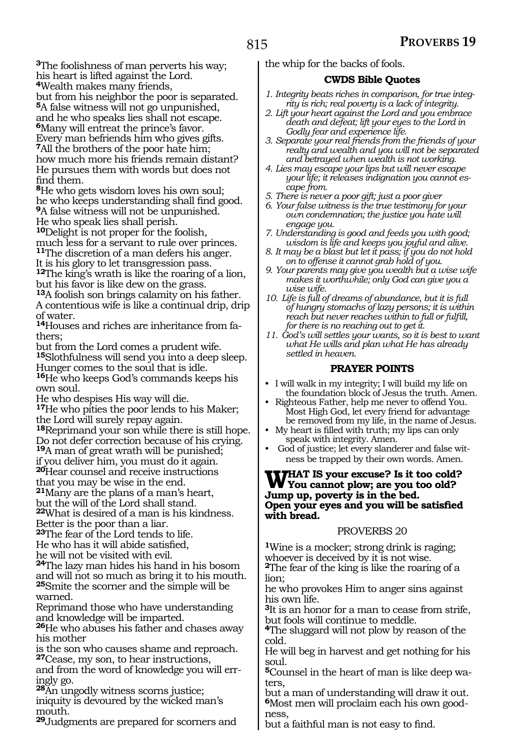**3**The foolishness of man perverts his way;
his heart is lifted against the Lord.
**4**Wealth makes many friends,
but from his neighbor the poor is separated.
**5**A false witness will not go unpunished,
and he who speaks lies shall not escape.
**6**Many will entreat the prince's favor.
Every man befriends him who gives gifts.
**7**All the brothers of the poor hate him;
how much more his friends remain distant?
He pursues them with words but does not find them.
**8**He who gets wisdom loves his own soul;
he who keeps understanding shall find good.
**9**A false witness will not be unpunished.
He who speak lies shall perish.
**10**Delight is not proper for the foolish,
much less for a servant to rule over princes.
**11**The discretion of a man defers his anger.
It is his glory to let transgression pass.
**12**The king's wrath is like the roaring of a lion,
but his favor is like dew on the grass.
**13**A foolish son brings calamity on his father.
A contentious wife is like a continual drip, drip of water.
**14**Houses and riches are inheritance from fathers;
but from the Lord comes a prudent wife.
**15**Slothfulness will send you into a deep sleep.
Hunger comes to the soul that is idle.
**16**He who keeps God's commands keeps his own soul.
He who despises His way will die.
**17**He who pities the poor lends to his Maker;
the Lord will surely repay again.
**18**Reprimand your son while there is still hope.
Do not defer correction because of his crying.
**19**A man of great wrath will be punished;
if you deliver him, you must do it again.
**20**Hear counsel and receive instructions
that you may be wise in the end.
**21**Many are the plans of a man's heart,
but the will of the Lord shall stand.
**22**What is desired of a man is his kindness.
Better is the poor than a liar.
**23**The fear of the Lord tends to life.
He who has it will abide satisfied,
he will not be visited with evil.
**24**The lazy man hides his hand in his bosom
and will not so much as bring it to his mouth.
**25**Smite the scorner and the simple will be warned.
Reprimand those who have understanding
and knowledge will be imparted.
**26**He who abuses his father and chases away his mother
is the son who causes shame and reproach.
**27**Cease, my son, to hear instructions,
and from the word of knowledge you will erringly go.
**28**An ungodly witness scorns justice;
iniquity is devoured by the wicked man's mouth.
**29**Judgments are prepared for scorners and
the whip for the backs of fools.

### CWDS Bible Quotes

1. *Integrity beats riches in comparison, for true integrity is rich; real poverty is a lack of integrity.*
2. *Lift your heart against the Lord and you embrace death and defeat; lift your eyes to the Lord in Godly fear and experience life.*
3. *Separate your real friends from the friends of your realty and wealth and you will not be separated and betrayed when wealth is not working.*
4. *Lies may escape your lips but will never escape your life; it releases indignation you cannot escape from.*
5. *There is never a poor gift; just a poor giver*
6. *Your false witness is the true testimony for your own condemnation; the justice you hate will engage you.*
7. *Understanding is good and feeds you with good; wisdom is life and keeps you joyful and alive.*
8. *It may be a blast but let it pass; if you do not hold on to offense it cannot grab hold of you.*
9. *Your parents may give you wealth but a wise wife makes it worthwhile; only God can give you a wise wife.*
10. *Life is full of dreams of abundance, but it is full of hungry stomachs of lazy persons; it is within reach but never reaches within to full or fulfill, for there is no reaching out to get it.*
11. *God's will settles your wants, so it is best to want what He wills and plan what He has already settled in heaven.*

### PRAYER POINTS

- I will walk in my integrity; I will build my life on the foundation block of Jesus the truth. Amen.
- Righteous Father, help me never to offend You. Most High God, let every friend for advantage be removed from my life, in the name of Jesus.
- My heart is filled with truth; my lips can only speak with integrity. Amen.
- God of justice; let every slanderer and false witness be trapped by their own words. Amen.

**WHAT IS your excuse? Is it too cold? You cannot plow; are you too old? Jump up, poverty is in the bed. Open your eyes and you will be satisfied with bread.**

## PROVERBS 20

**1**Wine is a mocker; strong drink is raging;
whoever is deceived by it is not wise.
**2**The fear of the king is like the roaring of a lion;
he who provokes Him to anger sins against his own life.
**3**It is an honor for a man to cease from strife,
but fools will continue to meddle.
**4**The sluggard will not plow by reason of the cold.
He will beg in harvest and get nothing for his soul.
**5**Counsel in the heart of man is like deep waters,
but a man of understanding will draw it out.
**6**Most men will proclaim each his own goodness,
but a faithful man is not easy to find.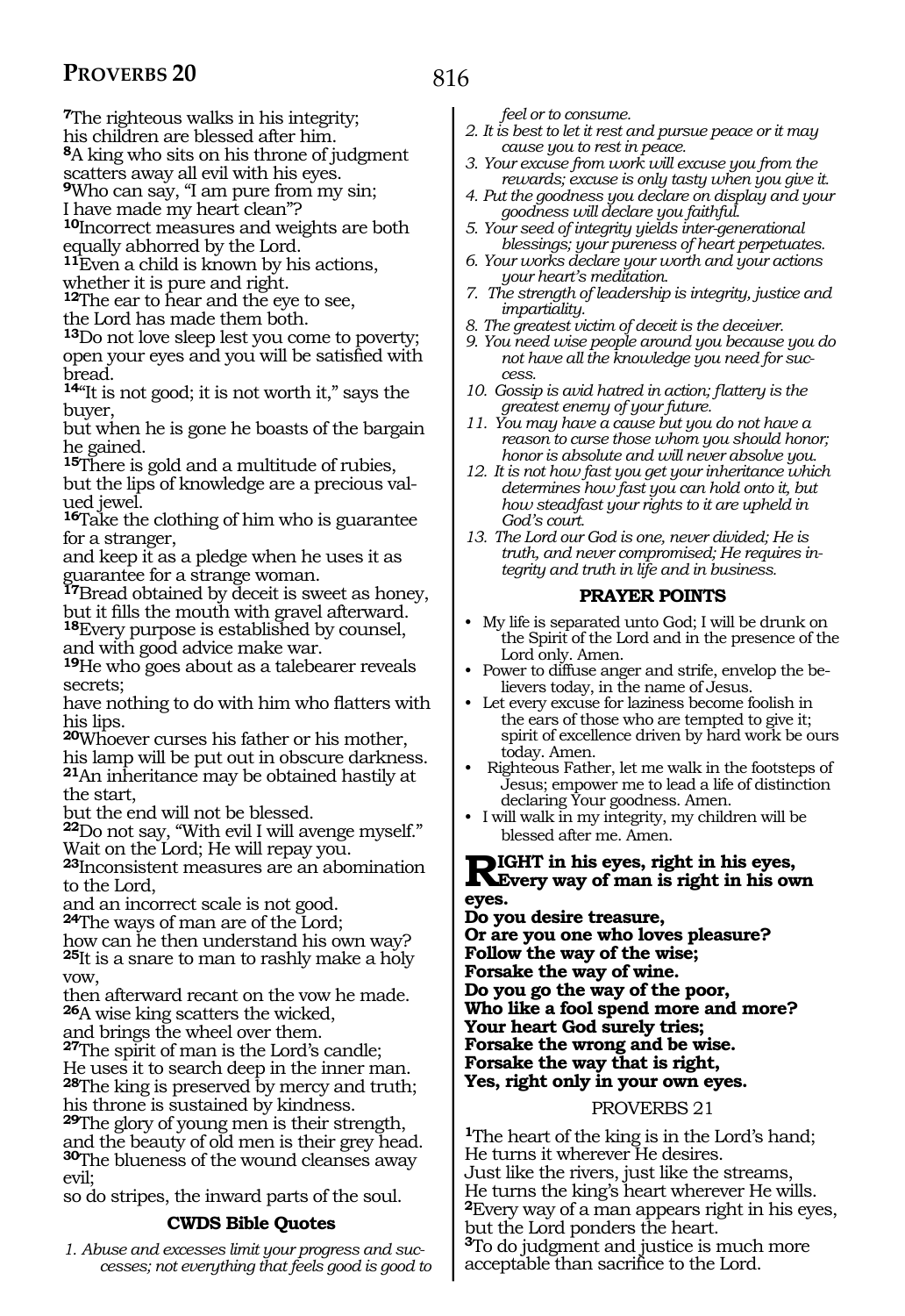[7]The righteous walks in his integrity;
his children are blessed after him.
[8]A king who sits on his throne of judgment scatters away all evil with his eyes.
[9]Who can say, "I am pure from my sin;
I have made my heart clean"?
[10]Incorrect measures and weights are both equally abhorred by the Lord.
[11]Even a child is known by his actions,
whether it is pure and right.
[12]The ear to hear and the eye to see,
the Lord has made them both.
[13]Do not love sleep lest you come to poverty;
open your eyes and you will be satisfied with bread.
[14]"It is not good; it is not worth it," says the buyer,
but when he is gone he boasts of the bargain he gained.
[15]There is gold and a multitude of rubies,
but the lips of knowledge are a precious valued jewel.
[16]Take the clothing of him who is guarantee for a stranger,
and keep it as a pledge when he uses it as guarantee for a strange woman.
[17]Bread obtained by deceit is sweet as honey,
but it fills the mouth with gravel afterward.
[18]Every purpose is established by counsel,
and with good advice make war.
[19]He who goes about as a talebearer reveals secrets;
have nothing to do with him who flatters with his lips.
[20]Whoever curses his father or his mother,
his lamp will be put out in obscure darkness.
[21]An inheritance may be obtained hastily at the start,
but the end will not be blessed.
[22]Do not say, "With evil I will avenge myself."
Wait on the Lord; He will repay you.
[23]Inconsistent measures are an abomination to the Lord,
and an incorrect scale is not good.
[24]The ways of man are of the Lord;
how can he then understand his own way?
[25]It is a snare to man to rashly make a holy vow,
then afterward recant on the vow he made.
[26]A wise king scatters the wicked,
and brings the wheel over them.
[27]The spirit of man is the Lord's candle;
He uses it to search deep in the inner man.
[28]The king is preserved by mercy and truth;
his throne is sustained by kindness.
[29]The glory of young men is their strength,
and the beauty of old men is their grey head.
[30]The blueness of the wound cleanses away evil;
so do stripes, the inward parts of the soul.

### CWDS Bible Quotes

1. *Abuse and excesses limit your progress and successes; not everything that feels good is good to feel or to consume.*
2. *It is best to let it rest and pursue peace or it may cause you to rest in peace.*
3. *Your excuse from work will excuse you from the rewards; excuse is only tasty when you give it.*
4. *Put the goodness you declare on display and your goodness will declare you faithful.*
5. *Your seed of integrity yields inter-generational blessings; your pureness of heart perpetuates.*
6. *Your works declare your worth and your actions your heart's meditation.*
7. *The strength of leadership is integrity, justice and impartiality.*
8. *The greatest victim of deceit is the deceiver.*
9. *You need wise people around you because you do not have all the knowledge you need for success.*
10. *Gossip is avid hatred in action; flattery is the greatest enemy of your future.*
11. *You may have a cause but you do not have a reason to curse those whom you should honor; honor is absolute and will never absolve you.*
12. *It is not how fast you get your inheritance which determines how fast you can hold onto it, but how steadfast your rights to it are upheld in God's court.*
13. *The Lord our God is one, never divided; He is truth, and never compromised; He requires integrity and truth in life and in business.*

### PRAYER POINTS

- My life is separated unto God; I will be drunk on the Spirit of the Lord and in the presence of the Lord only. Amen.
- Power to diffuse anger and strife, envelop the believers today, in the name of Jesus.
- Let every excuse for laziness become foolish in the ears of those who are tempted to give it; spirit of excellence driven by hard work be ours today. Amen.
- Righteous Father, let me walk in the footsteps of Jesus; empower me to lead a life of distinction declaring Your goodness. Amen.
- I will walk in my integrity, my children will be blessed after me. Amen.

**RIGHT in his eyes, right in his eyes,
Every way of man is right in his own eyes.
Do you desire treasure,
Or are you one who loves pleasure?
Follow the way of the wise;
Forsake the way of wine.
Do you go the way of the poor,
Who like a fool spend more and more?
Your heart God surely tries;
Forsake the wrong and be wise.
Forsake the way that is right,
Yes, right only in your own eyes.**

## PROVERBS 21

[1]The heart of the king is in the Lord's hand;
He turns it wherever He desires.
Just like the rivers, just like the streams,
He turns the king's heart wherever He wills.
[2]Every way of a man appears right in his eyes,
but the Lord ponders the heart.
[3]To do judgment and justice is much more acceptable than sacrifice to the Lord.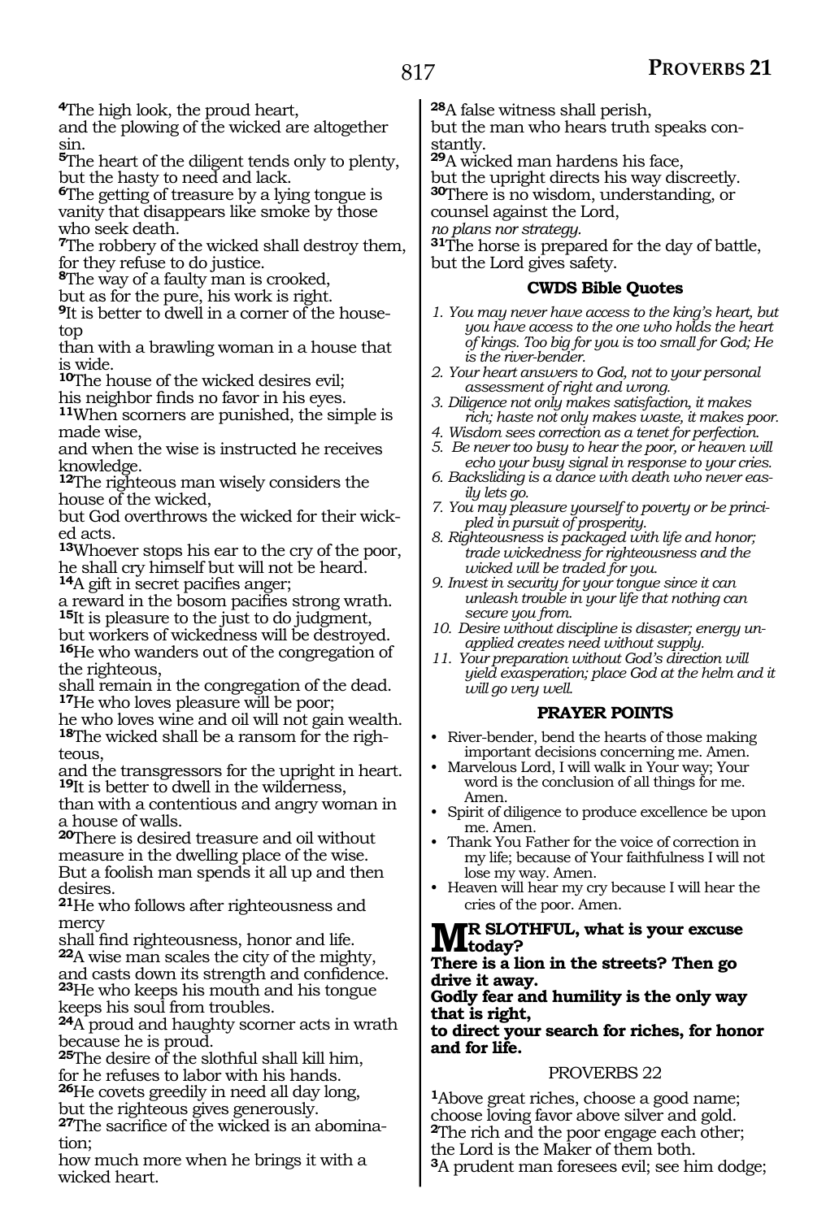[4]The high look, the proud heart,
and the plowing of the wicked are altogether sin.
[5]The heart of the diligent tends only to plenty,
but the hasty to need and lack.
[6]The getting of treasure by a lying tongue is vanity that disappears like smoke by those who seek death.
[7]The robbery of the wicked shall destroy them, for they refuse to do justice.
[8]The way of a faulty man is crooked,
but as for the pure, his work is right.
[9]It is better to dwell in a corner of the housetop
than with a brawling woman in a house that is wide.
[10]The house of the wicked desires evil;
his neighbor finds no favor in his eyes.
[11]When scorners are punished, the simple is made wise,
and when the wise is instructed he receives knowledge.
[12]The righteous man wisely considers the house of the wicked,
but God overthrows the wicked for their wicked acts.
[13]Whoever stops his ear to the cry of the poor,
he shall cry himself but will not be heard.
[14]A gift in secret pacifies anger;
a reward in the bosom pacifies strong wrath.
[15]It is pleasure to the just to do judgment,
but workers of wickedness will be destroyed.
[16]He who wanders out of the congregation of the righteous,
shall remain in the congregation of the dead.
[17]He who loves pleasure will be poor;
he who loves wine and oil will not gain wealth.
[18]The wicked shall be a ransom for the righteous,
and the transgressors for the upright in heart.
[19]It is better to dwell in the wilderness,
than with a contentious and angry woman in a house of walls.
[20]There is desired treasure and oil without measure in the dwelling place of the wise.
But a foolish man spends it all up and then desires.
[21]He who follows after righteousness and mercy
shall find righteousness, honor and life.
[22]A wise man scales the city of the mighty,
and casts down its strength and confidence.
[23]He who keeps his mouth and his tongue
keeps his soul from troubles.
[24]A proud and haughty scorner acts in wrath because he is proud.
[25]The desire of the slothful shall kill him,
for he refuses to labor with his hands.
[26]He covets greedily in need all day long,
but the righteous gives generously.
[27]The sacrifice of the wicked is an abomination;
how much more when he brings it with a wicked heart.
[28]A false witness shall perish,
but the man who hears truth speaks constantly.
[29]A wicked man hardens his face,
but the upright directs his way discreetly.
[30]There is no wisdom, understanding, or counsel against the Lord,
*no plans nor strategy.*
[31]The horse is prepared for the day of battle,
but the Lord gives safety.

### CWDS Bible Quotes

1. *You may never have access to the king's heart, but you have access to the one who holds the heart of kings. Too big for you is too small for God; He is the river-bender.*
2. *Your heart answers to God, not to your personal assessment of right and wrong.*
3. *Diligence not only makes satisfaction, it makes rich; haste not only makes waste, it makes poor.*
4. *Wisdom sees correction as a tenet for perfection.*
5. *Be never too busy to hear the poor, or heaven will echo your busy signal in response to your cries.*
6. *Backsliding is a dance with death who never easily lets go.*
7. *You may pleasure yourself to poverty or be principled in pursuit of prosperity.*
8. *Righteousness is packaged with life and honor; trade wickedness for righteousness and the wicked will be traded for you.*
9. *Invest in security for your tongue since it can unleash trouble in your life that nothing can secure you from.*
10. *Desire without discipline is disaster; energy unapplied creates need without supply.*
11. *Your preparation without God's direction will yield exasperation; place God at the helm and it will go very well.*

### PRAYER POINTS

- River-bender, bend the hearts of those making important decisions concerning me. Amen.
- Marvelous Lord, I will walk in Your way; Your word is the conclusion of all things for me. Amen.
- Spirit of diligence to produce excellence be upon me. Amen.
- Thank You Father for the voice of correction in my life; because of Your faithfulness I will not lose my way. Amen.
- Heaven will hear my cry because I will hear the cries of the poor. Amen.

**MR SLOTHFUL, what is your excuse today?**
**There is a lion in the streets? Then go drive it away.**
**Godly fear and humility is the only way that is right,**
**to direct your search for riches, for honor and for life.**

## PROVERBS 22

[1]Above great riches, choose a good name;
choose loving favor above silver and gold.
[2]The rich and the poor engage each other;
the Lord is the Maker of them both.
[3]A prudent man foresees evil; see him dodge;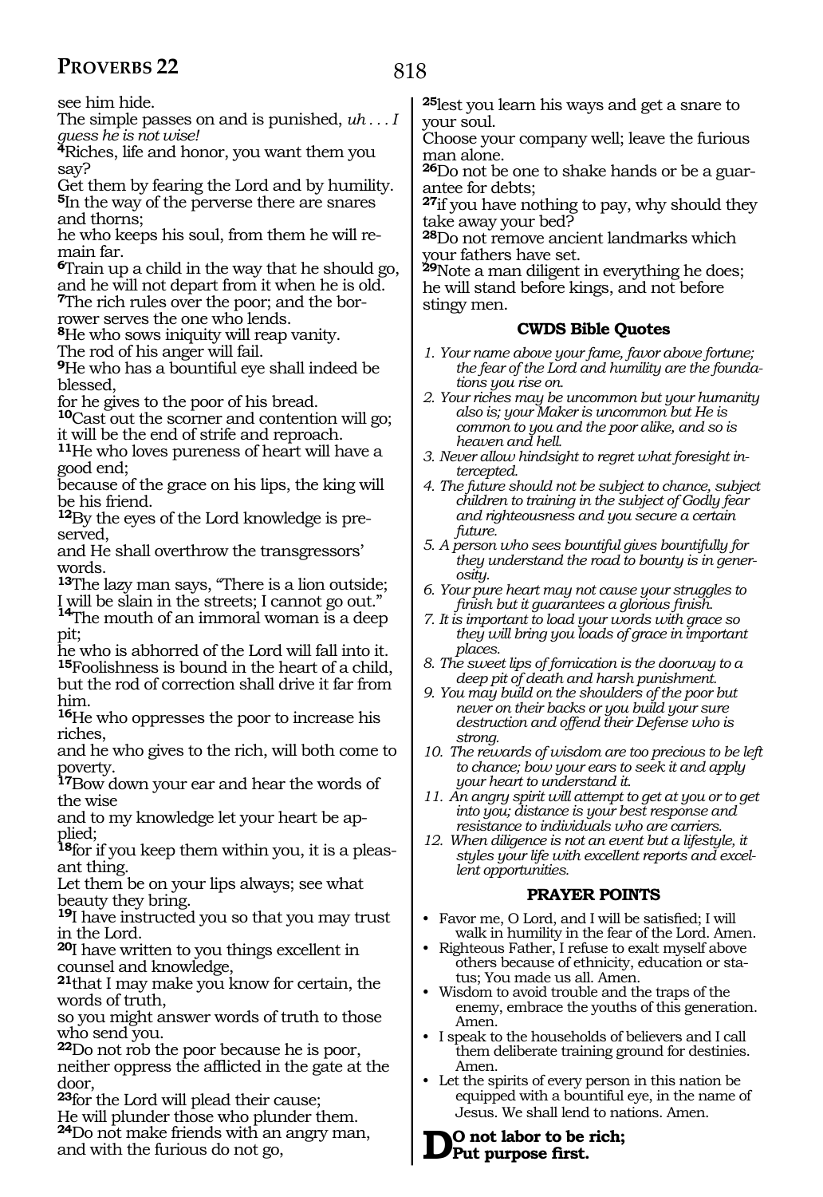see him hide.
The simple passes on and is punished, *uh . . . I guess he is not wise!*
**4**Riches, life and honor, you want them you say?
Get them by fearing the Lord and by humility.
**5**In the way of the perverse there are snares and thorns;
he who keeps his soul, from them he will remain far.
**6**Train up a child in the way that he should go, and he will not depart from it when he is old.
**7**The rich rules over the poor; and the borrower serves the one who lends.
**8**He who sows iniquity will reap vanity.
The rod of his anger will fail.
**9**He who has a bountiful eye shall indeed be blessed,
for he gives to the poor of his bread.
**10**Cast out the scorner and contention will go; it will be the end of strife and reproach.
**11**He who loves pureness of heart will have a good end;
because of the grace on his lips, the king will be his friend.
**12**By the eyes of the Lord knowledge is preserved,
and He shall overthrow the transgressors' words.
**13**The lazy man says, "There is a lion outside; I will be slain in the streets; I cannot go out."
**14**The mouth of an immoral woman is a deep pit;
he who is abhorred of the Lord will fall into it.
**15**Foolishness is bound in the heart of a child, but the rod of correction shall drive it far from him.
**16**He who oppresses the poor to increase his riches,
and he who gives to the rich, will both come to poverty.
**17**Bow down your ear and hear the words of the wise
and to my knowledge let your heart be applied;
**18**for if you keep them within you, it is a pleasant thing.
Let them be on your lips always; see what beauty they bring.
**19**I have instructed you so that you may trust in the Lord.
**20**I have written to you things excellent in counsel and knowledge,
**21**that I may make you know for certain, the words of truth,
so you might answer words of truth to those who send you.
**22**Do not rob the poor because he is poor, neither oppress the afflicted in the gate at the door,
**23**for the Lord will plead their cause;
He will plunder those who plunder them.
**24**Do not make friends with an angry man, and with the furious do not go,
**25**lest you learn his ways and get a snare to your soul.
Choose your company well; leave the furious man alone.
**26**Do not be one to shake hands or be a guarantee for debts;
**27**if you have nothing to pay, why should they take away your bed?
**28**Do not remove ancient landmarks which your fathers have set.
**29**Note a man diligent in everything he does; he will stand before kings, and not before stingy men.

### CWDS Bible Quotes

1. *Your name above your fame, favor above fortune; the fear of the Lord and humility are the foundations you rise on.*
2. *Your riches may be uncommon but your humanity also is; your Maker is uncommon but He is common to you and the poor alike, and so is heaven and hell.*
3. *Never allow hindsight to regret what foresight intercepted.*
4. *The future should not be subject to chance, subject children to training in the subject of Godly fear and righteousness and you secure a certain future.*
5. *A person who sees bountiful gives bountifully for they understand the road to bounty is in generosity.*
6. *Your pure heart may not cause your struggles to finish but it guarantees a glorious finish.*
7. *It is important to load your words with grace so they will bring you loads of grace in important places.*
8. *The sweet lips of fornication is the doorway to a deep pit of death and harsh punishment.*
9. *You may build on the shoulders of the poor but never on their backs or you build your sure destruction and offend their Defense who is strong.*
10. *The rewards of wisdom are too precious to be left to chance; bow your ears to seek it and apply your heart to understand it.*
11. *An angry spirit will attempt to get at you or to get into you; distance is your best response and resistance to individuals who are carriers.*
12. *When diligence is not an event but a lifestyle, it styles your life with excellent reports and excellent opportunities.*

### PRAYER POINTS

- Favor me, O Lord, and I will be satisfied; I will walk in humility in the fear of the Lord. Amen.
- Righteous Father, I refuse to exalt myself above others because of ethnicity, education or status; You made us all. Amen.
- Wisdom to avoid trouble and the traps of the enemy, embrace the youths of this generation. Amen.
- I speak to the households of believers and I call them deliberate training ground for destinies. Amen.
- Let the spirits of every person in this nation be equipped with a bountiful eye, in the name of Jesus. We shall lend to nations. Amen.

**DO not labor to be rich;**
**Put purpose first.**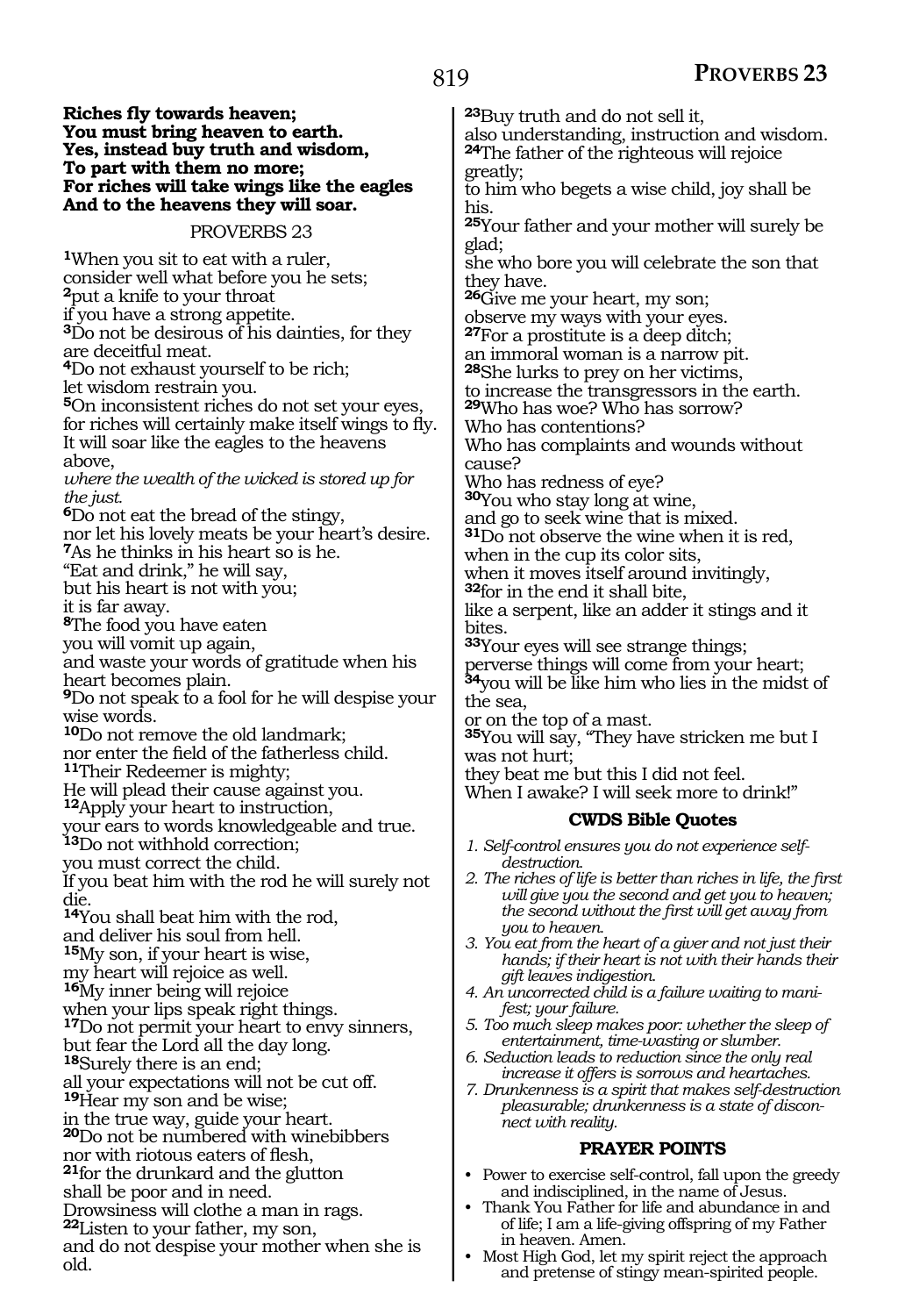**Riches fly towards heaven;**
**You must bring heaven to earth.**
**Yes, instead buy truth and wisdom,**
**To part with them no more;**
**For riches will take wings like the eagles**
**And to the heavens they will soar.**

## PROVERBS 23

**1**When you sit to eat with a ruler,
consider well what before you he sets;
**2**put a knife to your throat
if you have a strong appetite.
**3**Do not be desirous of his dainties, for they are deceitful meat.
**4**Do not exhaust yourself to be rich;
let wisdom restrain you.
**5**On inconsistent riches do not set your eyes,
for riches will certainly make itself wings to fly.
It will soar like the eagles to the heavens above,
*where the wealth of the wicked is stored up for the just.*
**6**Do not eat the bread of the stingy,
nor let his lovely meats be your heart's desire.
**7**As he thinks in his heart so is he.
"Eat and drink," he will say,
but his heart is not with you;
it is far away.
**8**The food you have eaten
you will vomit up again,
and waste your words of gratitude when his heart becomes plain.
**9**Do not speak to a fool for he will despise your wise words.
**10**Do not remove the old landmark;
nor enter the field of the fatherless child.
**11**Their Redeemer is mighty;
He will plead their cause against you.
**12**Apply your heart to instruction,
your ears to words knowledgeable and true.
**13**Do not withhold correction;
you must correct the child.
If you beat him with the rod he will surely not die.
**14**You shall beat him with the rod,
and deliver his soul from hell.
**15**My son, if your heart is wise,
my heart will rejoice as well.
**16**My inner being will rejoice
when your lips speak right things.
**17**Do not permit your heart to envy sinners,
but fear the Lord all the day long.
**18**Surely there is an end;
all your expectations will not be cut off.
**19**Hear my son and be wise;
in the true way, guide your heart.
**20**Do not be numbered with winebibbers
nor with riotous eaters of flesh,
**21**for the drunkard and the glutton
shall be poor and in need.
Drowsiness will clothe a man in rags.
**22**Listen to your father, my son,
and do not despise your mother when she is old.
**23**Buy truth and do not sell it,
also understanding, instruction and wisdom.
**24**The father of the righteous will rejoice greatly;
to him who begets a wise child, joy shall be his.
**25**Your father and your mother will surely be glad;
she who bore you will celebrate the son that they have.
**26**Give me your heart, my son;
observe my ways with your eyes.
**27**For a prostitute is a deep ditch;
an immoral woman is a narrow pit.
**28**She lurks to prey on her victims,
to increase the transgressors in the earth.
**29**Who has woe? Who has sorrow?
Who has contentions?
Who has complaints and wounds without cause?
Who has redness of eye?
**30**You who stay long at wine,
and go to seek wine that is mixed.
**31**Do not observe the wine when it is red,
when in the cup its color sits,
when it moves itself around invitingly,
**32**for in the end it shall bite,
like a serpent, like an adder it stings and it bites.
**33**Your eyes will see strange things;
perverse things will come from your heart;
**34**you will be like him who lies in the midst of the sea,
or on the top of a mast.
**35**You will say, "They have stricken me but I was not hurt;
they beat me but this I did not feel.
When I awake? I will seek more to drink!"

### CWDS Bible Quotes

1. *Self-control ensures you do not experience self-destruction.*
2. *The riches of life is better than riches in life, the first will give you the second and get you to heaven; the second without the first will get away from you to heaven.*
3. *You eat from the heart of a giver and not just their hands; if their heart is not with their hands their gift leaves indigestion.*
4. *An uncorrected child is a failure waiting to manifest; your failure.*
5. *Too much sleep makes poor: whether the sleep of entertainment, time-wasting or slumber.*
6. *Seduction leads to reduction since the only real increase it offers is sorrows and heartaches.*
7. *Drunkenness is a spirit that makes self-destruction pleasurable; drunkenness is a state of disconnect with reality.*

### PRAYER POINTS

- Power to exercise self-control, fall upon the greedy and indisciplined, in the name of Jesus.
- Thank You Father for life and abundance in and of life; I am a life-giving offspring of my Father in heaven. Amen.
- Most High God, let my spirit reject the approach and pretense of stingy mean-spirited people.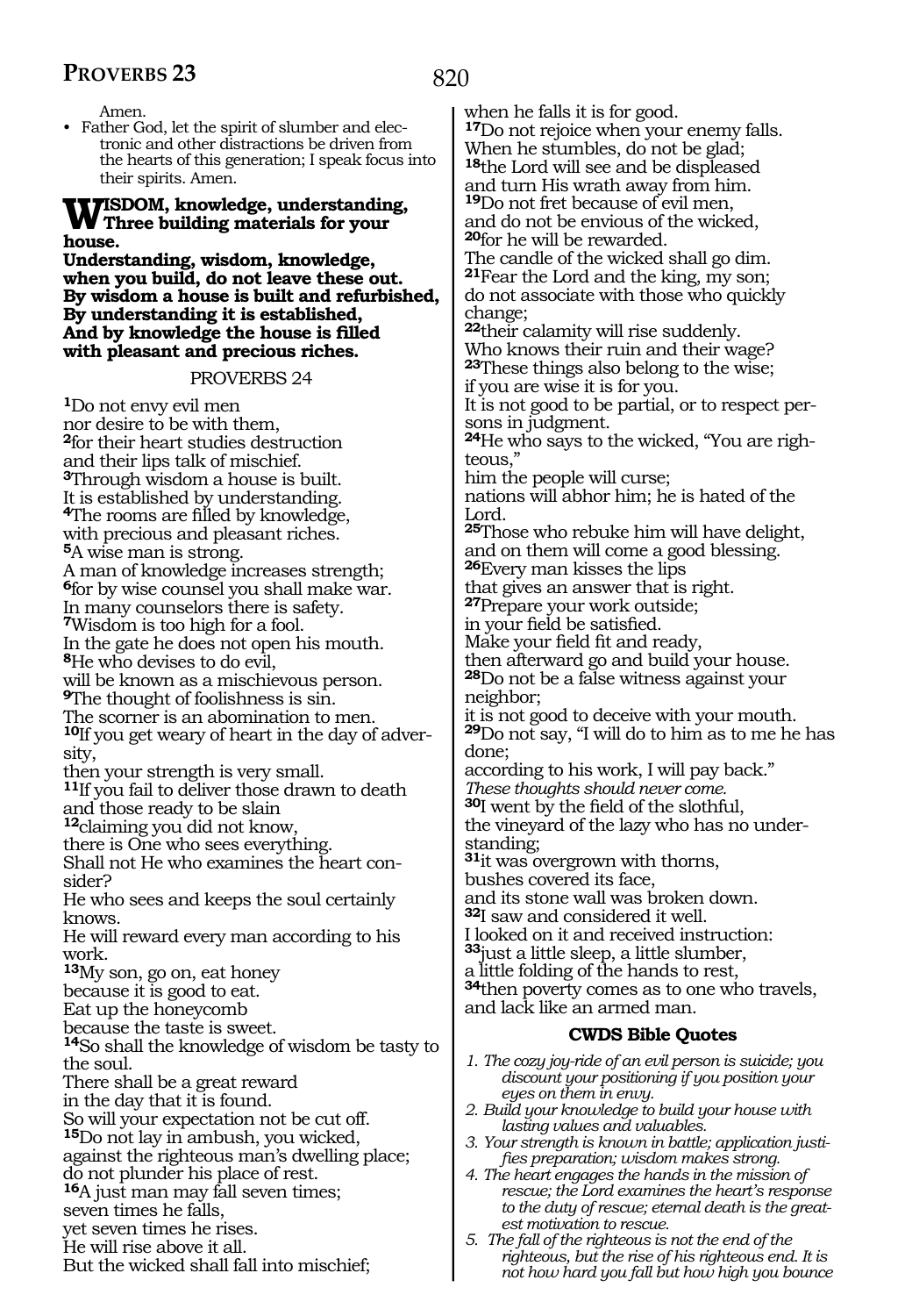Amen.

- Father God, let the spirit of slumber and electronic and other distractions be driven from the hearts of this generation; I speak focus into their spirits. Amen.

**WISDOM, knowledge, understanding, Three building materials for your house.**
**Understanding, wisdom, knowledge, when you build, do not leave these out.**
**By wisdom a house is built and refurbished,**
**By understanding it is established,**
**And by knowledge the house is filled with pleasant and precious riches.**

## PROVERBS 24

**1**Do not envy evil men
nor desire to be with them,
**2**for their heart studies destruction
and their lips talk of mischief.
**3**Through wisdom a house is built.
It is established by understanding.
**4**The rooms are filled by knowledge,
with precious and pleasant riches.
**5**A wise man is strong.
A man of knowledge increases strength;
**6**for by wise counsel you shall make war.
In many counselors there is safety.
**7**Wisdom is too high for a fool.
In the gate he does not open his mouth.
**8**He who devises to do evil,
will be known as a mischievous person.
**9**The thought of foolishness is sin.
The scorner is an abomination to men.
**10**If you get weary of heart in the day of adversity,
then your strength is very small.
**11**If you fail to deliver those drawn to death
and those ready to be slain
**12**claiming you did not know,
there is One who sees everything.
Shall not He who examines the heart consider?
He who sees and keeps the soul certainly knows.
He will reward every man according to his work.
**13**My son, go on, eat honey
because it is good to eat.
Eat up the honeycomb
because the taste is sweet.
**14**So shall the knowledge of wisdom be tasty to the soul.
There shall be a great reward
in the day that it is found.
So will your expectation not be cut off.
**15**Do not lay in ambush, you wicked,
against the righteous man's dwelling place;
do not plunder his place of rest.
**16**A just man may fall seven times;
seven times he falls,
yet seven times he rises.
He will rise above it all.
But the wicked shall fall into mischief;
when he falls it is for good.
**17**Do not rejoice when your enemy falls.
When he stumbles, do not be glad;
**18**the Lord will see and be displeased
and turn His wrath away from him.
**19**Do not fret because of evil men,
and do not be envious of the wicked,
**20**for he will be rewarded.
The candle of the wicked shall go dim.
**21**Fear the Lord and the king, my son;
do not associate with those who quickly change;
**22**their calamity will rise suddenly.
Who knows their ruin and their wage?
**23**These things also belong to the wise;
if you are wise it is for you.
It is not good to be partial, or to respect persons in judgment.
**24**He who says to the wicked, "You are righteous,"
him the people will curse;
nations will abhor him; he is hated of the Lord.
**25**Those who rebuke him will have delight,
and on them will come a good blessing.
**26**Every man kisses the lips
that gives an answer that is right.
**27**Prepare your work outside;
in your field be satisfied.
Make your field fit and ready,
then afterward go and build your house.
**28**Do not be a false witness against your neighbor;
it is not good to deceive with your mouth.
**29**Do not say, "I will do to him as to me he has done;
according to his work, I will pay back."
*These thoughts should never come.*
**30**I went by the field of the slothful,
the vineyard of the lazy who has no understanding;
**31**it was overgrown with thorns,
bushes covered its face,
and its stone wall was broken down.
**32**I saw and considered it well.
I looked on it and received instruction:
**33**just a little sleep, a little slumber,
a little folding of the hands to rest,
**34**then poverty comes as to one who travels,
and lack like an armed man.

### CWDS Bible Quotes

1. *The cozy joy-ride of an evil person is suicide; you discount your positioning if you position your eyes on them in envy.*
2. *Build your knowledge to build your house with lasting values and valuables.*
3. *Your strength is known in battle; application justifies preparation; wisdom makes strong.*
4. *The heart engages the hands in the mission of rescue; the Lord examines the heart's response to the duty of rescue; eternal death is the greatest motivation to rescue.*
5. *The fall of the righteous is not the end of the righteous, but the rise of his righteous end. It is not how hard you fall but how high you bounce*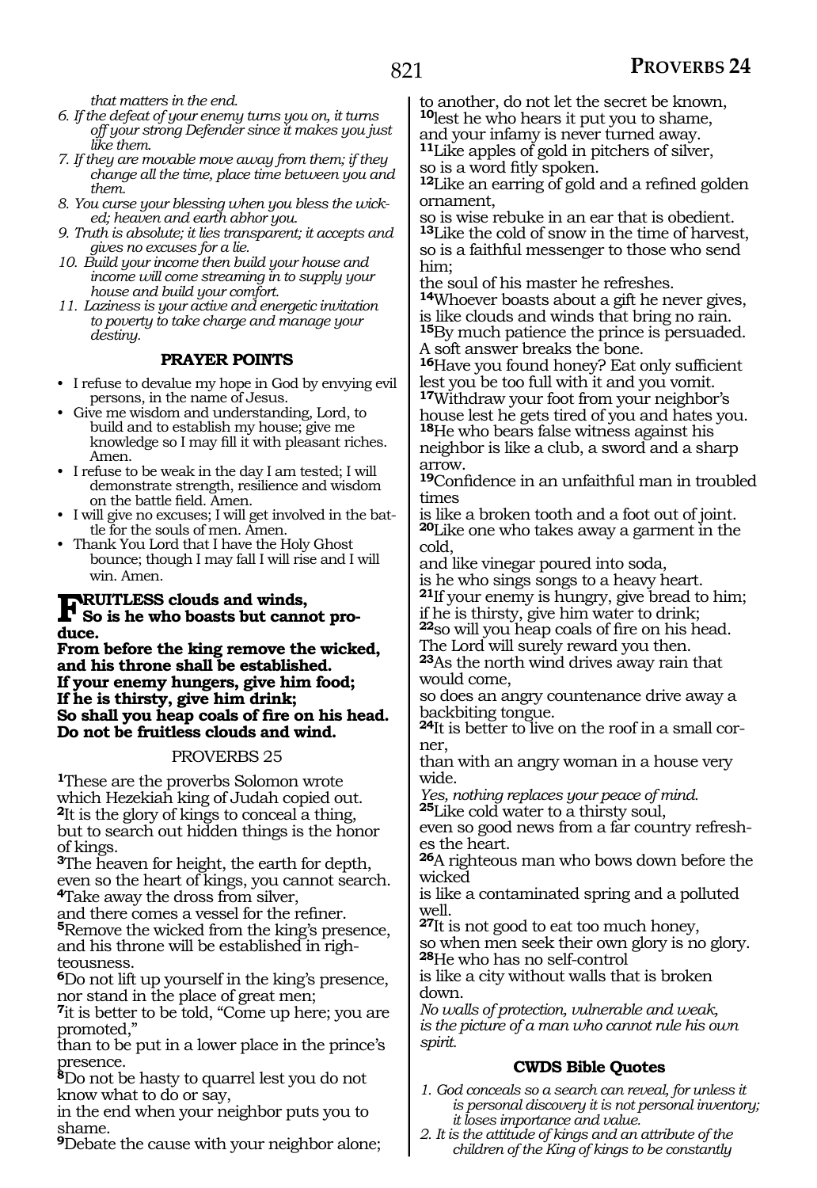*that matters in the end.*

6. *If the defeat of your enemy turns you on, it turns off your strong Defender since it makes you just like them.*
7. *If they are movable move away from them; if they change all the time, place time between you and them.*
8. *You curse your blessing when you bless the wicked; heaven and earth abhor you.*
9. *Truth is absolute; it lies transparent; it accepts and gives no excuses for a lie.*
10. *Build your income then build your house and income will come streaming in to supply your house and build your comfort.*
11. *Laziness is your active and energetic invitation to poverty to take charge and manage your destiny.*

### PRAYER POINTS

- I refuse to devalue my hope in God by envying evil persons, in the name of Jesus.
- Give me wisdom and understanding, Lord, to build and to establish my house; give me knowledge so I may fill it with pleasant riches. Amen.
- I refuse to be weak in the day I am tested; I will demonstrate strength, resilience and wisdom on the battle field. Amen.
- I will give no excuses; I will get involved in the battle for the souls of men. Amen.
- Thank You Lord that I have the Holy Ghost bounce; though I may fall I will rise and I will win. Amen.

**FRUITLESS clouds and winds,
So is he who boasts but cannot produce.
From before the king remove the wicked, and his throne shall be established.
If your enemy hungers, give him food;
If he is thirsty, give him drink;
So shall you heap coals of fire on his head.
Do not be fruitless clouds and wind.**

## PROVERBS 25

**1**These are the proverbs Solomon wrote which Hezekiah king of Judah copied out.
**2**It is the glory of kings to conceal a thing, but to search out hidden things is the honor of kings.
**3**The heaven for height, the earth for depth, even so the heart of kings, you cannot search.
**4**Take away the dross from silver, and there comes a vessel for the refiner.
**5**Remove the wicked from the king's presence, and his throne will be established in righteousness.
**6**Do not lift up yourself in the king's presence, nor stand in the place of great men;
**7**it is better to be told, "Come up here; you are promoted,"
than to be put in a lower place in the prince's presence.
**8**Do not be hasty to quarrel lest you do not know what to do or say,
in the end when your neighbor puts you to shame.
**9**Debate the cause with your neighbor alone; to another, do not let the secret be known,
**10**lest he who hears it put you to shame, and your infamy is never turned away.
**11**Like apples of gold in pitchers of silver, so is a word fitly spoken.
**12**Like an earring of gold and a refined golden ornament,
so is wise rebuke in an ear that is obedient.
**13**Like the cold of snow in the time of harvest, so is a faithful messenger to those who send him;
the soul of his master he refreshes.
**14**Whoever boasts about a gift he never gives, is like clouds and winds that bring no rain.
**15**By much patience the prince is persuaded. A soft answer breaks the bone.
**16**Have you found honey? Eat only sufficient lest you be too full with it and you vomit.
**17**Withdraw your foot from your neighbor's house lest he gets tired of you and hates you.
**18**He who bears false witness against his neighbor is like a club, a sword and a sharp arrow.
**19**Confidence in an unfaithful man in troubled times
is like a broken tooth and a foot out of joint.
**20**Like one who takes away a garment in the cold,
and like vinegar poured into soda,
is he who sings songs to a heavy heart.
**21**If your enemy is hungry, give bread to him; if he is thirsty, give him water to drink;
**22**so will you heap coals of fire on his head.
The Lord will surely reward you then.
**23**As the north wind drives away rain that would come,
so does an angry countenance drive away a backbiting tongue.
**24**It is better to live on the roof in a small corner,
than with an angry woman in a house very wide.
*Yes, nothing replaces your peace of mind.*
**25**Like cold water to a thirsty soul,
even so good news from a far country refreshes the heart.
**26**A righteous man who bows down before the wicked
is like a contaminated spring and a polluted well.
**27**It is not good to eat too much honey,
so when men seek their own glory is no glory.
**28**He who has no self-control
is like a city without walls that is broken down.
*No walls of protection, vulnerable and weak, is the picture of a man who cannot rule his own spirit.*

### CWDS Bible Quotes

1. *God conceals so a search can reveal, for unless it is personal discovery it is not personal inventory; it loses importance and value.*
2. *It is the attitude of kings and an attribute of the children of the King of kings to be constantly*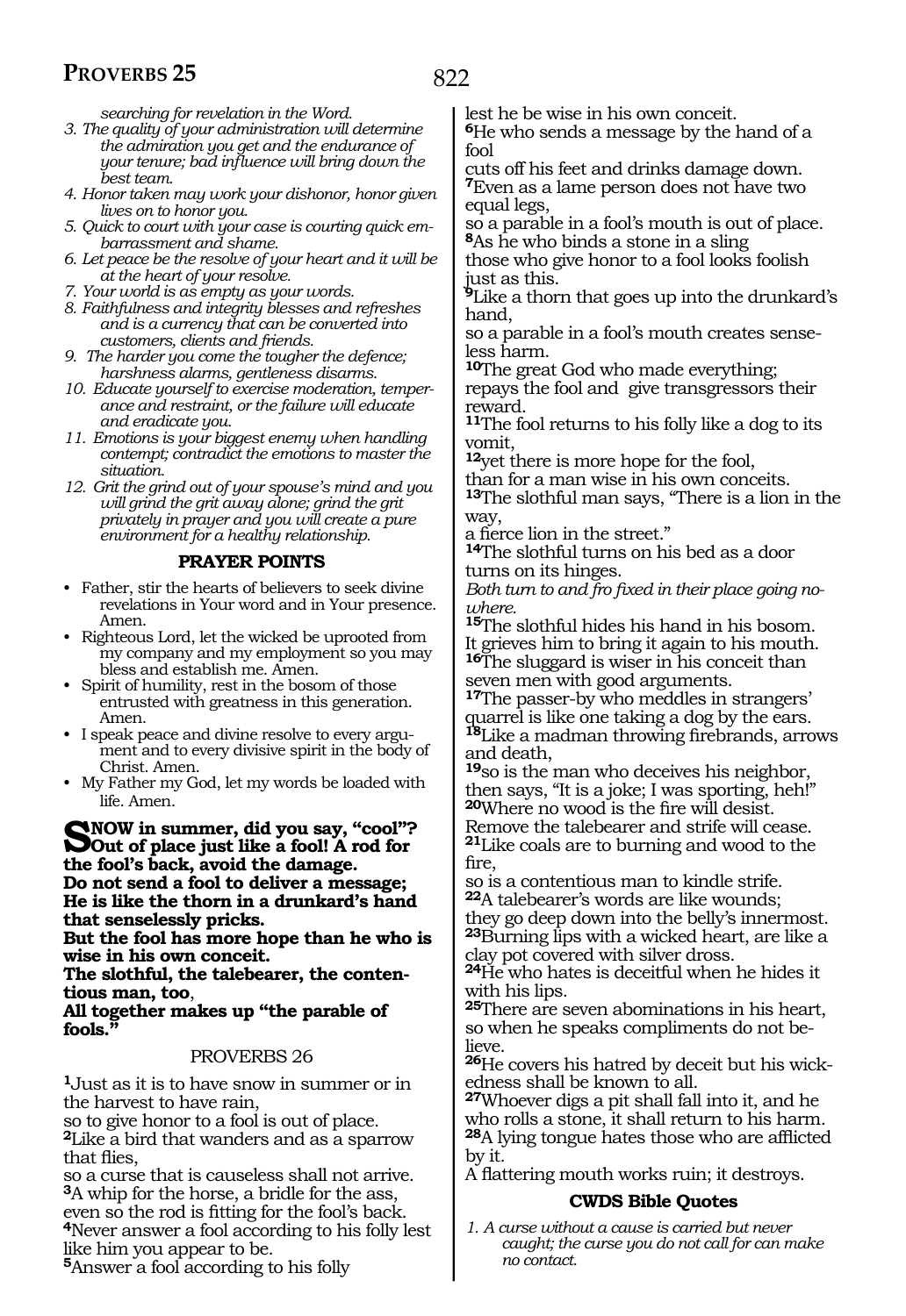*searching for revelation in the Word.*

3. *The quality of your administration will determine the admiration you get and the endurance of your tenure; bad influence will bring down the best team.*
4. *Honor taken may work your dishonor, honor given lives on to honor you.*
5. *Quick to court with your case is courting quick embarrassment and shame.*
6. *Let peace be the resolve of your heart and it will be at the heart of your resolve.*
7. *Your world is as empty as your words.*
8. *Faithfulness and integrity blesses and refreshes and is a currency that can be converted into customers, clients and friends.*
9. *The harder you come the tougher the defence; harshness alarms, gentleness disarms.*
10. *Educate yourself to exercise moderation, temperance and restraint, or the failure will educate and eradicate you.*
11. *Emotions is your biggest enemy when handling contempt; contradict the emotions to master the situation.*
12. *Grit the grind out of your spouse's mind and you will grind the grit away alone; grind the grit privately in prayer and you will create a pure environment for a healthy relationship.*

### PRAYER POINTS

- Father, stir the hearts of believers to seek divine revelations in Your word and in Your presence. Amen.
- Righteous Lord, let the wicked be uprooted from my company and my employment so you may bless and establish me. Amen.
- Spirit of humility, rest in the bosom of those entrusted with greatness in this generation. Amen.
- I speak peace and divine resolve to every argument and to every divisive spirit in the body of Christ. Amen.
- My Father my God, let my words be loaded with life. Amen.

**SNOW in summer, did you say, "cool"? Out of place just like a fool! A rod for the fool's back, avoid the damage.**
**Do not send a fool to deliver a message; He is like the thorn in a drunkard's hand that senselessly pricks.**
**But the fool has more hope than he who is wise in his own conceit.**
**The slothful, the talebearer, the contentious man, too**,
**All together makes up "the parable of fools."**

## PROVERBS 26

**1**Just as it is to have snow in summer or in the harvest to have rain,
so to give honor to a fool is out of place.
**2**Like a bird that wanders and as a sparrow that flies,
so a curse that is causeless shall not arrive.
**3**A whip for the horse, a bridle for the ass,
even so the rod is fitting for the fool's back.
**4**Never answer a fool according to his folly lest like him you appear to be.
**5**Answer a fool according to his folly
lest he be wise in his own conceit.
**6**He who sends a message by the hand of a fool
cuts off his feet and drinks damage down.
**7**Even as a lame person does not have two equal legs,
so a parable in a fool's mouth is out of place.
**8**As he who binds a stone in a sling
those who give honor to a fool looks foolish just as this.
**9**Like a thorn that goes up into the drunkard's hand,
so a parable in a fool's mouth creates senseless harm.
**10**The great God who made everything;
repays the fool and give transgressors their reward.
**11**The fool returns to his folly like a dog to its vomit,
**12**yet there is more hope for the fool,
than for a man wise in his own conceits.
**13**The slothful man says, "There is a lion in the way,
a fierce lion in the street."
**14**The slothful turns on his bed as a door turns on its hinges.
*Both turn to and fro fixed in their place going nowhere.*
**15**The slothful hides his hand in his bosom.
It grieves him to bring it again to his mouth.
**16**The sluggard is wiser in his conceit than seven men with good arguments.
**17**The passer-by who meddles in strangers' quarrel is like one taking a dog by the ears.
**18**Like a madman throwing firebrands, arrows and death,
**19**so is the man who deceives his neighbor, then says, "It is a joke; I was sporting, heh!"
**20**Where no wood is the fire will desist.
Remove the talebearer and strife will cease.
**21**Like coals are to burning and wood to the fire,
so is a contentious man to kindle strife.
**22**A talebearer's words are like wounds;
they go deep down into the belly's innermost.
**23**Burning lips with a wicked heart, are like a clay pot covered with silver dross.
**24**He who hates is deceitful when he hides it with his lips.
**25**There are seven abominations in his heart, so when he speaks compliments do not believe.
**26**He covers his hatred by deceit but his wickedness shall be known to all.
**27**Whoever digs a pit shall fall into it, and he who rolls a stone, it shall return to his harm.
**28**A lying tongue hates those who are afflicted by it.
A flattering mouth works ruin; it destroys.

### CWDS Bible Quotes

1. *A curse without a cause is carried but never caught; the curse you do not call for can make no contact.*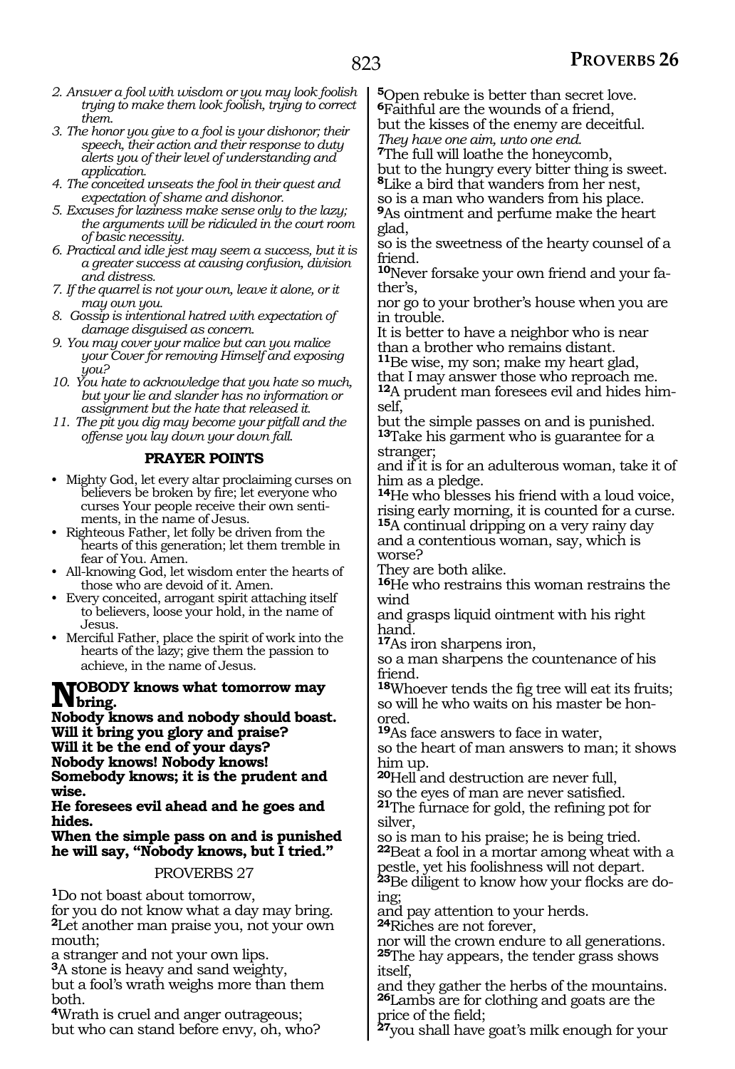*2. Answer a fool with wisdom or you may look foolish trying to make them look foolish, trying to correct them.*

*3. The honor you give to a fool is your dishonor; their speech, their action and their response to duty alerts you of their level of understanding and application.*

*4. The conceited unseats the fool in their quest and expectation of shame and dishonor.*

*5. Excuses for laziness make sense only to the lazy; the arguments will be ridiculed in the court room of basic necessity.*

*6. Practical and idle jest may seem a success, but it is a greater success at causing confusion, division and distress.*

*7. If the quarrel is not your own, leave it alone, or it may own you.*

*8. Gossip is intentional hatred with expectation of damage disguised as concern.*

*9. You may cover your malice but can you malice your Cover for removing Himself and exposing you?*

*10. You hate to acknowledge that you hate so much, but your lie and slander has no information or assignment but the hate that released it.*

*11. The pit you dig may become your pitfall and the offense you lay down your down fall.*

## PRAYER POINTS

- Mighty God, let every altar proclaiming curses on believers be broken by fire; let everyone who curses Your people receive their own sentiments, in the name of Jesus.
- Righteous Father, let folly be driven from the hearts of this generation; let them tremble in fear of You. Amen.
- All-knowing God, let wisdom enter the hearts of those who are devoid of it. Amen.
- Every conceited, arrogant spirit attaching itself to believers, loose your hold, in the name of Jesus.
- Merciful Father, place the spirit of work into the hearts of the lazy; give them the passion to achieve, in the name of Jesus.

**NOBODY knows what tomorrow may bring.**
**Nobody knows and nobody should boast.**
**Will it bring you glory and praise?**
**Will it be the end of your days?**
**Nobody knows! Nobody knows!**
**Somebody knows; it is the prudent and wise.**
**He foresees evil ahead and he goes and hides.**
**When the simple pass on and is punished he will say, "Nobody knows, but I tried."**

PROVERBS 27

[1]Do not boast about tomorrow,
for you do not know what a day may bring.
[2]Let another man praise you, not your own mouth;
a stranger and not your own lips.
[3]A stone is heavy and sand weighty,
but a fool's wrath weighs more than them both.
[4]Wrath is cruel and anger outrageous;
but who can stand before envy, oh, who?
[5]Open rebuke is better than secret love.
[6]Faithful are the wounds of a friend,
but the kisses of the enemy are deceitful.
*They have one aim, unto one end.*
[7]The full will loathe the honeycomb,
but to the hungry every bitter thing is sweet.
[8]Like a bird that wanders from her nest,
so is a man who wanders from his place.
[9]As ointment and perfume make the heart glad,
so is the sweetness of the hearty counsel of a friend.
[10]Never forsake your own friend and your father's,
nor go to your brother's house when you are in trouble.
It is better to have a neighbor who is near than a brother who remains distant.
[11]Be wise, my son; make my heart glad,
that I may answer those who reproach me.
[12]A prudent man foresees evil and hides himself,
but the simple passes on and is punished.
[13]Take his garment who is guarantee for a stranger;
and if it is for an adulterous woman, take it of him as a pledge.
[14]He who blesses his friend with a loud voice,
rising early morning, it is counted for a curse.
[15]A continual dripping on a very rainy day
and a contentious woman, say, which is worse?
They are both alike.
[16]He who restrains this woman restrains the wind
and grasps liquid ointment with his right hand.
[17]As iron sharpens iron,
so a man sharpens the countenance of his friend.
[18]Whoever tends the fig tree will eat its fruits;
so will he who waits on his master be honored.
[19]As face answers to face in water,
so the heart of man answers to man; it shows him up.
[20]Hell and destruction are never full,
so the eyes of man are never satisfied.
[21]The furnace for gold, the refining pot for silver,
so is man to his praise; he is being tried.
[22]Beat a fool in a mortar among wheat with a pestle, yet his foolishness will not depart.
[23]Be diligent to know how your flocks are doing;
and pay attention to your herds.
[24]Riches are not forever,
nor will the crown endure to all generations.
[25]The hay appears, the tender grass shows itself,
and they gather the herbs of the mountains.
[26]Lambs are for clothing and goats are the price of the field;
[27]you shall have goat's milk enough for your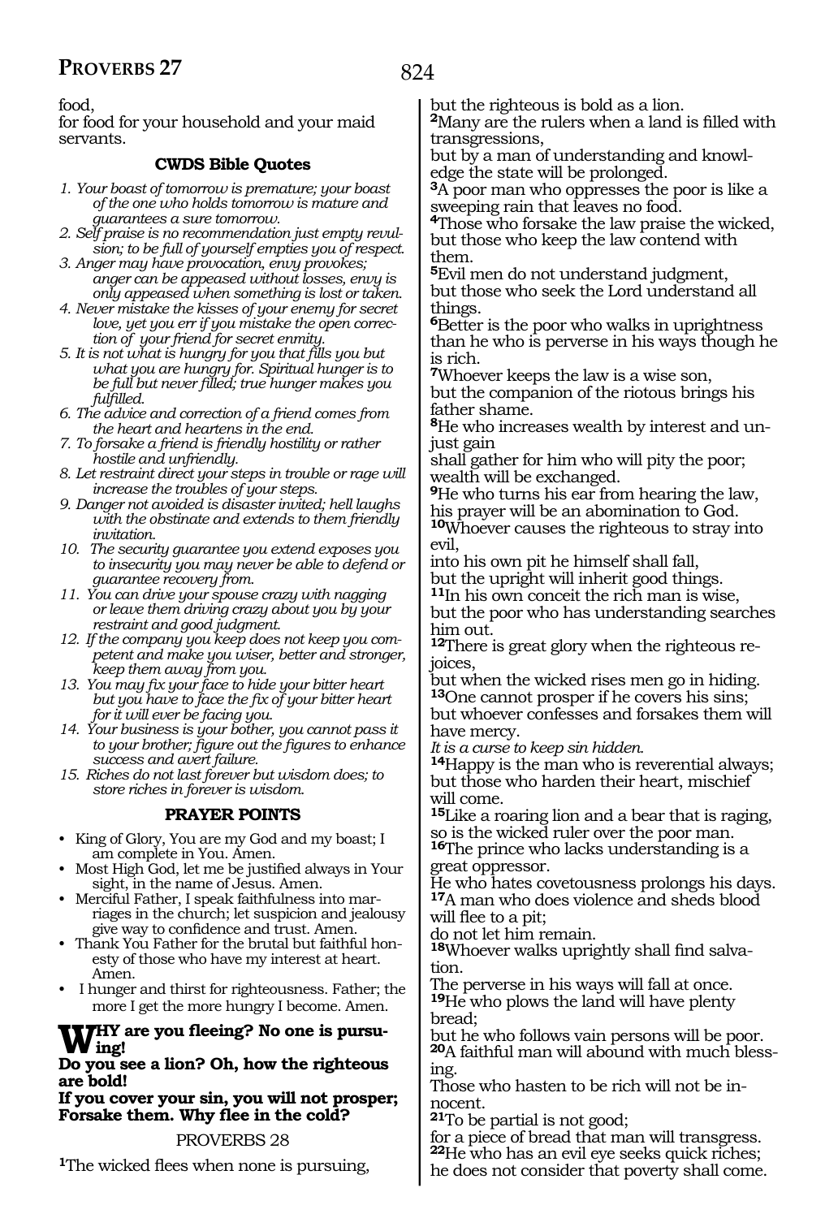food,
for food for your household and your maid servants.

### CWDS Bible Quotes

1. *Your boast of tomorrow is premature; your boast of the one who holds tomorrow is mature and guarantees a sure tomorrow.*
2. *Self praise is no recommendation just empty revulsion; to be full of yourself empties you of respect.*
3. *Anger may have provocation, envy provokes; anger can be appeased without losses, envy is only appeased when something is lost or taken.*
4. *Never mistake the kisses of your enemy for secret love, yet you err if you mistake the open correction of your friend for secret enmity.*
5. *It is not what is hungry for you that fills you but what you are hungry for. Spiritual hunger is to be full but never filled; true hunger makes you fulfilled.*
6. *The advice and correction of a friend comes from the heart and heartens in the end.*
7. *To forsake a friend is friendly hostility or rather hostile and unfriendly.*
8. *Let restraint direct your steps in trouble or rage will increase the troubles of your steps.*
9. *Danger not avoided is disaster invited; hell laughs with the obstinate and extends to them friendly invitation.*
10. *The security guarantee you extend exposes you to insecurity you may never be able to defend or guarantee recovery from.*
11. *You can drive your spouse crazy with nagging or leave them driving crazy about you by your restraint and good judgment.*
12. *If the company you keep does not keep you competent and make you wiser, better and stronger, keep them away from you.*
13. *You may fix your face to hide your bitter heart but you have to face the fix of your bitter heart for it will ever be facing you.*
14. *Your business is your bother, you cannot pass it to your brother; figure out the figures to enhance success and avert failure.*
15. *Riches do not last forever but wisdom does; to store riches in forever is wisdom.*

### PRAYER POINTS

- King of Glory, You are my God and my boast; I am complete in You. Amen.
- Most High God, let me be justified always in Your sight, in the name of Jesus. Amen.
- Merciful Father, I speak faithfulness into marriages in the church; let suspicion and jealousy give way to confidence and trust. Amen.
- Thank You Father for the brutal but faithful honesty of those who have my interest at heart. Amen.
- I hunger and thirst for righteousness. Father; the more I get the more hungry I become. Amen.

**WHY are you fleeing? No one is pursuing!**
**Do you see a lion? Oh, how the righteous are bold!**
**If you cover your sin, you will not prosper; Forsake them. Why flee in the cold?**

## PROVERBS 28

**1**The wicked flees when none is pursuing,
but the righteous is bold as a lion.
**2**Many are the rulers when a land is filled with transgressions,
but by a man of understanding and knowledge the state will be prolonged.
**3**A poor man who oppresses the poor is like a sweeping rain that leaves no food.
**4**Those who forsake the law praise the wicked, but those who keep the law contend with them.
**5**Evil men do not understand judgment,
but those who seek the Lord understand all things.
**6**Better is the poor who walks in uprightness than he who is perverse in his ways though he is rich.
**7**Whoever keeps the law is a wise son,
but the companion of the riotous brings his father shame.
**8**He who increases wealth by interest and unjust gain
shall gather for him who will pity the poor;
wealth will be exchanged.
**9**He who turns his ear from hearing the law,
his prayer will be an abomination to God.
**10**Whoever causes the righteous to stray into evil,
into his own pit he himself shall fall,
but the upright will inherit good things.
**11**In his own conceit the rich man is wise,
but the poor who has understanding searches him out.
**12**There is great glory when the righteous rejoices,
but when the wicked rises men go in hiding.
**13**One cannot prosper if he covers his sins;
but whoever confesses and forsakes them will have mercy.
*It is a curse to keep sin hidden.*
**14**Happy is the man who is reverential always;
but those who harden their heart, mischief will come.
**15**Like a roaring lion and a bear that is raging,
so is the wicked ruler over the poor man.
**16**The prince who lacks understanding is a great oppressor.
He who hates covetousness prolongs his days.
**17**A man who does violence and sheds blood will flee to a pit;
do not let him remain.
**18**Whoever walks uprightly shall find salvation.
The perverse in his ways will fall at once.
**19**He who plows the land will have plenty bread;
but he who follows vain persons will be poor.
**20**A faithful man will abound with much blessing.
Those who hasten to be rich will not be innocent.
**21**To be partial is not good;
for a piece of bread that man will transgress.
**22**He who has an evil eye seeks quick riches;
he does not consider that poverty shall come.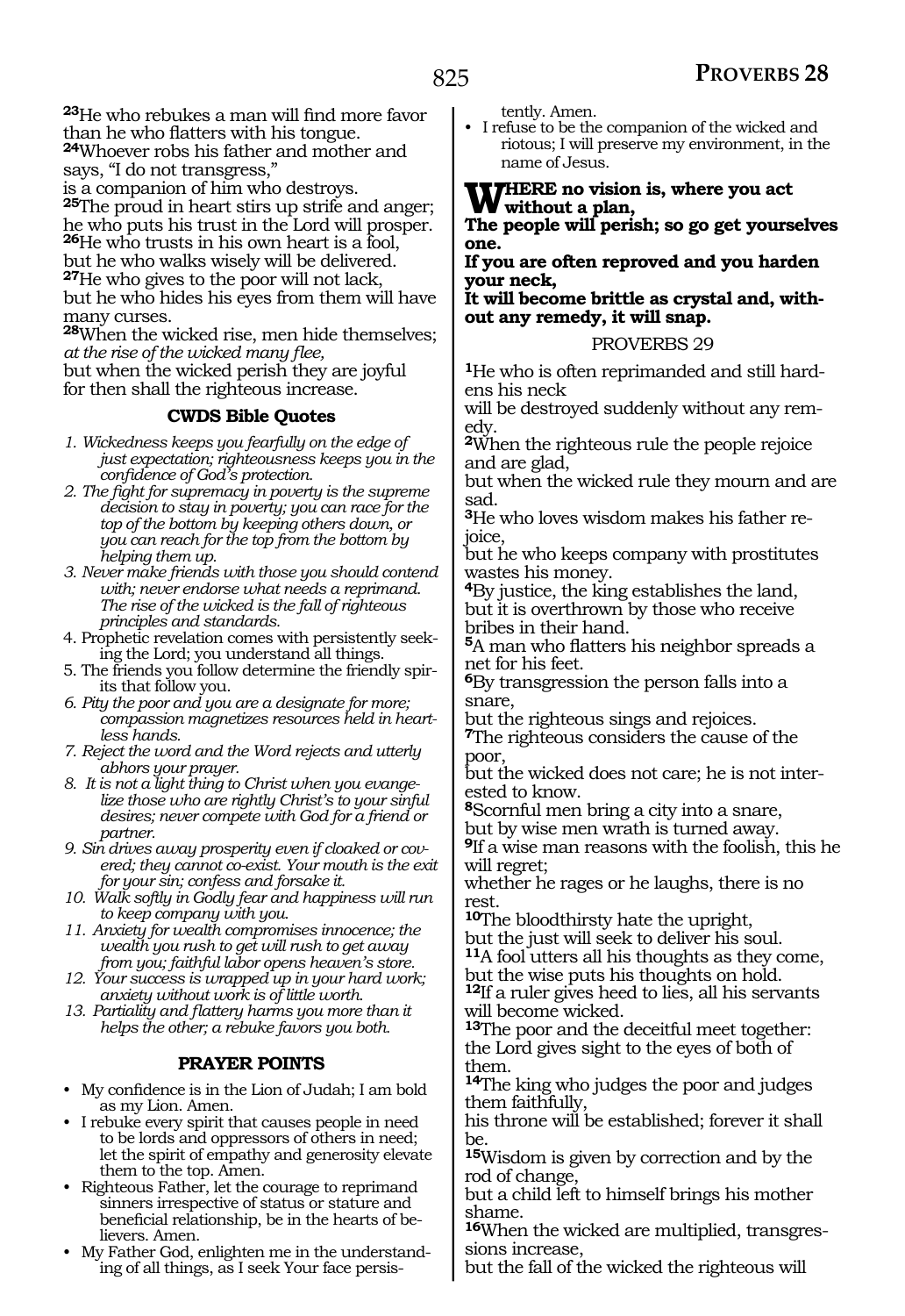[23]He who rebukes a man will find more favor than he who flatters with his tongue.
[24]Whoever robs his father and mother and says, "I do not transgress,"
is a companion of him who destroys.
[25]The proud in heart stirs up strife and anger; he who puts his trust in the Lord will prosper.
[26]He who trusts in his own heart is a fool, but he who walks wisely will be delivered.
[27]He who gives to the poor will not lack, but he who hides his eyes from them will have many curses.
[28]When the wicked rise, men hide themselves; *at the rise of the wicked many flee,*
but when the wicked perish they are joyful for then shall the righteous increase.

### CWDS Bible Quotes

1. *Wickedness keeps you fearfully on the edge of just expectation; righteousness keeps you in the confidence of God's protection.*
2. *The fight for supremacy in poverty is the supreme decision to stay in poverty; you can race for the top of the bottom by keeping others down, or you can reach for the top from the bottom by helping them up.*
3. *Never make friends with those you should contend with; never endorse what needs a reprimand. The rise of the wicked is the fall of righteous principles and standards.*
4. Prophetic revelation comes with persistently seeking the Lord; you understand all things.
5. The friends you follow determine the friendly spirits that follow you.
6. *Pity the poor and you are a designate for more; compassion magnetizes resources held in heartless hands.*
7. *Reject the word and the Word rejects and utterly abhors your prayer.*
8. *It is not a light thing to Christ when you evangelize those who are rightly Christ's to your sinful desires; never compete with God for a friend or partner.*
9. *Sin drives away prosperity even if cloaked or covered; they cannot co-exist. Your mouth is the exit for your sin; confess and forsake it.*
10. *Walk softly in Godly fear and happiness will run to keep company with you.*
11. *Anxiety for wealth compromises innocence; the wealth you rush to get will rush to get away from you; faithful labor opens heaven's store.*
12. *Your success is wrapped up in your hard work; anxiety without work is of little worth.*
13. *Partiality and flattery harms you more than it helps the other; a rebuke favors you both.*

### PRAYER POINTS

- My confidence is in the Lion of Judah; I am bold as my Lion. Amen.
- I rebuke every spirit that causes people in need to be lords and oppressors of others in need; let the spirit of empathy and generosity elevate them to the top. Amen.
- Righteous Father, let the courage to reprimand sinners irrespective of status or stature and beneficial relationship, be in the hearts of believers. Amen.
- My Father God, enlighten me in the understanding of all things, as I seek Your face persistently. Amen.
- I refuse to be the companion of the wicked and riotous; I will preserve my environment, in the name of Jesus.

**WHERE no vision is, where you act without a plan,**
**The people will perish; so go get yourselves one.**
**If you are often reproved and you harden your neck,**
**It will become brittle as crystal and, without any remedy, it will snap.**

## PROVERBS 29

[1]He who is often reprimanded and still hardens his neck
will be destroyed suddenly without any remedy.
[2]When the righteous rule the people rejoice and are glad,
but when the wicked rule they mourn and are sad.
[3]He who loves wisdom makes his father rejoice,
but he who keeps company with prostitutes wastes his money.
[4]By justice, the king establishes the land, but it is overthrown by those who receive bribes in their hand.
[5]A man who flatters his neighbor spreads a net for his feet.
[6]By transgression the person falls into a snare,
but the righteous sings and rejoices.
[7]The righteous considers the cause of the poor,
but the wicked does not care; he is not interested to know.
[8]Scornful men bring a city into a snare,
but by wise men wrath is turned away.
[9]If a wise man reasons with the foolish, this he will regret;
whether he rages or he laughs, there is no rest.
[10]The bloodthirsty hate the upright,
but the just will seek to deliver his soul.
[11]A fool utters all his thoughts as they come,
but the wise puts his thoughts on hold.
[12]If a ruler gives heed to lies, all his servants will become wicked.
[13]The poor and the deceitful meet together:
the Lord gives sight to the eyes of both of them.
[14]The king who judges the poor and judges them faithfully,
his throne will be established; forever it shall be.
[15]Wisdom is given by correction and by the rod of change,
but a child left to himself brings his mother shame.
[16]When the wicked are multiplied, transgressions increase,
but the fall of the wicked the righteous will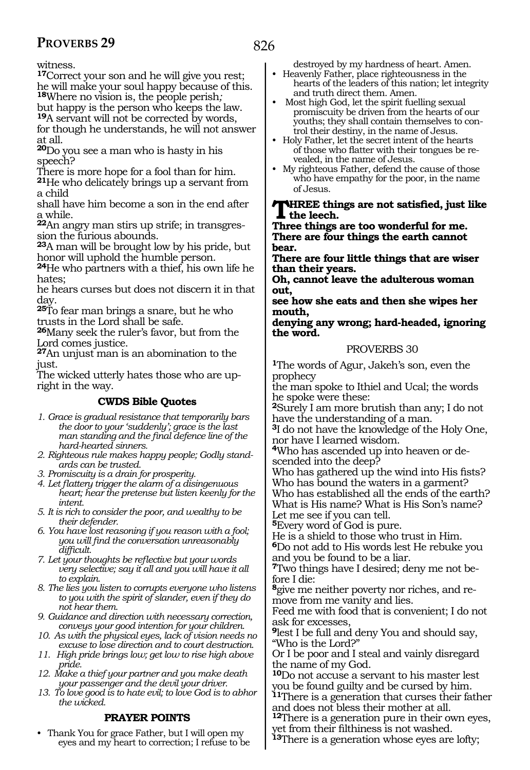witness.

**17**Correct your son and he will give you rest;
he will make your soul happy because of this.
**18**Where no vision is, the people perish*;*
but happy is the person who keeps the law.
**19**A servant will not be corrected by words,
for though he understands, he will not answer at all.
**20**Do you see a man who is hasty in his speech?
There is more hope for a fool than for him.
**21**He who delicately brings up a servant from a child
shall have him become a son in the end after a while.
**22**An angry man stirs up strife; in transgression the furious abounds.
**23**A man will be brought low by his pride, but honor will uphold the humble person.
**24**He who partners with a thief, his own life he hates;
he hears curses but does not discern it in that day.
**25**To fear man brings a snare, but he who trusts in the Lord shall be safe.
**26**Many seek the ruler's favor, but from the Lord comes justice.
**27**An unjust man is an abomination to the just.
The wicked utterly hates those who are upright in the way.

### CWDS Bible Quotes

*1. Grace is gradual resistance that temporarily bars the door to your 'suddenly'; grace is the last man standing and the final defence line of the hard-hearted sinners.*
*2. Righteous rule makes happy people; Godly standards can be trusted.*
*3. Promiscuity is a drain for prosperity.*
*4. Let flattery trigger the alarm of a disingenuous heart; hear the pretense but listen keenly for the intent.*
*5. It is rich to consider the poor, and wealthy to be their defender.*
*6. You have lost reasoning if you reason with a fool; you will find the conversation unreasonably difficult.*
*7. Let your thoughts be reflective but your words very selective; say it all and you will have it all to explain.*
*8. The lies you listen to corrupts everyone who listens to you with the spirit of slander, even if they do not hear them.*
*9. Guidance and direction with necessary correction, conveys your good intention for your children.*
*10. As with the physical eyes, lack of vision needs no excuse to lose direction and to court destruction.*
*11. High pride brings low; get low to rise high above pride.*
*12. Make a thief your partner and you make death your passenger and the devil your driver.*
*13. To love good is to hate evil; to love God is to abhor the wicked.*

### PRAYER POINTS

- Thank You for grace Father, but I will open my eyes and my heart to correction; I refuse to be destroyed by my hardness of heart. Amen.
- Heavenly Father, place righteousness in the hearts of the leaders of this nation; let integrity and truth direct them. Amen.
- Most high God, let the spirit fuelling sexual promiscuity be driven from the hearts of our youths; they shall contain themselves to control their destiny, in the name of Jesus.
- Holy Father, let the secret intent of the hearts of those who flatter with their tongues be revealed, in the name of Jesus.
- My righteous Father, defend the cause of those who have empathy for the poor, in the name of Jesus.

**THREE things are not satisfied, just like the leech.
Three things are too wonderful for me.
There are four things the earth cannot bear.
There are four little things that are wiser than their years.
Oh, cannot leave the adulterous woman out,
see how she eats and then she wipes her mouth,
denying any wrong; hard-headed, ignoring the word.**

## PROVERBS 30

**1**The words of Agur, Jakeh's son, even the prophecy
the man spoke to Ithiel and Ucal; the words he spoke were these:
**2**Surely I am more brutish than any; I do not have the understanding of a man.
**3**I do not have the knowledge of the Holy One, nor have I learned wisdom.
**4**Who has ascended up into heaven or descended into the deep?
Who has gathered up the wind into His fists?
Who has bound the waters in a garment?
Who has established all the ends of the earth?
What is His name? What is His Son's name?
Let me see if you can tell.
**5**Every word of God is pure.
He is a shield to those who trust in Him.
**6**Do not add to His words lest He rebuke you and you be found to be a liar.
**7**Two things have I desired; deny me not before I die:
**8**give me neither poverty nor riches, and remove from me vanity and lies.
Feed me with food that is convenient; I do not ask for excesses,
**9**lest I be full and deny You and should say, "Who is the Lord?"
Or I be poor and I steal and vainly disregard the name of my God.
**10**Do not accuse a servant to his master lest you be found guilty and be cursed by him.
**11**There is a generation that curses their father and does not bless their mother at all.
**12**There is a generation pure in their own eyes, yet from their filthiness is not washed.
**13**There is a generation whose eyes are lofty;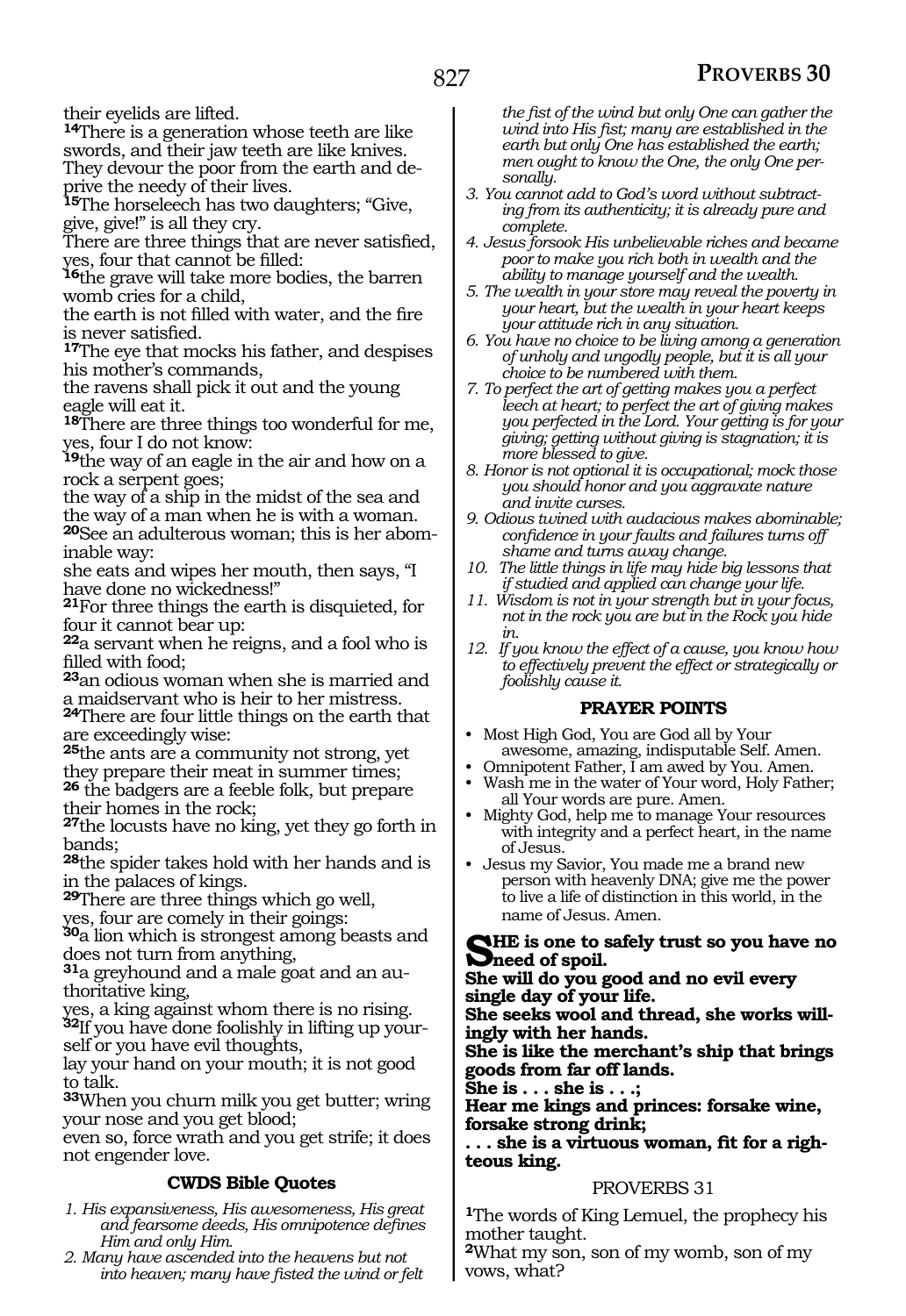their eyelids are lifted.

**14**There is a generation whose teeth are like swords, and their jaw teeth are like knives. They devour the poor from the earth and deprive the needy of their lives.

**15**The horseleech has two daughters; "Give, give, give!" is all they cry.

There are three things that are never satisfied, yes, four that cannot be filled:

**16**the grave will take more bodies, the barren womb cries for a child,

the earth is not filled with water, and the fire is never satisfied.

**17**The eye that mocks his father, and despises his mother's commands,

the ravens shall pick it out and the young eagle will eat it.

**18**There are three things too wonderful for me, yes, four I do not know:

**19**the way of an eagle in the air and how on a rock a serpent goes;

the way of a ship in the midst of the sea and the way of a man when he is with a woman.

**20**See an adulterous woman; this is her abominable way:

she eats and wipes her mouth, then says, "I have done no wickedness!"

**21**For three things the earth is disquieted, for four it cannot bear up:

**22**a servant when he reigns, and a fool who is filled with food;

**23**an odious woman when she is married and a maidservant who is heir to her mistress.

**24**There are four little things on the earth that are exceedingly wise:

**25**the ants are a community not strong, yet they prepare their meat in summer times;

**26** the badgers are a feeble folk, but prepare their homes in the rock;

**27**the locusts have no king, yet they go forth in bands;

**28**the spider takes hold with her hands and is in the palaces of kings.

**29**There are three things which go well, yes, four are comely in their goings:

**30**a lion which is strongest among beasts and does not turn from anything,

**31**a greyhound and a male goat and an authoritative king,

yes, a king against whom there is no rising.

**32**If you have done foolishly in lifting up yourself or you have evil thoughts,

lay your hand on your mouth; it is not good to talk.

**33**When you churn milk you get butter; wring your nose and you get blood;

even so, force wrath and you get strife; it does not engender love.

### CWDS Bible Quotes

1. *His expansiveness, His awesomeness, His great and fearsome deeds, His omnipotence defines Him and only Him.*
2. *Many have ascended into the heavens but not into heaven; many have fisted the wind or felt the fist of the wind but only One can gather the wind into His fist; many are established in the earth but only One has established the earth; men ought to know the One, the only One personally.*
3. *You cannot add to God's word without subtracting from its authenticity; it is already pure and complete.*
4. *Jesus forsook His unbelievable riches and became poor to make you rich both in wealth and the ability to manage yourself and the wealth.*
5. *The wealth in your store may reveal the poverty in your heart, but the wealth in your heart keeps your attitude rich in any situation.*
6. *You have no choice to be living among a generation of unholy and ungodly people, but it is all your choice to be numbered with them.*
7. *To perfect the art of getting makes you a perfect leech at heart; to perfect the art of giving makes you perfected in the Lord. Your getting is for your giving; getting without giving is stagnation; it is more blessed to give.*
8. *Honor is not optional it is occupational; mock those you should honor and you aggravate nature and invite curses.*
9. *Odious twined with audacious makes abominable; confidence in your faults and failures turns off shame and turns away change.*
10. *The little things in life may hide big lessons that if studied and applied can change your life.*
11. *Wisdom is not in your strength but in your focus, not in the rock you are but in the Rock you hide in.*
12. *If you know the effect of a cause, you know how to effectively prevent the effect or strategically or foolishly cause it.*

### PRAYER POINTS

- Most High God, You are God all by Your awesome, amazing, indisputable Self. Amen.
- Omnipotent Father, I am awed by You. Amen.
- Wash me in the water of Your word, Holy Father; all Your words are pure. Amen.
- Mighty God, help me to manage Your resources with integrity and a perfect heart, in the name of Jesus.
- Jesus my Savior, You made me a brand new person with heavenly DNA; give me the power to live a life of distinction in this world, in the name of Jesus. Amen.

**SHE is one to safely trust so you have no need of spoil.**
**She will do you good and no evil every single day of your life.**
**She seeks wool and thread, she works willingly with her hands.**
**She is like the merchant's ship that brings goods from far off lands.**
**She is . . . she is . . .;**
**Hear me kings and princes: forsake wine, forsake strong drink;**
**. . . she is a virtuous woman, fit for a righteous king.**

## PROVERBS 31

**1**The words of King Lemuel, the prophecy his mother taught.

**2**What my son, son of my womb, son of my vows, what?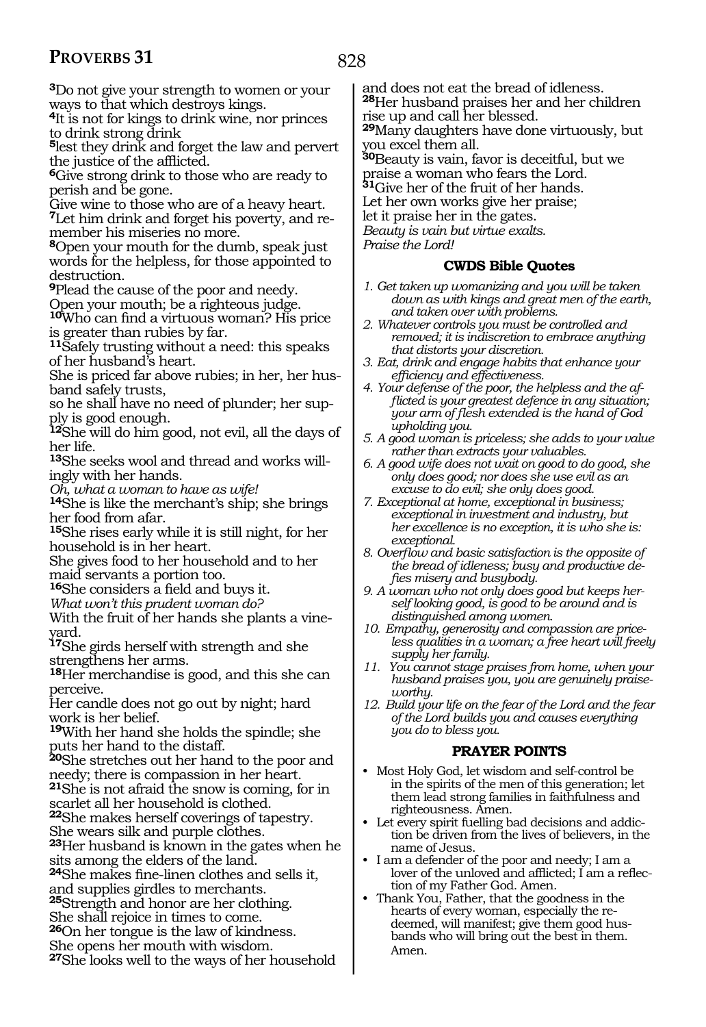[3]Do not give your strength to women or your ways to that which destroys kings.
[4]It is not for kings to drink wine, nor princes to drink strong drink
[5]lest they drink and forget the law and pervert the justice of the afflicted.
[6]Give strong drink to those who are ready to perish and be gone.
Give wine to those who are of a heavy heart.
[7]Let him drink and forget his poverty, and remember his miseries no more.
[8]Open your mouth for the dumb, speak just words for the helpless, for those appointed to destruction.
[9]Plead the cause of the poor and needy.
Open your mouth; be a righteous judge.
[10]Who can find a virtuous woman? His price is greater than rubies by far.
[11]Safely trusting without a need: this speaks of her husband's heart.
She is priced far above rubies; in her, her husband safely trusts,
so he shall have no need of plunder; her supply is good enough.
[12]She will do him good, not evil, all the days of her life.
[13]She seeks wool and thread and works willingly with her hands.
*Oh, what a woman to have as wife!*
[14]She is like the merchant's ship; she brings her food from afar.
[15]She rises early while it is still night, for her household is in her heart.
She gives food to her household and to her maid servants a portion too.
[16]She considers a field and buys it.
*What won't this prudent woman do?*
With the fruit of her hands she plants a vineyard.
[17]She girds herself with strength and she strengthens her arms.
[18]Her merchandise is good, and this she can perceive.
Her candle does not go out by night; hard work is her belief.
[19]With her hand she holds the spindle; she puts her hand to the distaff.
[20]She stretches out her hand to the poor and needy; there is compassion in her heart.
[21]She is not afraid the snow is coming, for in scarlet all her household is clothed.
[22]She makes herself coverings of tapestry.
She wears silk and purple clothes.
[23]Her husband is known in the gates when he sits among the elders of the land.
[24]She makes fine-linen clothes and sells it, and supplies girdles to merchants.
[25]Strength and honor are her clothing.
She shall rejoice in times to come.
[26]On her tongue is the law of kindness.
She opens her mouth with wisdom.
[27]She looks well to the ways of her household and does not eat the bread of idleness.
[28]Her husband praises her and her children rise up and call her blessed.
[29]Many daughters have done virtuously, but you excel them all.
[30]Beauty is vain, favor is deceitful, but we praise a woman who fears the Lord.
[31]Give her of the fruit of her hands.
Let her own works give her praise;
let it praise her in the gates.
*Beauty is vain but virtue exalts.*
*Praise the Lord!*

### CWDS Bible Quotes

1. *Get taken up womanizing and you will be taken down as with kings and great men of the earth, and taken over with problems.*
2. *Whatever controls you must be controlled and removed; it is indiscretion to embrace anything that distorts your discretion.*
3. *Eat, drink and engage habits that enhance your efficiency and effectiveness.*
4. *Your defense of the poor, the helpless and the afflicted is your greatest defence in any situation; your arm of flesh extended is the hand of God upholding you.*
5. *A good woman is priceless; she adds to your value rather than extracts your valuables.*
6. *A good wife does not wait on good to do good, she only does good; nor does she use evil as an excuse to do evil; she only does good.*
7. *Exceptional at home, exceptional in business; exceptional in investment and industry, but her excellence is no exception, it is who she is: exceptional.*
8. *Overflow and basic satisfaction is the opposite of the bread of idleness; busy and productive defies misery and busybody.*
9. *A woman who not only does good but keeps herself looking good, is good to be around and is distinguished among women.*
10. *Empathy, generosity and compassion are priceless qualities in a woman; a free heart will freely supply her family.*
11. *You cannot stage praises from home, when your husband praises you, you are genuinely praiseworthy.*
12. *Build your life on the fear of the Lord and the fear of the Lord builds you and causes everything you do to bless you.*

### PRAYER POINTS

- Most Holy God, let wisdom and self-control be in the spirits of the men of this generation; let them lead strong families in faithfulness and righteousness. Amen.
- Let every spirit fuelling bad decisions and addiction be driven from the lives of believers, in the name of Jesus.
- I am a defender of the poor and needy; I am a lover of the unloved and afflicted; I am a reflection of my Father God. Amen.
- Thank You, Father, that the goodness in the hearts of every woman, especially the redeemed, will manifest; give them good husbands who will bring out the best in them. Amen.